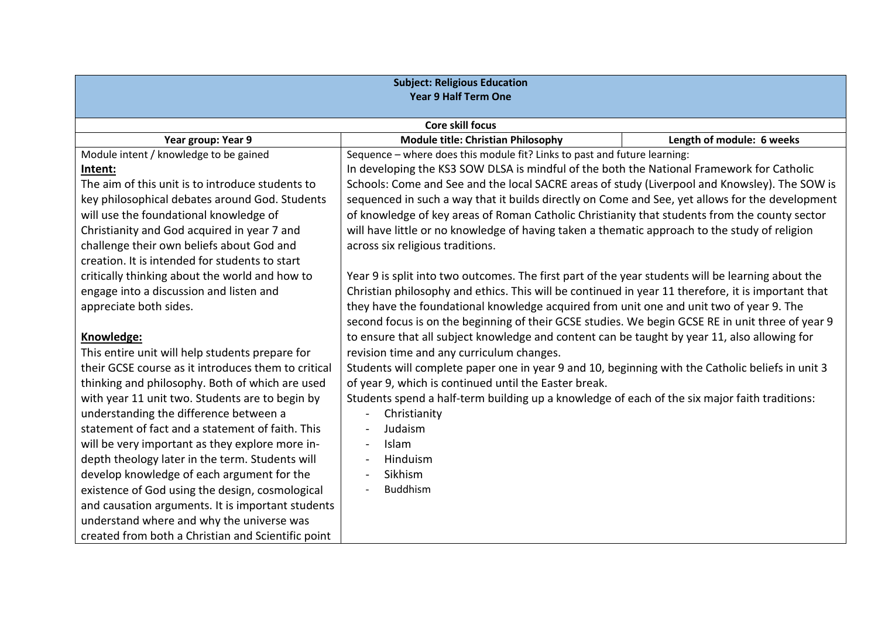| Subject: Religious Education<br>Year 9 Half Term One | | |
|---|---|---|
| **Core skill focus** | | |
| **Year group: Year 9** | **Module title: Christian Philosophy** | **Length of module: 6 weeks** |
| Module intent / knowledge to be gained<br>**Intent:**<br>The aim of this unit is to introduce students to key philosophical debates around God. Students will use the foundational knowledge of Christianity and God acquired in year 7 and challenge their own beliefs about God and creation. It is intended for students to start critically thinking about the world and how to engage into a discussion and listen and appreciate both sides.<br><br>**Knowledge:**<br>This entire unit will help students prepare for their GCSE course as it introduces them to critical thinking and philosophy. Both of which are used with year 11 unit two. Students are to begin by understanding the difference between a statement of fact and a statement of faith. This will be very important as they explore more in-depth theology later in the term. Students will develop knowledge of each argument for the existence of God using the design, cosmological and causation arguments. It is important students understand where and why the universe was created from both a Christian and Scientific point | Sequence – where does this module fit? Links to past and future learning:<br>In developing the KS3 SOW DLSA is mindful of the both the National Framework for Catholic Schools: Come and See and the local SACRE areas of study (Liverpool and Knowsley). The SOW is sequenced in such a way that it builds directly on Come and See, yet allows for the development of knowledge of key areas of Roman Catholic Christianity that students from the county sector will have little or no knowledge of having taken a thematic approach to the study of religion across six religious traditions.<br><br>Year 9 is split into two outcomes. The first part of the year students will be learning about the Christian philosophy and ethics. This will be continued in year 11 therefore, it is important that they have the foundational knowledge acquired from unit one and unit two of year 9. The second focus is on the beginning of their GCSE studies. We begin GCSE RE in unit three of year 9 to ensure that all subject knowledge and content can be taught by year 11, also allowing for revision time and any curriculum changes.<br>Students will complete paper one in year 9 and 10, beginning with the Catholic beliefs in unit 3 of year 9, which is continued until the Easter break.<br>Students spend a half-term building up a knowledge of each of the six major faith traditions:<br>- Christianity<br>- Judaism<br>- Islam<br>- Hinduism<br>- Sikhism<br>- Buddhism | |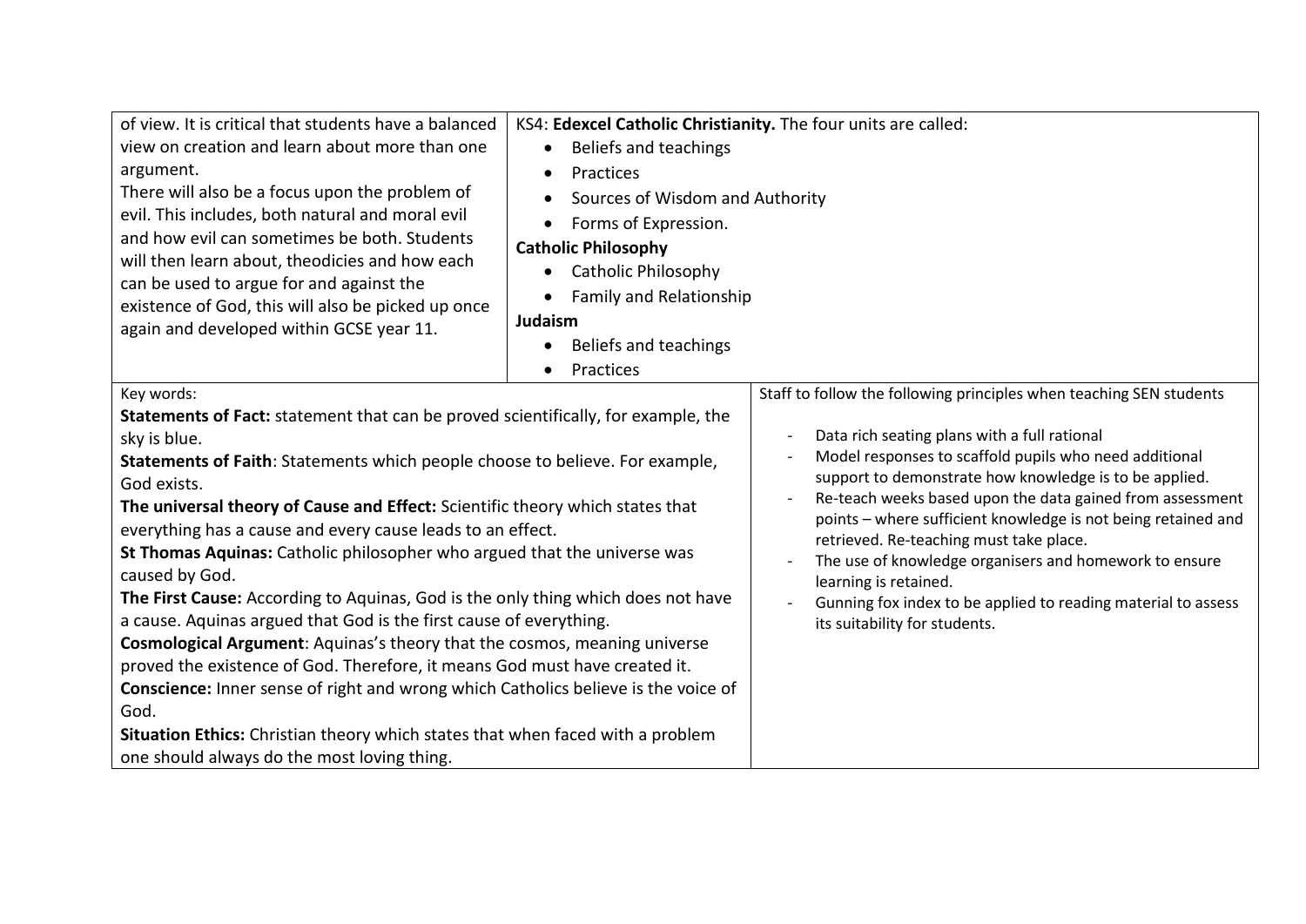| | |
|---|---|
| of view. It is critical that students have a balanced view on creation and learn about more than one argument.<br>There will also be a focus upon the problem of evil. This includes, both natural and moral evil and how evil can sometimes be both. Students will then learn about, theodicies and how each can be used to argue for and against the existence of God, this will also be picked up once again and developed within GCSE year 11. | KS4: **Edexcel Catholic Christianity.** The four units are called:<br>• Beliefs and teachings<br>• Practices<br>• Sources of Wisdom and Authority<br>• Forms of Expression.<br>**Catholic Philosophy**<br>• Catholic Philosophy<br>• Family and Relationship<br>**Judaism**<br>• Beliefs and teachings<br>• Practices |

| | |
|---|---|
| Key words:<br>**Statements of Fact:** statement that can be proved scientifically, for example, the sky is blue.<br>**Statements of Faith**: Statements which people choose to believe. For example, God exists.<br>**The universal theory of Cause and Effect:** Scientific theory which states that everything has a cause and every cause leads to an effect.<br>**St Thomas Aquinas:** Catholic philosopher who argued that the universe was caused by God.<br>**The First Cause:** According to Aquinas, God is the only thing which does not have a cause. Aquinas argued that God is the first cause of everything.<br>**Cosmological Argument**: Aquinas's theory that the cosmos, meaning universe proved the existence of God. Therefore, it means God must have created it.<br>**Conscience:** Inner sense of right and wrong which Catholics believe is the voice of God.<br>**Situation Ethics:** Christian theory which states that when faced with a problem one should always do the most loving thing. | Staff to follow the following principles when teaching SEN students<br>- Data rich seating plans with a full rational<br>- Model responses to scaffold pupils who need additional support to demonstrate how knowledge is to be applied.<br>- Re-teach weeks based upon the data gained from assessment points – where sufficient knowledge is not being retained and retrieved. Re-teaching must take place.<br>- The use of knowledge organisers and homework to ensure learning is retained.<br>- Gunning fox index to be applied to reading material to assess its suitability for students. |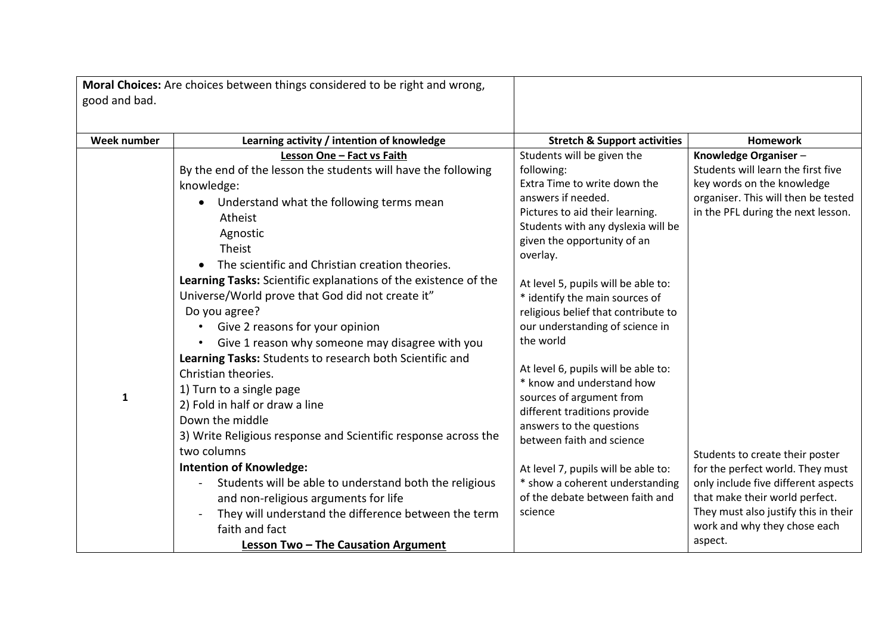| **Moral Choices:** Are choices between things considered to be right and wrong, good and bad. | | | |
|---|---|---|---|
| **Week number** | **Learning activity / intention of knowledge** | **Stretch & Support activities** | **Homework** |
| **1** | **<u>Lesson One – Fact vs Faith</u>**<br>By the end of the lesson the students will have the following knowledge:<br>• Understand what the following terms mean<br>Atheist<br>Agnostic<br>Theist<br>• The scientific and Christian creation theories.<br>**Learning Tasks:** Scientific explanations of the existence of the Universe/World prove that God did not create it"<br>Do you agree?<br>• Give 2 reasons for your opinion<br>• Give 1 reason why someone may disagree with you<br>**Learning Tasks:** Students to research both Scientific and Christian theories.<br>1) Turn to a single page<br>2) Fold in half or draw a line<br>Down the middle<br>3) Write Religious response and Scientific response across the two columns<br>**Intention of Knowledge:**<br>- Students will be able to understand both the religious and non-religious arguments for life<br>- They will understand the difference between the term faith and fact<br>**<u>Lesson Two – The Causation Argument</u>** | Students will be given the following:<br>Extra Time to write down the answers if needed.<br>Pictures to aid their learning.<br>Students with any dyslexia will be given the opportunity of an overlay.<br><br>At level 5, pupils will be able to:<br>* identify the main sources of religious belief that contribute to our understanding of science in the world<br><br>At level 6, pupils will be able to:<br>* know and understand how sources of argument from different traditions provide answers to the questions between faith and science<br><br>At level 7, pupils will be able to:<br>* show a coherent understanding of the debate between faith and science | **Knowledge Organiser** –<br>Students will learn the first five key words on the knowledge organiser. This will then be tested in the PFL during the next lesson.<br><br>Students to create their poster for the perfect world. They must only include five different aspects that make their world perfect. They must also justify this in their work and why they chose each aspect. |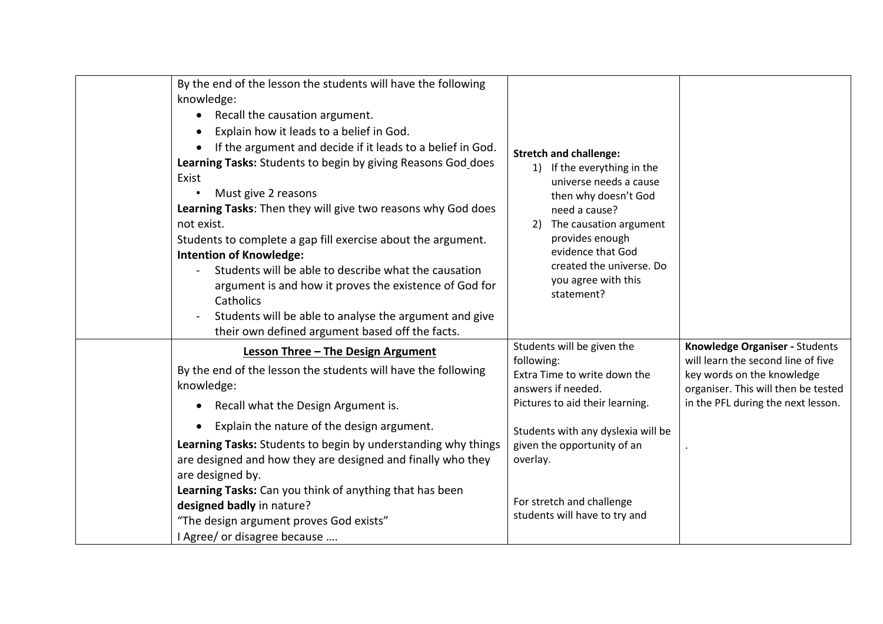| | | | |
|---|---|---|---|
| | By the end of the lesson the students will have the following knowledge:<br>• Recall the causation argument.<br>• Explain how it leads to a belief in God.<br>• If the argument and decide if it leads to a belief in God.<br>**Learning Tasks:** Students to begin by giving Reasons God does Exist<br>• Must give 2 reasons<br>**Learning Tasks**: Then they will give two reasons why God does not exist.<br>Students to complete a gap fill exercise about the argument.<br>**Intention of Knowledge:**<br>- Students will be able to describe what the causation argument is and how it proves the existence of God for Catholics<br>- Students will be able to analyse the argument and give their own defined argument based off the facts. | **Stretch and challenge:**<br>1) If the everything in the universe needs a cause then why doesn't God need a cause?<br>2) The causation argument provides enough evidence that God created the universe. Do you agree with this statement? | |
| | **Lesson Three – The Design Argument**<br>By the end of the lesson the students will have the following knowledge:<br>• Recall what the Design Argument is.<br>• Explain the nature of the design argument.<br>**Learning Tasks:** Students to begin by understanding why things are designed and how they are designed and finally who they are designed by.<br>**Learning Tasks:** Can you think of anything that has been **designed badly** in nature?<br>"The design argument proves God exists"<br>I Agree/ or disagree because …. | Students will be given the following:<br>Extra Time to write down the answers if needed.<br>Pictures to aid their learning.<br><br>Students with any dyslexia will be given the opportunity of an overlay.<br><br>For stretch and challenge students will have to try and | **Knowledge Organiser -** Students will learn the second line of five key words on the knowledge organiser. This will then be tested in the PFL during the next lesson.<br><br>. |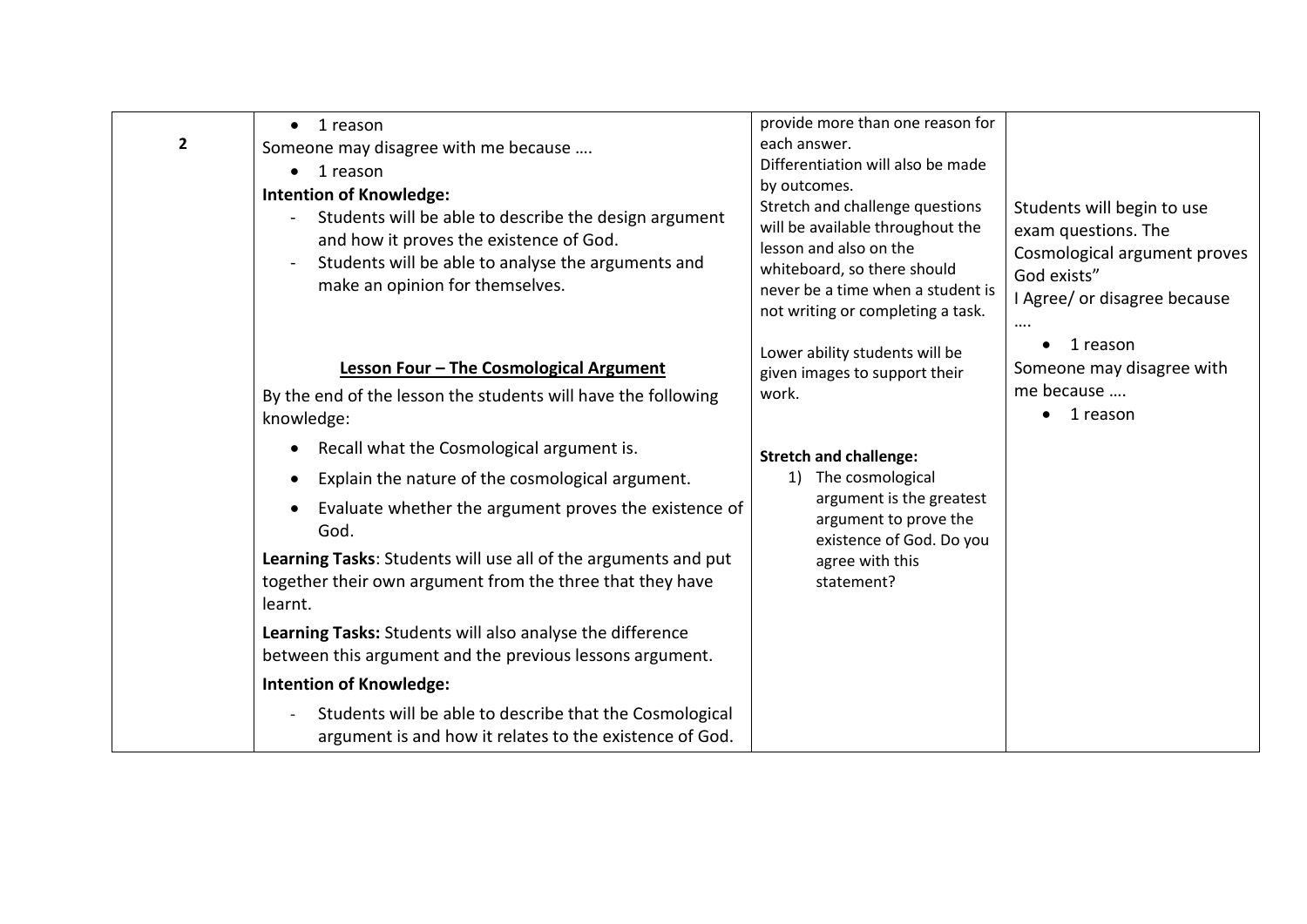| 2 | • 1 reason<br>Someone may disagree with me because ….<br>• 1 reason<br>**Intention of Knowledge:**<br>- Students will be able to describe the design argument and how it proves the existence of God.<br>- Students will be able to analyse the arguments and make an opinion for themselves.<br><br>**Lesson Four – The Cosmological Argument**<br>By the end of the lesson the students will have the following knowledge:<br>• Recall what the Cosmological argument is.<br>• Explain the nature of the cosmological argument.<br>• Evaluate whether the argument proves the existence of God.<br>**Learning Tasks**: Students will use all of the arguments and put together their own argument from the three that they have learnt.<br>**Learning Tasks:** Students will also analyse the difference between this argument and the previous lessons argument.<br>**Intention of Knowledge:**<br>- Students will be able to describe that the Cosmological argument is and how it relates to the existence of God. | provide more than one reason for each answer.<br>Differentiation will also be made by outcomes.<br>Stretch and challenge questions will be available throughout the lesson and also on the whiteboard, so there should never be a time when a student is not writing or completing a task.<br><br>Lower ability students will be given images to support their work.<br><br>**Stretch and challenge:**<br>1) The cosmological argument is the greatest argument to prove the existence of God. Do you agree with this statement? | Students will begin to use exam questions. The Cosmological argument proves God exists"<br>I Agree/ or disagree because ….<br>• 1 reason<br>Someone may disagree with me because ….<br>• 1 reason |
|---|---|---|---|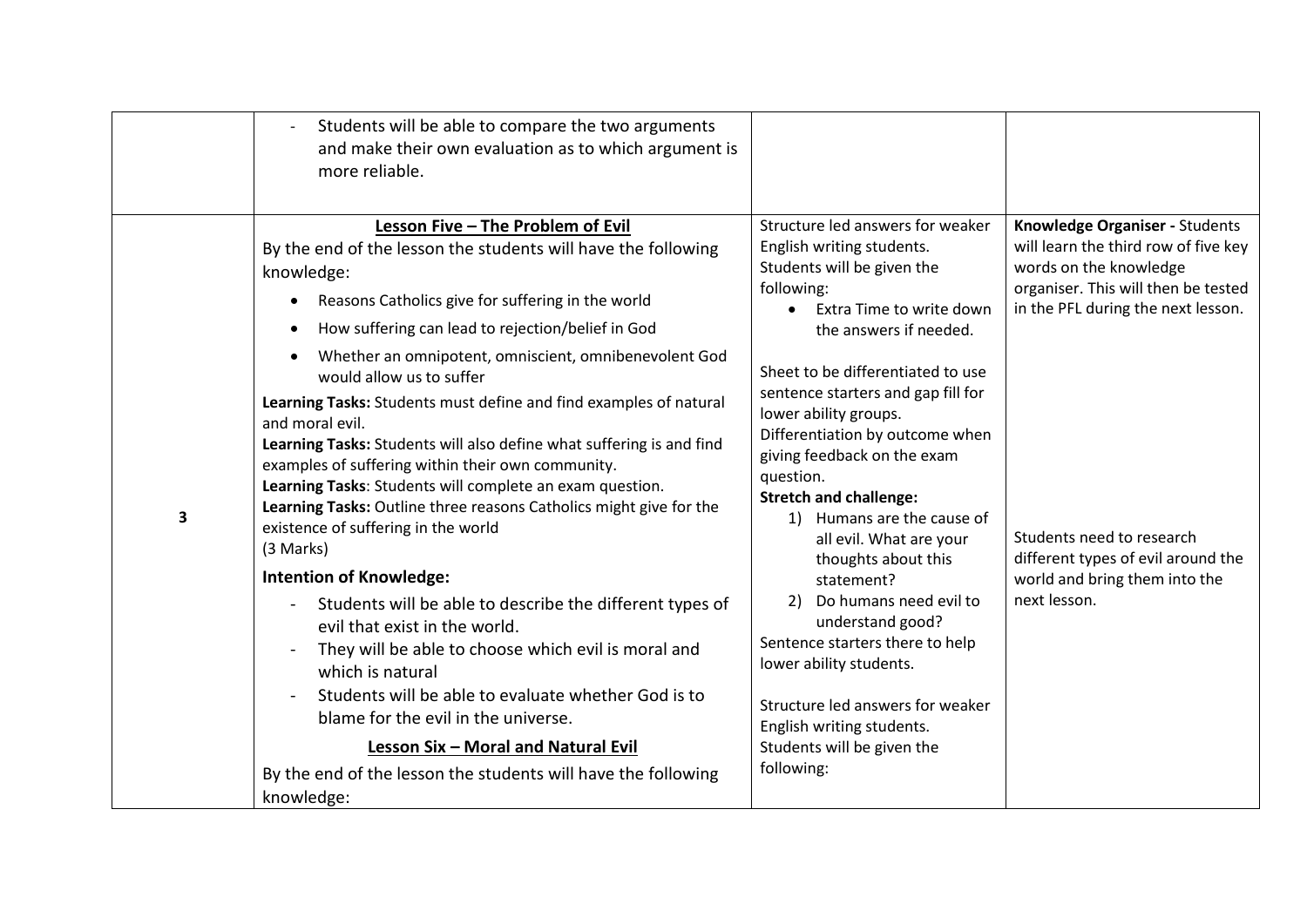| | | | |
|---|---|---|---|
| | - Students will be able to compare the two arguments and make their own evaluation as to which argument is more reliable. | | |
| 3 | **Lesson Five – The Problem of Evil**<br>By the end of the lesson the students will have the following knowledge:<br>• Reasons Catholics give for suffering in the world<br>• How suffering can lead to rejection/belief in God<br>• Whether an omnipotent, omniscient, omnibenevolent God would allow us to suffer<br>**Learning Tasks:** Students must define and find examples of natural and moral evil.<br>**Learning Tasks:** Students will also define what suffering is and find examples of suffering within their own community.<br>**Learning Tasks**: Students will complete an exam question.<br>**Learning Tasks:** Outline three reasons Catholics might give for the existence of suffering in the world<br>(3 Marks)<br>**Intention of Knowledge:**<br>- Students will be able to describe the different types of evil that exist in the world.<br>- They will be able to choose which evil is moral and which is natural<br>- Students will be able to evaluate whether God is to blame for the evil in the universe.<br>**Lesson Six – Moral and Natural Evil**<br>By the end of the lesson the students will have the following knowledge: | Structure led answers for weaker English writing students.<br>Students will be given the following:<br>• Extra Time to write down the answers if needed.<br><br>Sheet to be differentiated to use sentence starters and gap fill for lower ability groups.<br>Differentiation by outcome when giving feedback on the exam question.<br>**Stretch and challenge:**<br>1) Humans are the cause of all evil. What are your thoughts about this statement?<br>2) Do humans need evil to understand good?<br>Sentence starters there to help lower ability students.<br><br>Structure led answers for weaker English writing students.<br>Students will be given the following: | **Knowledge Organiser -** Students will learn the third row of five key words on the knowledge organiser. This will then be tested in the PFL during the next lesson.<br><br>Students need to research different types of evil around the world and bring them into the next lesson. |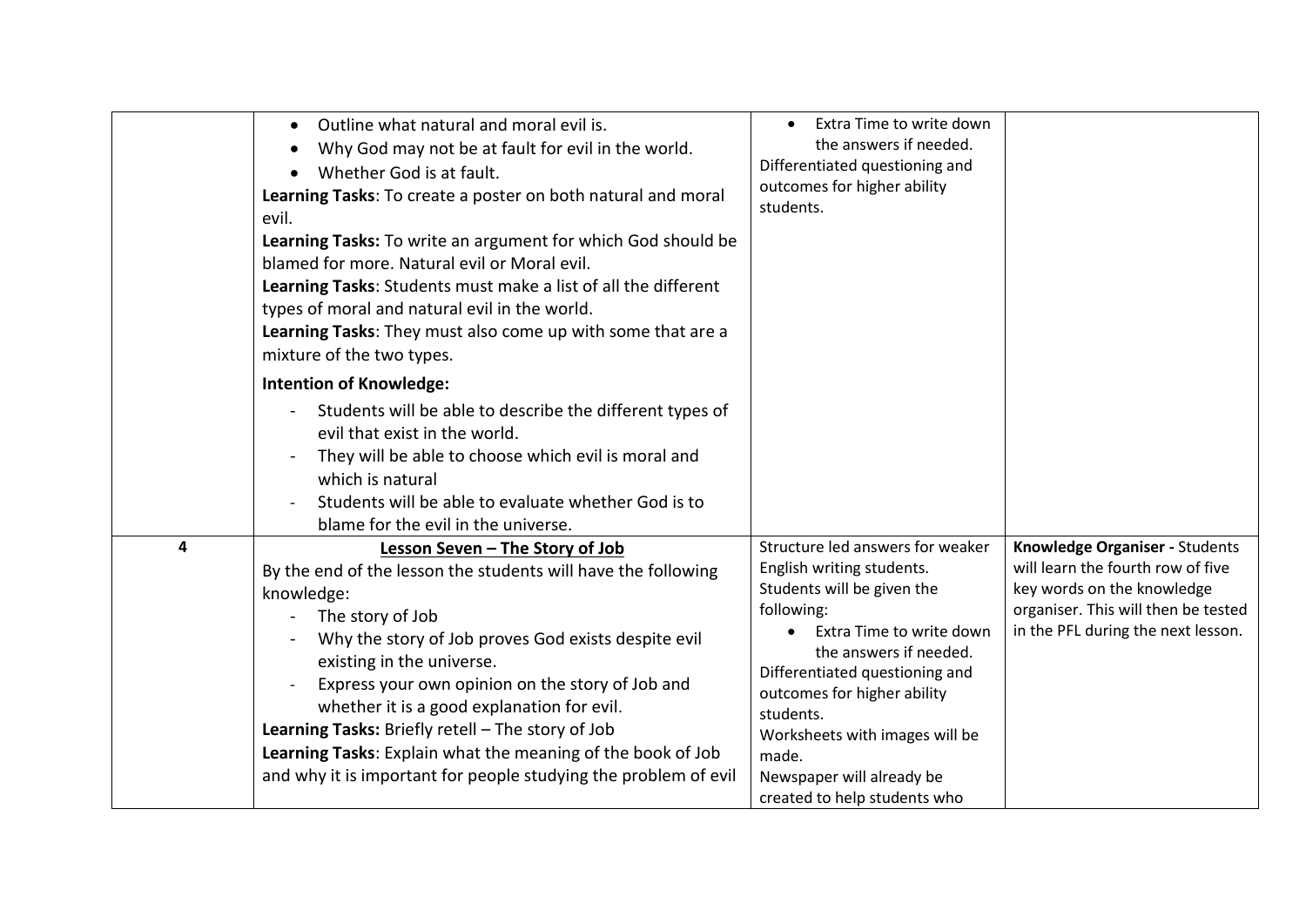| | | | |
|---|---|---|---|
| | • Outline what natural and moral evil is.<br>• Why God may not be at fault for evil in the world.<br>• Whether God is at fault.<br>**Learning Tasks**: To create a poster on both natural and moral evil.<br>**Learning Tasks:** To write an argument for which God should be blamed for more. Natural evil or Moral evil.<br>**Learning Tasks**: Students must make a list of all the different types of moral and natural evil in the world.<br>**Learning Tasks**: They must also come up with some that are a mixture of the two types.<br>**Intention of Knowledge:**<br>- Students will be able to describe the different types of evil that exist in the world.<br>- They will be able to choose which evil is moral and which is natural<br>- Students will be able to evaluate whether God is to blame for the evil in the universe. | • Extra Time to write down the answers if needed.<br>Differentiated questioning and outcomes for higher ability students. | |
| **4** | **Lesson Seven – The Story of Job**<br>By the end of the lesson the students will have the following knowledge:<br>- The story of Job<br>- Why the story of Job proves God exists despite evil existing in the universe.<br>- Express your own opinion on the story of Job and whether it is a good explanation for evil.<br>**Learning Tasks:** Briefly retell – The story of Job<br>**Learning Tasks**: Explain what the meaning of the book of Job and why it is important for people studying the problem of evil | Structure led answers for weaker English writing students.<br>Students will be given the following:<br>• Extra Time to write down the answers if needed.<br>Differentiated questioning and outcomes for higher ability students.<br>Worksheets with images will be made.<br>Newspaper will already be created to help students who | **Knowledge Organiser -** Students will learn the fourth row of five key words on the knowledge organiser. This will then be tested in the PFL during the next lesson. |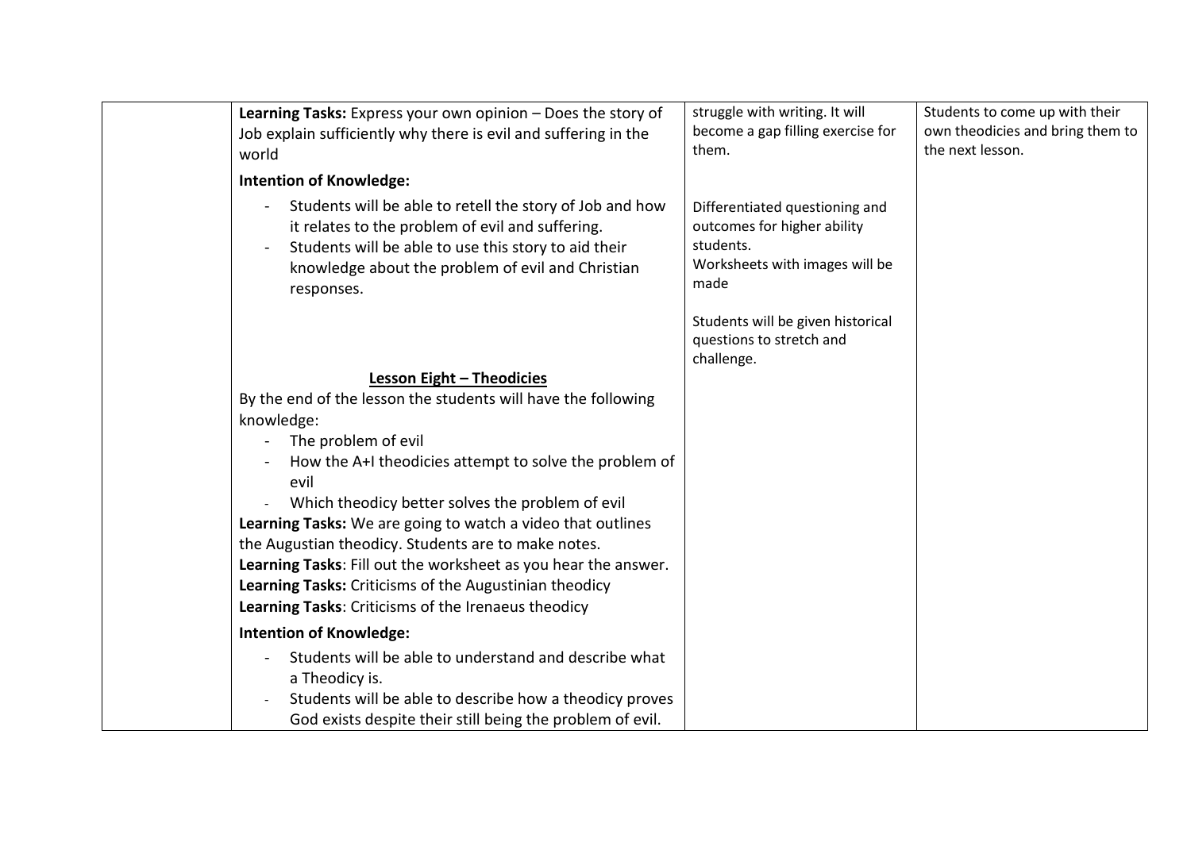| | | | |
|---|---|---|---|
| | **Learning Tasks:** Express your own opinion – Does the story of Job explain sufficiently why there is evil and suffering in the world<br><br>**Intention of Knowledge:**<br><br>- Students will be able to retell the story of Job and how it relates to the problem of evil and suffering.<br>- Students will be able to use this story to aid their knowledge about the problem of evil and Christian responses.<br><br>**<u>Lesson Eight – Theodicies</u>**<br><br>By the end of the lesson the students will have the following knowledge:<br><br>- The problem of evil<br>- How the A+I theodicies attempt to solve the problem of evil<br>- Which theodicy better solves the problem of evil<br><br>**Learning Tasks:** We are going to watch a video that outlines the Augustian theodicy. Students are to make notes.<br>**Learning Tasks**: Fill out the worksheet as you hear the answer.<br>**Learning Tasks:** Criticisms of the Augustinian theodicy<br>**Learning Tasks**: Criticisms of the Irenaeus theodicy<br><br>**Intention of Knowledge:**<br><br>- Students will be able to understand and describe what a Theodicy is.<br>- Students will be able to describe how a theodicy proves God exists despite their still being the problem of evil. | struggle with writing. It will become a gap filling exercise for them.<br><br>Differentiated questioning and outcomes for higher ability students.<br>Worksheets with images will be made<br><br>Students will be given historical questions to stretch and challenge. | Students to come up with their own theodicies and bring them to the next lesson. |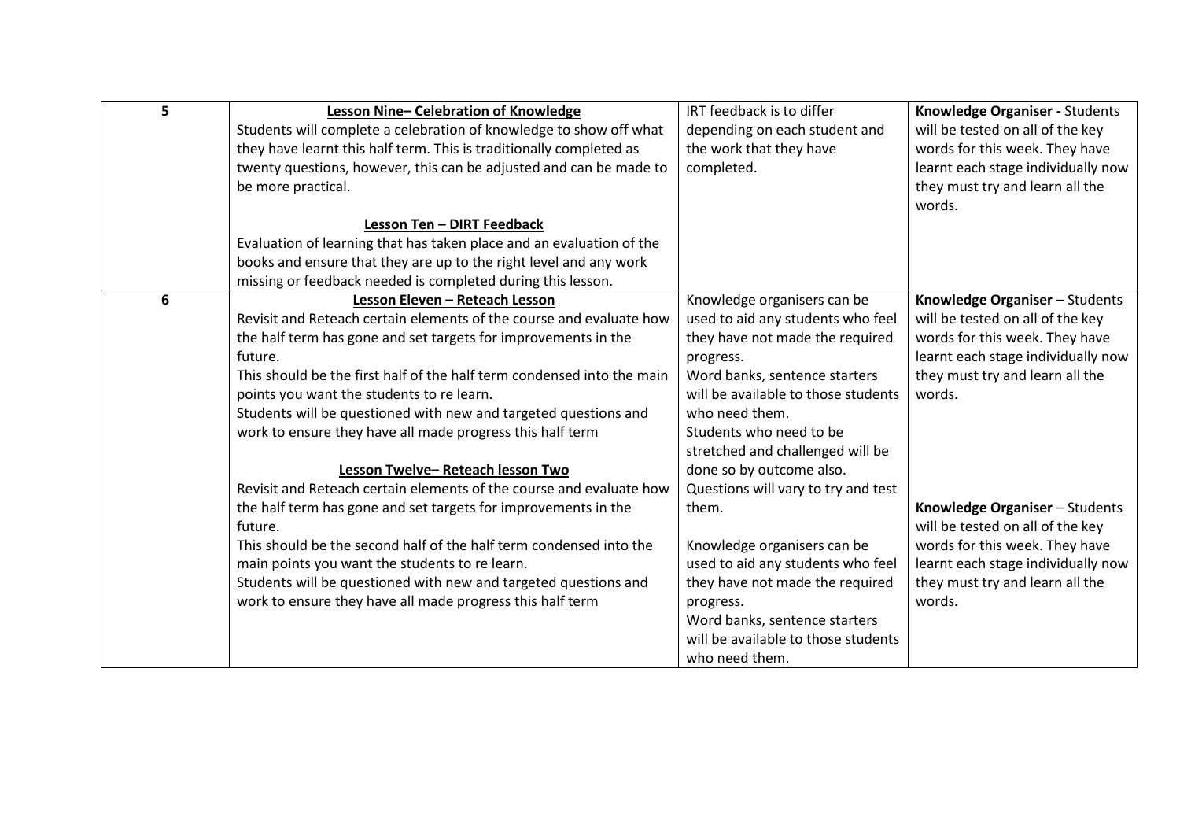| | | | |
|---|---|---|---|
| **5** | **Lesson Nine– Celebration of Knowledge**<br>Students will complete a celebration of knowledge to show off what they have learnt this half term. This is traditionally completed as twenty questions, however, this can be adjusted and can be made to be more practical.<br><br>**Lesson Ten – DIRT Feedback**<br>Evaluation of learning that has taken place and an evaluation of the books and ensure that they are up to the right level and any work missing or feedback needed is completed during this lesson. | IRT feedback is to differ depending on each student and the work that they have completed. | **Knowledge Organiser -** Students will be tested on all of the key words for this week. They have learnt each stage individually now they must try and learn all the words. |
| **6** | **Lesson Eleven – Reteach Lesson**<br>Revisit and Reteach certain elements of the course and evaluate how the half term has gone and set targets for improvements in the future.<br>This should be the first half of the half term condensed into the main points you want the students to re learn.<br>Students will be questioned with new and targeted questions and work to ensure they have all made progress this half term<br><br>**Lesson Twelve– Reteach lesson Two**<br>Revisit and Reteach certain elements of the course and evaluate how the half term has gone and set targets for improvements in the future.<br>This should be the second half of the half term condensed into the main points you want the students to re learn.<br>Students will be questioned with new and targeted questions and work to ensure they have all made progress this half term | Knowledge organisers can be used to aid any students who feel they have not made the required progress.<br>Word banks, sentence starters will be available to those students who need them.<br>Students who need to be stretched and challenged will be done so by outcome also.<br>Questions will vary to try and test them.<br><br>Knowledge organisers can be used to aid any students who feel they have not made the required progress.<br>Word banks, sentence starters will be available to those students who need them. | **Knowledge Organiser** – Students will be tested on all of the key words for this week. They have learnt each stage individually now they must try and learn all the words.<br><br>**Knowledge Organiser** – Students will be tested on all of the key words for this week. They have learnt each stage individually now they must try and learn all the words. |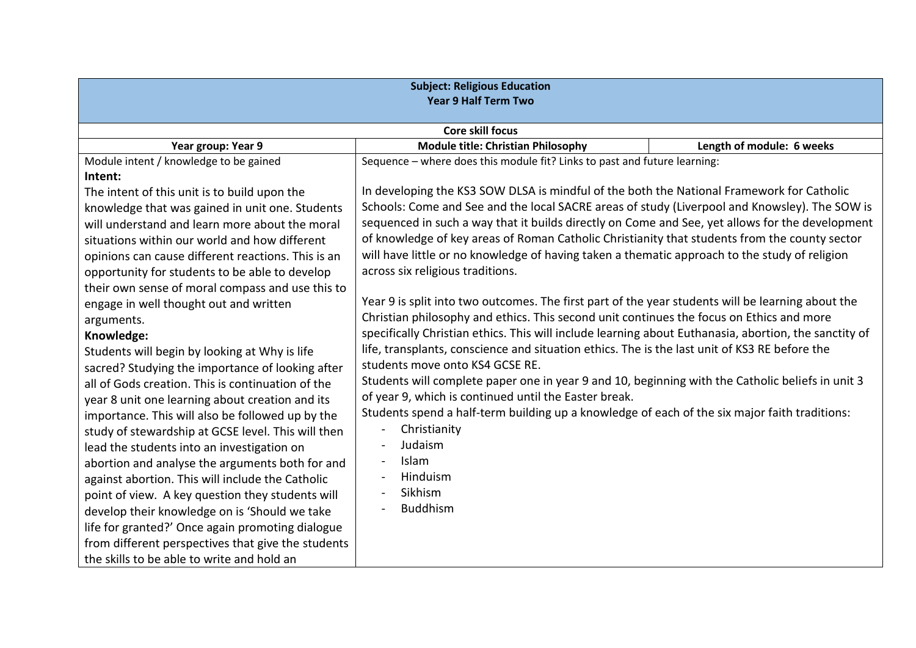| **Subject: Religious Education<br>Year 9 Half Term Two** | | |
|---|---|---|
| **Core skill focus** | | |
| **Year group: Year 9** | **Module title: Christian Philosophy** | **Length of module: 6 weeks** |
| Module intent / knowledge to be gained<br>**Intent:**<br>The intent of this unit is to build upon the knowledge that was gained in unit one. Students will understand and learn more about the moral situations within our world and how different opinions can cause different reactions. This is an opportunity for students to be able to develop their own sense of moral compass and use this to engage in well thought out and written arguments.<br>**Knowledge:**<br>Students will begin by looking at Why is life sacred? Studying the importance of looking after all of Gods creation. This is continuation of the year 8 unit one learning about creation and its importance. This will also be followed up by the study of stewardship at GCSE level. This will then lead the students into an investigation on abortion and analyse the arguments both for and against abortion. This will include the Catholic point of view. A key question they students will develop their knowledge on is 'Should we take life for granted?' Once again promoting dialogue from different perspectives that give the students the skills to be able to write and hold an | Sequence – where does this module fit? Links to past and future learning:<br><br>In developing the KS3 SOW DLSA is mindful of the both the National Framework for Catholic Schools: Come and See and the local SACRE areas of study (Liverpool and Knowsley). The SOW is sequenced in such a way that it builds directly on Come and See, yet allows for the development of knowledge of key areas of Roman Catholic Christianity that students from the county sector will have little or no knowledge of having taken a thematic approach to the study of religion across six religious traditions.<br><br>Year 9 is split into two outcomes. The first part of the year students will be learning about the Christian philosophy and ethics. This second unit continues the focus on Ethics and more specifically Christian ethics. This will include learning about Euthanasia, abortion, the sanctity of life, transplants, conscience and situation ethics. The is the last unit of KS3 RE before the students move onto KS4 GCSE RE.<br>Students will complete paper one in year 9 and 10, beginning with the Catholic beliefs in unit 3 of year 9, which is continued until the Easter break.<br>Students spend a half-term building up a knowledge of each of the six major faith traditions:<br>- Christianity<br>- Judaism<br>- Islam<br>- Hinduism<br>- Sikhism<br>- Buddhism | |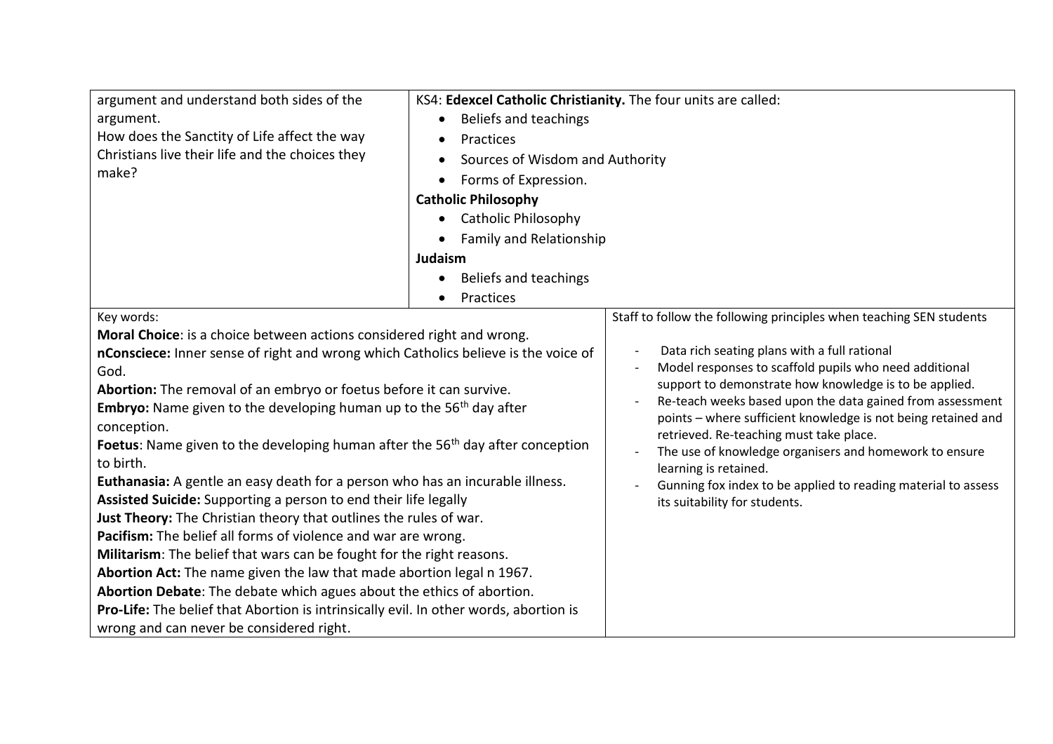| argument and understand both sides of the argument.<br>How does the Sanctity of Life affect the way Christians live their life and the choices they make? | KS4: **Edexcel Catholic Christianity.** The four units are called:<br>• Beliefs and teachings<br>• Practices<br>• Sources of Wisdom and Authority<br>• Forms of Expression.<br>**Catholic Philosophy**<br>• Catholic Philosophy<br>• Family and Relationship<br>**Judaism**<br>• Beliefs and teachings<br>• Practices |
|---|---|
| Key words:<br>**Moral Choice**: is a choice between actions considered right and wrong.<br>**nConsciece:** Inner sense of right and wrong which Catholics believe is the voice of God.<br>**Abortion:** The removal of an embryo or foetus before it can survive.<br>**Embryo:** Name given to the developing human up to the 56th day after conception.<br>**Foetus**: Name given to the developing human after the 56th day after conception to birth.<br>**Euthanasia:** A gentle an easy death for a person who has an incurable illness.<br>**Assisted Suicide:** Supporting a person to end their life legally<br>**Just Theory:** The Christian theory that outlines the rules of war.<br>**Pacifism:** The belief all forms of violence and war are wrong.<br>**Militarism**: The belief that wars can be fought for the right reasons.<br>**Abortion Act:** The name given the law that made abortion legal n 1967.<br>**Abortion Debate**: The debate which agues about the ethics of abortion.<br>**Pro-Life:** The belief that Abortion is intrinsically evil. In other words, abortion is wrong and can never be considered right. | Staff to follow the following principles when teaching SEN students<br>- Data rich seating plans with a full rational<br>- Model responses to scaffold pupils who need additional support to demonstrate how knowledge is to be applied.<br>- Re-teach weeks based upon the data gained from assessment points – where sufficient knowledge is not being retained and retrieved. Re-teaching must take place.<br>- The use of knowledge organisers and homework to ensure learning is retained.<br>- Gunning fox index to be applied to reading material to assess its suitability for students. |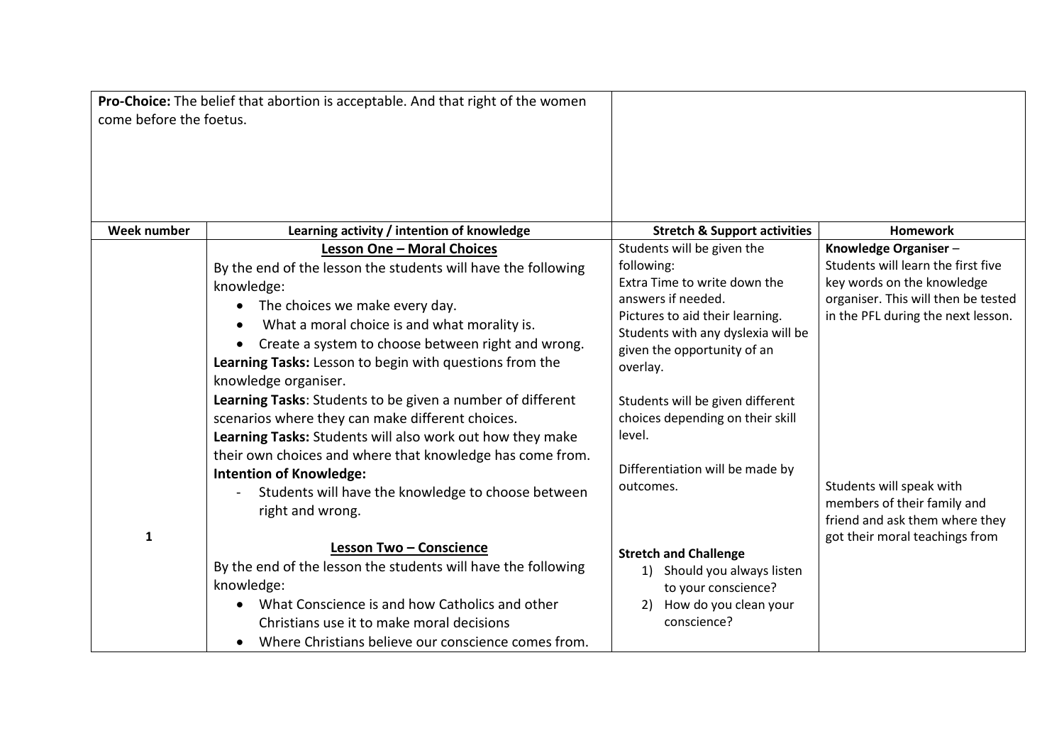| **Pro-Choice:** The belief that abortion is acceptable. And that right of the women come before the foetus. | | | |
|---|---|---|---|
| **Week number** | **Learning activity / intention of knowledge** | **Stretch & Support activities** | **Homework** |
| 1 | **Lesson One – Moral Choices**<br>By the end of the lesson the students will have the following knowledge:<br>• The choices we make every day.<br>• What a moral choice is and what morality is.<br>• Create a system to choose between right and wrong.<br>**Learning Tasks:** Lesson to begin with questions from the knowledge organiser.<br>**Learning Tasks**: Students to be given a number of different scenarios where they can make different choices.<br>**Learning Tasks:** Students will also work out how they make their own choices and where that knowledge has come from.<br>**Intention of Knowledge:**<br>- Students will have the knowledge to choose between right and wrong.<br><br>**Lesson Two – Conscience**<br>By the end of the lesson the students will have the following knowledge:<br>• What Conscience is and how Catholics and other Christians use it to make moral decisions<br>• Where Christians believe our conscience comes from. | Students will be given the following:<br>Extra Time to write down the answers if needed.<br>Pictures to aid their learning.<br>Students with any dyslexia will be given the opportunity of an overlay.<br><br>Students will be given different choices depending on their skill level.<br><br>Differentiation will be made by outcomes.<br><br>**Stretch and Challenge**<br>1) Should you always listen to your conscience?<br>2) How do you clean your conscience? | **Knowledge Organiser** –<br>Students will learn the first five key words on the knowledge organiser. This will then be tested in the PFL during the next lesson.<br><br>Students will speak with members of their family and friend and ask them where they got their moral teachings from |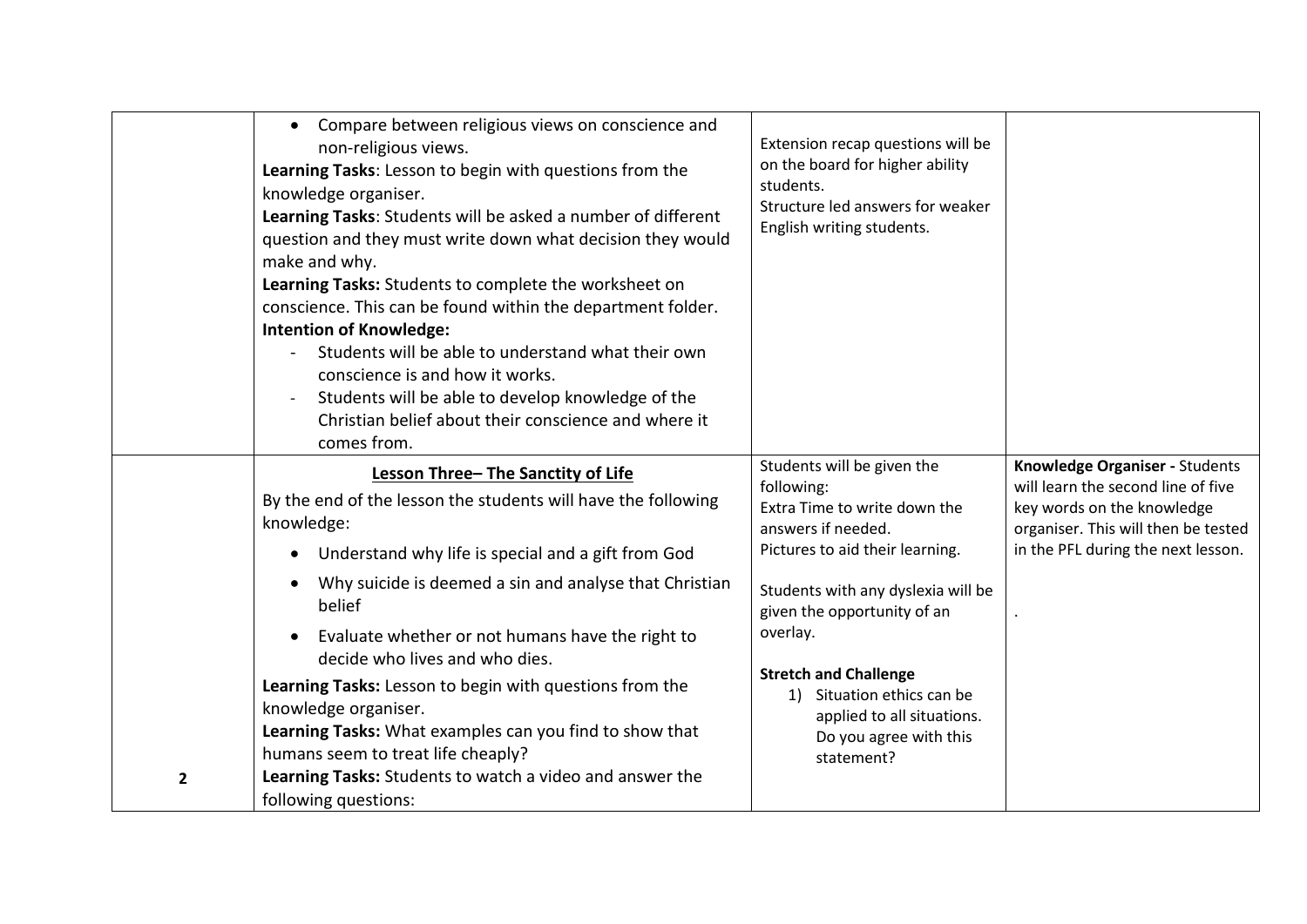|  |  |  |  |
|---|---|---|---|
|  | • Compare between religious views on conscience and non-religious views.<br>**Learning Tasks**: Lesson to begin with questions from the knowledge organiser.<br>**Learning Tasks**: Students will be asked a number of different question and they must write down what decision they would make and why.<br>**Learning Tasks:** Students to complete the worksheet on conscience. This can be found within the department folder.<br>**Intention of Knowledge:**<br>- Students will be able to understand what their own conscience is and how it works.<br>- Students will be able to develop knowledge of the Christian belief about their conscience and where it comes from. | Extension recap questions will be on the board for higher ability students.<br>Structure led answers for weaker English writing students. |  |
| **2** | **<u>Lesson Three– The Sanctity of Life</u>**<br>By the end of the lesson the students will have the following knowledge:<br>• Understand why life is special and a gift from God<br>• Why suicide is deemed a sin and analyse that Christian belief<br>• Evaluate whether or not humans have the right to decide who lives and who dies.<br>**Learning Tasks:** Lesson to begin with questions from the knowledge organiser.<br>**Learning Tasks:** What examples can you find to show that humans seem to treat life cheaply?<br>**Learning Tasks:** Students to watch a video and answer the following questions: | Students will be given the following:<br>Extra Time to write down the answers if needed.<br>Pictures to aid their learning.<br><br>Students with any dyslexia will be given the opportunity of an overlay.<br><br>**Stretch and Challenge**<br>1) Situation ethics can be applied to all situations. Do you agree with this statement? | **Knowledge Organiser -** Students will learn the second line of five key words on the knowledge organiser. This will then be tested in the PFL during the next lesson.<br><br>. |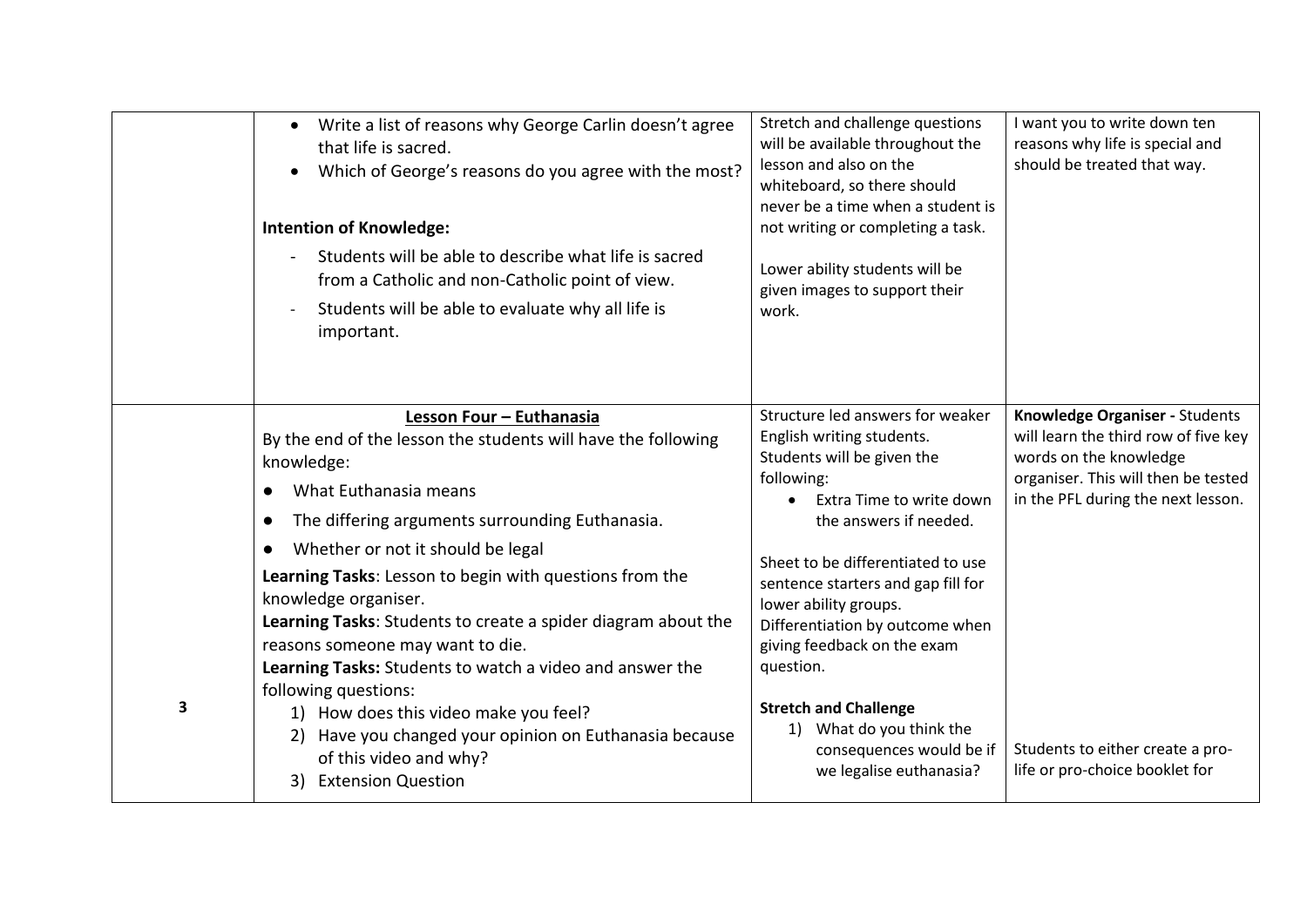| | | | |
|---|---|---|---|
| | • Write a list of reasons why George Carlin doesn't agree that life is sacred.<br>• Which of George's reasons do you agree with the most?<br><br>**Intention of Knowledge:**<br>- Students will be able to describe what life is sacred from a Catholic and non-Catholic point of view.<br>- Students will be able to evaluate why all life is important. | Stretch and challenge questions will be available throughout the lesson and also on the whiteboard, so there should never be a time when a student is not writing or completing a task.<br><br>Lower ability students will be given images to support their work. | I want you to write down ten reasons why life is special and should be treated that way. |
| 3 | **Lesson Four – Euthanasia**<br>By the end of the lesson the students will have the following knowledge:<br>● What Euthanasia means<br>● The differing arguments surrounding Euthanasia.<br>● Whether or not it should be legal<br>**Learning Tasks**: Lesson to begin with questions from the knowledge organiser.<br>**Learning Tasks**: Students to create a spider diagram about the reasons someone may want to die.<br>**Learning Tasks:** Students to watch a video and answer the following questions:<br>1) How does this video make you feel?<br>2) Have you changed your opinion on Euthanasia because of this video and why?<br>3) Extension Question | Structure led answers for weaker English writing students.<br>Students will be given the following:<br>• Extra Time to write down the answers if needed.<br><br>Sheet to be differentiated to use sentence starters and gap fill for lower ability groups.<br>Differentiation by outcome when giving feedback on the exam question.<br><br>**Stretch and Challenge**<br>1) What do you think the consequences would be if we legalise euthanasia? | **Knowledge Organiser -** Students will learn the third row of five key words on the knowledge organiser. This will then be tested in the PFL during the next lesson.<br><br>Students to either create a pro-life or pro-choice booklet for |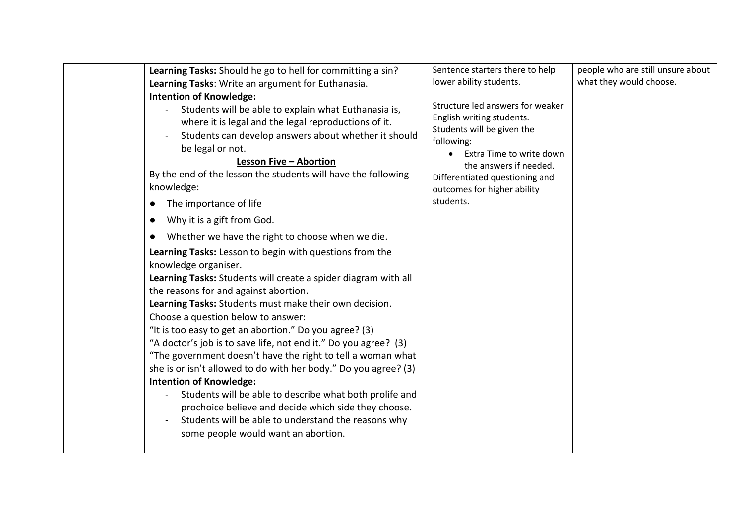| | | | |
|---|---|---|---|
| | **Learning Tasks:** Should he go to hell for committing a sin?<br>**Learning Tasks**: Write an argument for Euthanasia.<br>**Intention of Knowledge:**<br>- Students will be able to explain what Euthanasia is, where it is legal and the legal reproductions of it.<br>- Students can develop answers about whether it should be legal or not.<br>**Lesson Five – Abortion**<br>By the end of the lesson the students will have the following knowledge:<br>● The importance of life<br>● Why it is a gift from God.<br>● Whether we have the right to choose when we die.<br>**Learning Tasks:** Lesson to begin with questions from the knowledge organiser.<br>**Learning Tasks:** Students will create a spider diagram with all the reasons for and against abortion.<br>**Learning Tasks:** Students must make their own decision. Choose a question below to answer:<br>"It is too easy to get an abortion." Do you agree? (3)<br>"A doctor's job is to save life, not end it." Do you agree? (3)<br>"The government doesn't have the right to tell a woman what she is or isn't allowed to do with her body." Do you agree? (3)<br>**Intention of Knowledge:**<br>- Students will be able to describe what both prolife and prochoice believe and decide which side they choose.<br>- Students will be able to understand the reasons why some people would want an abortion. | Sentence starters there to help lower ability students.<br><br>Structure led answers for weaker English writing students.<br>Students will be given the following:<br>• Extra Time to write down the answers if needed.<br>Differentiated questioning and outcomes for higher ability students. | people who are still unsure about what they would choose. |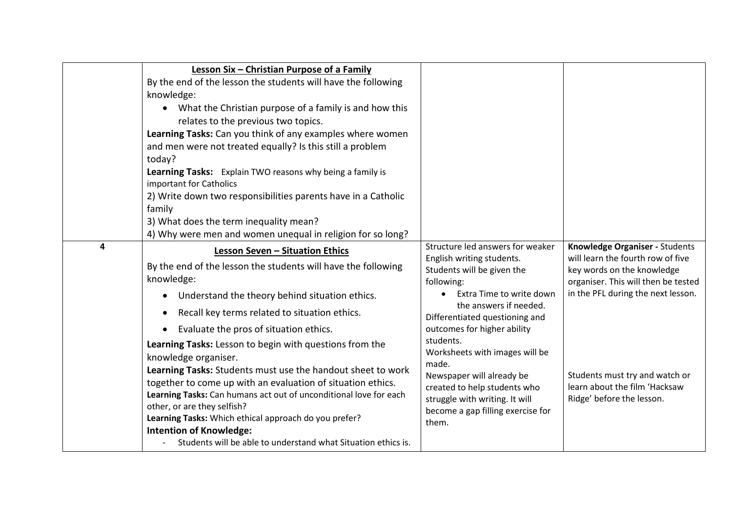| | | | |
|---|---|---|---|
| | **Lesson Six – Christian Purpose of a Family**<br>By the end of the lesson the students will have the following knowledge:<br>• What the Christian purpose of a family is and how this relates to the previous two topics.<br>**Learning Tasks:** Can you think of any examples where women and men were not treated equally? Is this still a problem today?<br>**Learning Tasks:** Explain TWO reasons why being a family is important for Catholics<br>2) Write down two responsibilities parents have in a Catholic family<br>3) What does the term inequality mean?<br>4) Why were men and women unequal in religion for so long? | | |
| **4** | **Lesson Seven – Situation Ethics**<br>By the end of the lesson the students will have the following knowledge:<br>• Understand the theory behind situation ethics.<br>• Recall key terms related to situation ethics.<br>• Evaluate the pros of situation ethics.<br>**Learning Tasks:** Lesson to begin with questions from the knowledge organiser.<br>**Learning Tasks:** Students must use the handout sheet to work together to come up with an evaluation of situation ethics.<br>**Learning Tasks:** Can humans act out of unconditional love for each other, or are they selfish?<br>**Learning Tasks:** Which ethical approach do you prefer?<br>**Intention of Knowledge:**<br>- Students will be able to understand what Situation ethics is. | Structure led answers for weaker English writing students.<br>Students will be given the following:<br>• Extra Time to write down the answers if needed.<br>Differentiated questioning and outcomes for higher ability students.<br>Worksheets with images will be made.<br>Newspaper will already be created to help students who struggle with writing. It will become a gap filling exercise for them. | **Knowledge Organiser -** Students will learn the fourth row of five key words on the knowledge organiser. This will then be tested in the PFL during the next lesson.<br><br>Students must try and watch or learn about the film 'Hacksaw Ridge' before the lesson. |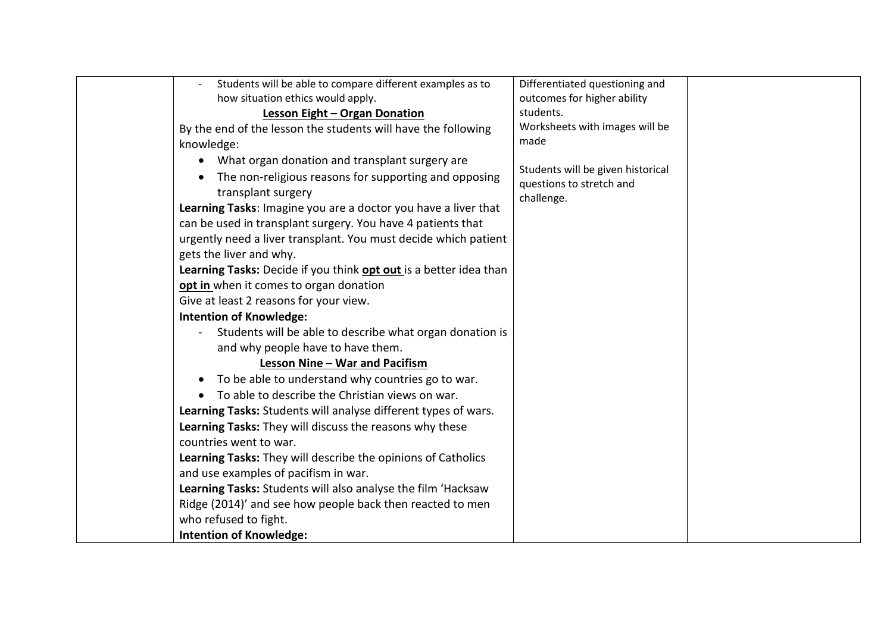| | | | |
|---|---|---|---|
| | - Students will be able to compare different examples as to how situation ethics would apply.<br>**<u>Lesson Eight – Organ Donation</u>**<br>By the end of the lesson the students will have the following knowledge:<br>• What organ donation and transplant surgery are<br>• The non-religious reasons for supporting and opposing transplant surgery<br>**Learning Tasks**: Imagine you are a doctor you have a liver that can be used in transplant surgery. You have 4 patients that urgently need a liver transplant. You must decide which patient gets the liver and why.<br>**Learning Tasks:** Decide if you think **<u>opt out</u>** is a better idea than **<u>opt in</u>** when it comes to organ donation<br>Give at least 2 reasons for your view.<br>**Intention of Knowledge:**<br>- Students will be able to describe what organ donation is and why people have to have them.<br>**<u>Lesson Nine – War and Pacifism</u>**<br>• To be able to understand why countries go to war.<br>• To able to describe the Christian views on war.<br>**Learning Tasks:** Students will analyse different types of wars.<br>**Learning Tasks:** They will discuss the reasons why these countries went to war.<br>**Learning Tasks:** They will describe the opinions of Catholics and use examples of pacifism in war.<br>**Learning Tasks:** Students will also analyse the film 'Hacksaw Ridge (2014)' and see how people back then reacted to men who refused to fight.<br>**Intention of Knowledge:** | Differentiated questioning and outcomes for higher ability students.<br>Worksheets with images will be made<br><br>Students will be given historical questions to stretch and challenge. | |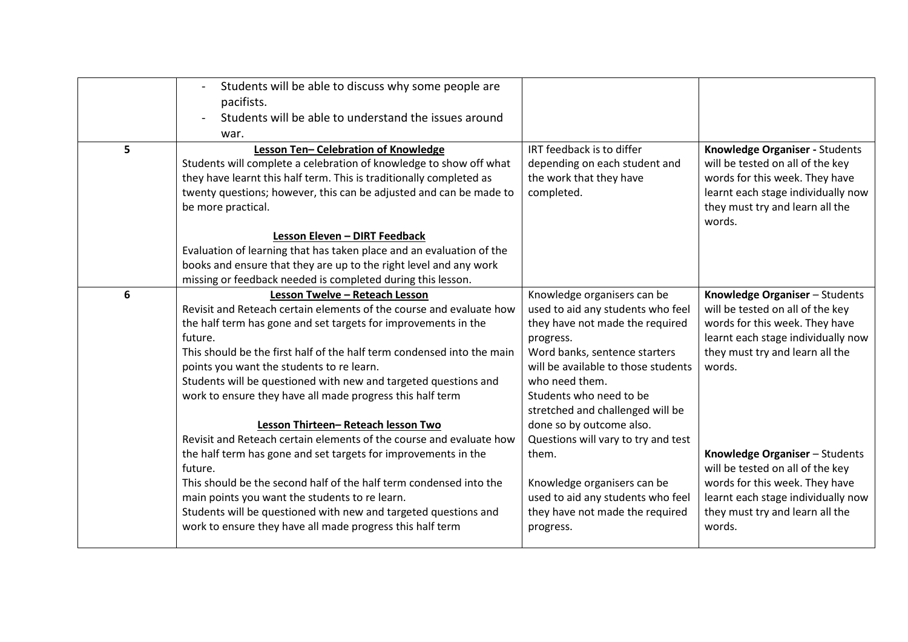| | | | |
|---|---|---|---|
| | - Students will be able to discuss why some people are pacifists.<br>- Students will be able to understand the issues around war. | | |
| 5 | **Lesson Ten– Celebration of Knowledge**<br>Students will complete a celebration of knowledge to show off what they have learnt this half term. This is traditionally completed as twenty questions; however, this can be adjusted and can be made to be more practical.<br><br>**Lesson Eleven – DIRT Feedback**<br>Evaluation of learning that has taken place and an evaluation of the books and ensure that they are up to the right level and any work missing or feedback needed is completed during this lesson. | IRT feedback is to differ depending on each student and the work that they have completed. | **Knowledge Organiser -** Students will be tested on all of the key words for this week. They have learnt each stage individually now they must try and learn all the words. |
| 6 | **Lesson Twelve – Reteach Lesson**<br>Revisit and Reteach certain elements of the course and evaluate how the half term has gone and set targets for improvements in the future.<br>This should be the first half of the half term condensed into the main points you want the students to re learn.<br>Students will be questioned with new and targeted questions and work to ensure they have all made progress this half term<br><br>**Lesson Thirteen– Reteach lesson Two**<br>Revisit and Reteach certain elements of the course and evaluate how the half term has gone and set targets for improvements in the future.<br>This should be the second half of the half term condensed into the main points you want the students to re learn.<br>Students will be questioned with new and targeted questions and work to ensure they have all made progress this half term | Knowledge organisers can be used to aid any students who feel they have not made the required progress.<br>Word banks, sentence starters will be available to those students who need them.<br>Students who need to be stretched and challenged will be done so by outcome also.<br>Questions will vary to try and test them.<br><br>Knowledge organisers can be used to aid any students who feel they have not made the required progress. | **Knowledge Organiser** – Students will be tested on all of the key words for this week. They have learnt each stage individually now they must try and learn all the words.<br><br>**Knowledge Organiser** – Students will be tested on all of the key words for this week. They have learnt each stage individually now they must try and learn all the words. |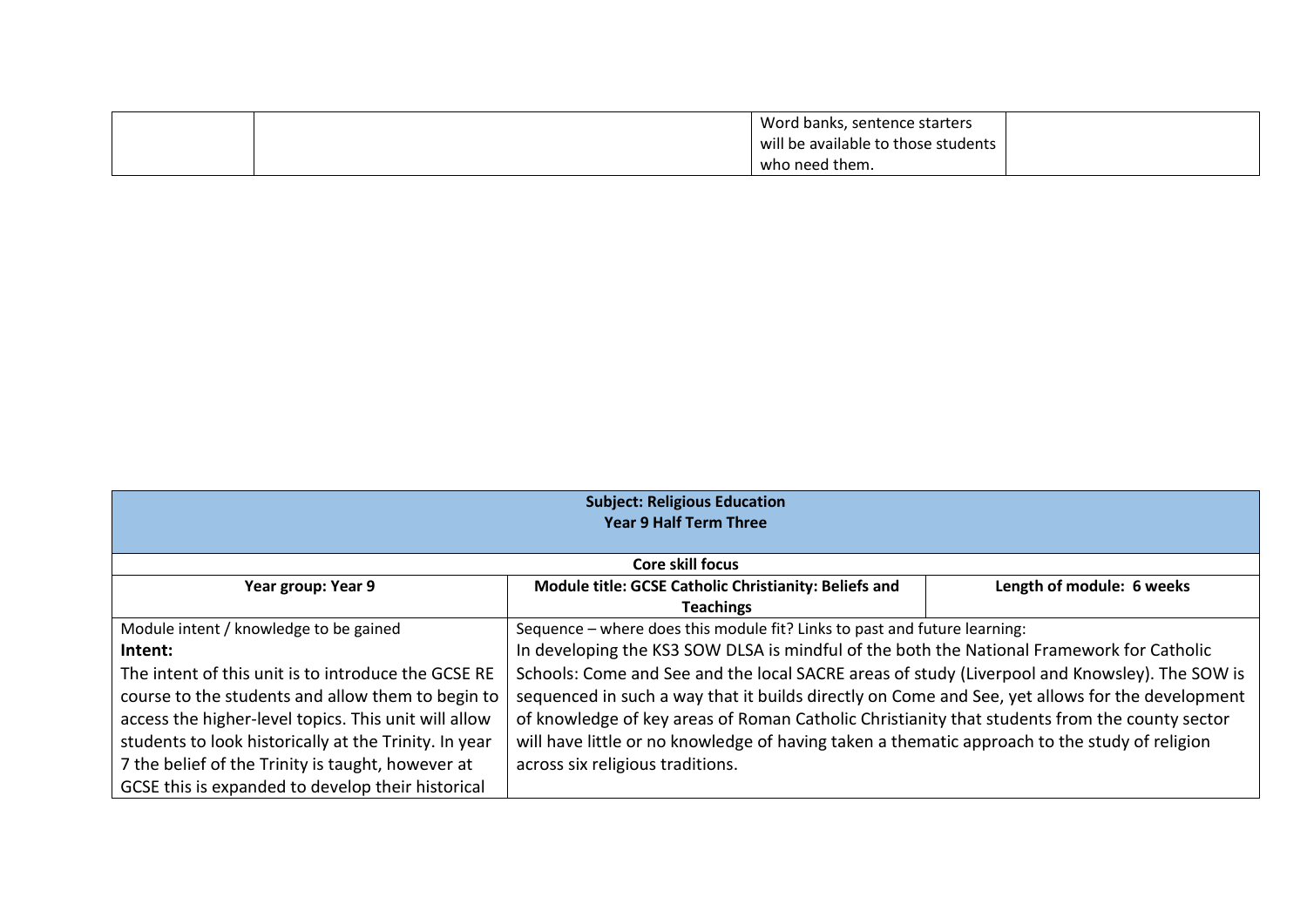| | | Word banks, sentence starters will be available to those students who need them. | |
|---|---|---|---|

| **Subject: Religious Education**<br>**Year 9 Half Term Three** | | |
|---|---|---|
| **Core skill focus** | | |
| **Year group: Year 9** | **Module title: GCSE Catholic Christianity: Beliefs and Teachings** | **Length of module: 6 weeks** |
| Module intent / knowledge to be gained<br>**Intent:**<br>The intent of this unit is to introduce the GCSE RE course to the students and allow them to begin to access the higher-level topics. This unit will allow students to look historically at the Trinity. In year 7 the belief of the Trinity is taught, however at GCSE this is expanded to develop their historical | Sequence – where does this module fit? Links to past and future learning:<br>In developing the KS3 SOW DLSA is mindful of the both the National Framework for Catholic Schools: Come and See and the local SACRE areas of study (Liverpool and Knowsley). The SOW is sequenced in such a way that it builds directly on Come and See, yet allows for the development of knowledge of key areas of Roman Catholic Christianity that students from the county sector will have little or no knowledge of having taken a thematic approach to the study of religion across six religious traditions. | |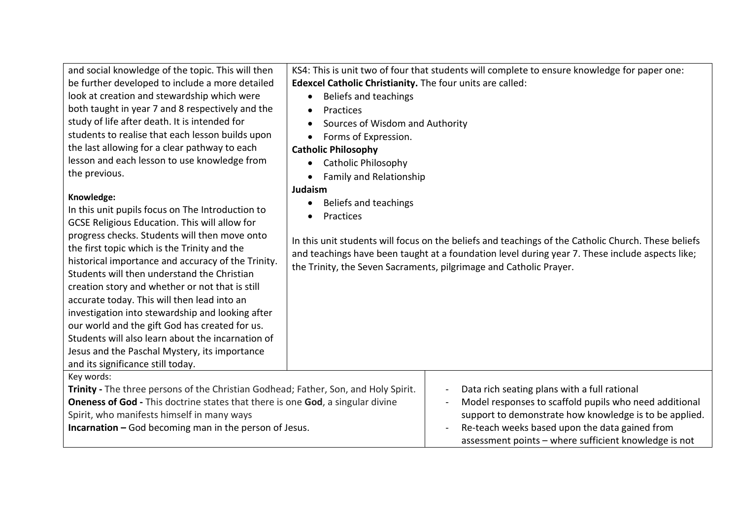| | |
|---|---|
| and social knowledge of the topic. This will then be further developed to include a more detailed look at creation and stewardship which were both taught in year 7 and 8 respectively and the study of life after death. It is intended for students to realise that each lesson builds upon the last allowing for a clear pathway to each lesson and each lesson to use knowledge from the previous.<br><br>**Knowledge:**<br>In this unit pupils focus on The Introduction to GCSE Religious Education. This will allow for progress checks. Students will then move onto the first topic which is the Trinity and the historical importance and accuracy of the Trinity. Students will then understand the Christian creation story and whether or not that is still accurate today. This will then lead into an investigation into stewardship and looking after our world and the gift God has created for us. Students will also learn about the incarnation of Jesus and the Paschal Mystery, its importance and its significance still today. | KS4: This is unit two of four that students will complete to ensure knowledge for paper one: **Edexcel Catholic Christianity.** The four units are called:<br>• Beliefs and teachings<br>• Practices<br>• Sources of Wisdom and Authority<br>• Forms of Expression.<br>**Catholic Philosophy**<br>• Catholic Philosophy<br>• Family and Relationship<br>**Judaism**<br>• Beliefs and teachings<br>• Practices<br><br>In this unit students will focus on the beliefs and teachings of the Catholic Church. These beliefs and teachings have been taught at a foundation level during year 7. These include aspects like; the Trinity, the Seven Sacraments, pilgrimage and Catholic Prayer. |
| Key words:<br>**Trinity -** The three persons of the Christian Godhead; Father, Son, and Holy Spirit.<br>**Oneness of God -** This doctrine states that there is one **God**, a singular divine Spirit, who manifests himself in many ways<br>**Incarnation –** God becoming man in the person of Jesus. | - Data rich seating plans with a full rational<br>- Model responses to scaffold pupils who need additional support to demonstrate how knowledge is to be applied.<br>- Re-teach weeks based upon the data gained from assessment points – where sufficient knowledge is not |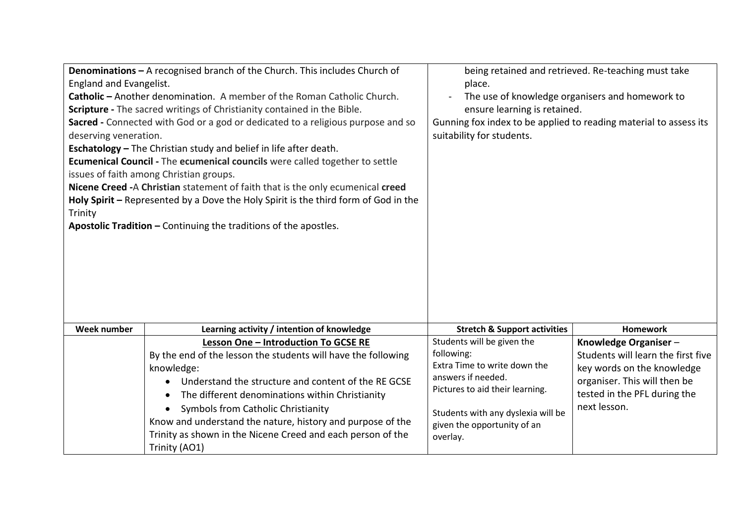| | | | |
|---|---|---|---|
| **Denominations –** A recognised branch of the Church. This includes Church of England and Evangelist.<br>**Catholic –** Another denomination. A member of the Roman Catholic Church.<br>**Scripture -** The sacred writings of Christianity contained in the Bible.<br>**Sacred -** Connected with God or a god or dedicated to a religious purpose and so deserving veneration.<br>**Eschatology –** The Christian study and belief in life after death.<br>**Ecumenical Council -** The **ecumenical councils** were called together to settle issues of faith among Christian groups.<br>**Nicene Creed -**A **Christian** statement of faith that is the only ecumenical **creed**<br>**Holy Spirit –** Represented by a Dove the Holy Spirit is the third form of God in the Trinity<br>**Apostolic Tradition –** Continuing the traditions of the apostles. | | being retained and retrieved. Re-teaching must take place.<br>- The use of knowledge organisers and homework to ensure learning is retained.<br>Gunning fox index to be applied to reading material to assess its suitability for students. | |
| **Week number** | **Learning activity / intention of knowledge** | **Stretch & Support activities** | **Homework** |
| | **<u>Lesson One – Introduction To GCSE RE</u>**<br>By the end of the lesson the students will have the following knowledge:<br>• Understand the structure and content of the RE GCSE<br>• The different denominations within Christianity<br>• Symbols from Catholic Christianity<br>Know and understand the nature, history and purpose of the Trinity as shown in the Nicene Creed and each person of the Trinity (AO1) | Students will be given the following:<br>Extra Time to write down the answers if needed.<br>Pictures to aid their learning.<br><br>Students with any dyslexia will be given the opportunity of an overlay. | **Knowledge Organiser** – Students will learn the first five key words on the knowledge organiser. This will then be tested in the PFL during the next lesson. |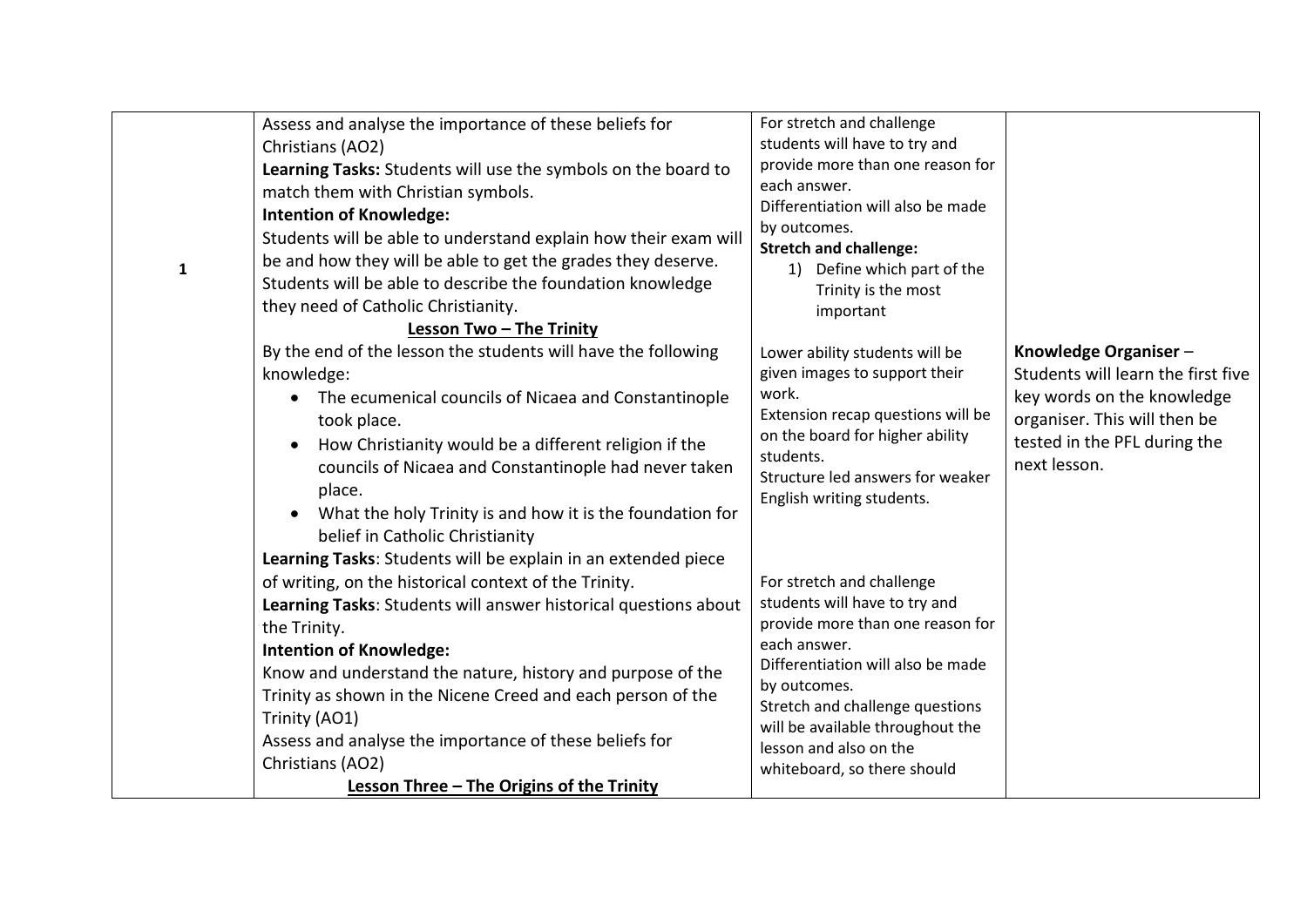| | | | |
|---|---|---|---|
| 1 | Assess and analyse the importance of these beliefs for Christians (AO2)<br>**Learning Tasks:** Students will use the symbols on the board to match them with Christian symbols.<br>**Intention of Knowledge:**<br>Students will be able to understand explain how their exam will be and how they will be able to get the grades they deserve. Students will be able to describe the foundation knowledge they need of Catholic Christianity.<br>**<u>Lesson Two – The Trinity</u>**<br>By the end of the lesson the students will have the following knowledge:<br>• The ecumenical councils of Nicaea and Constantinople took place.<br>• How Christianity would be a different religion if the councils of Nicaea and Constantinople had never taken place.<br>• What the holy Trinity is and how it is the foundation for belief in Catholic Christianity<br>**Learning Tasks**: Students will be explain in an extended piece of writing, on the historical context of the Trinity.<br>**Learning Tasks**: Students will answer historical questions about the Trinity.<br>**Intention of Knowledge:**<br>Know and understand the nature, history and purpose of the Trinity as shown in the Nicene Creed and each person of the Trinity (AO1)<br>Assess and analyse the importance of these beliefs for Christians (AO2)<br>**<u>Lesson Three – The Origins of the Trinity</u>** | For stretch and challenge students will have to try and provide more than one reason for each answer.<br>Differentiation will also be made by outcomes.<br>**Stretch and challenge:**<br>1) Define which part of the Trinity is the most important<br><br>Lower ability students will be given images to support their work.<br>Extension recap questions will be on the board for higher ability students.<br>Structure led answers for weaker English writing students.<br><br>For stretch and challenge students will have to try and provide more than one reason for each answer.<br>Differentiation will also be made by outcomes.<br>Stretch and challenge questions will be available throughout the lesson and also on the whiteboard, so there should | **Knowledge Organiser** – Students will learn the first five key words on the knowledge organiser. This will then be tested in the PFL during the next lesson. |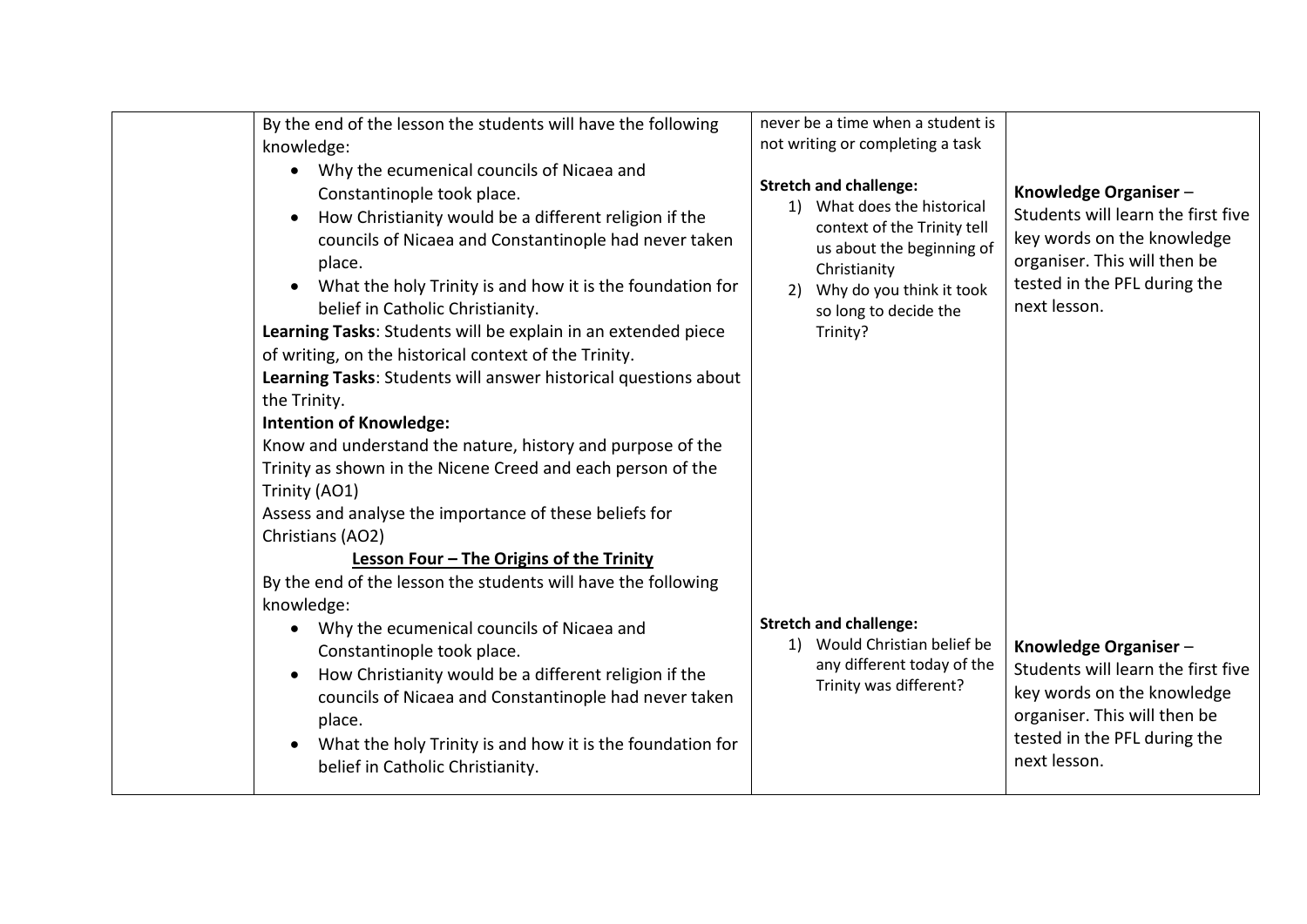| | | | |
|---|---|---|---|
| | By the end of the lesson the students will have the following knowledge:<br>• Why the ecumenical councils of Nicaea and Constantinople took place.<br>• How Christianity would be a different religion if the councils of Nicaea and Constantinople had never taken place.<br>• What the holy Trinity is and how it is the foundation for belief in Catholic Christianity.<br>**Learning Tasks**: Students will be explain in an extended piece of writing, on the historical context of the Trinity.<br>**Learning Tasks**: Students will answer historical questions about the Trinity.<br>**Intention of Knowledge:**<br>Know and understand the nature, history and purpose of the Trinity as shown in the Nicene Creed and each person of the Trinity (AO1)<br>Assess and analyse the importance of these beliefs for Christians (AO2) | never be a time when a student is not writing or completing a task<br><br>**Stretch and challenge:**<br>1) What does the historical context of the Trinity tell us about the beginning of Christianity<br>2) Why do you think it took so long to decide the Trinity? | **Knowledge Organiser** – Students will learn the first five key words on the knowledge organiser. This will then be tested in the PFL during the next lesson. |
| | **<u>Lesson Four – The Origins of the Trinity</u>**<br>By the end of the lesson the students will have the following knowledge:<br>• Why the ecumenical councils of Nicaea and Constantinople took place.<br>• How Christianity would be a different religion if the councils of Nicaea and Constantinople had never taken place.<br>• What the holy Trinity is and how it is the foundation for belief in Catholic Christianity. | **Stretch and challenge:**<br>1) Would Christian belief be any different today of the Trinity was different? | **Knowledge Organiser** – Students will learn the first five key words on the knowledge organiser. This will then be tested in the PFL during the next lesson. |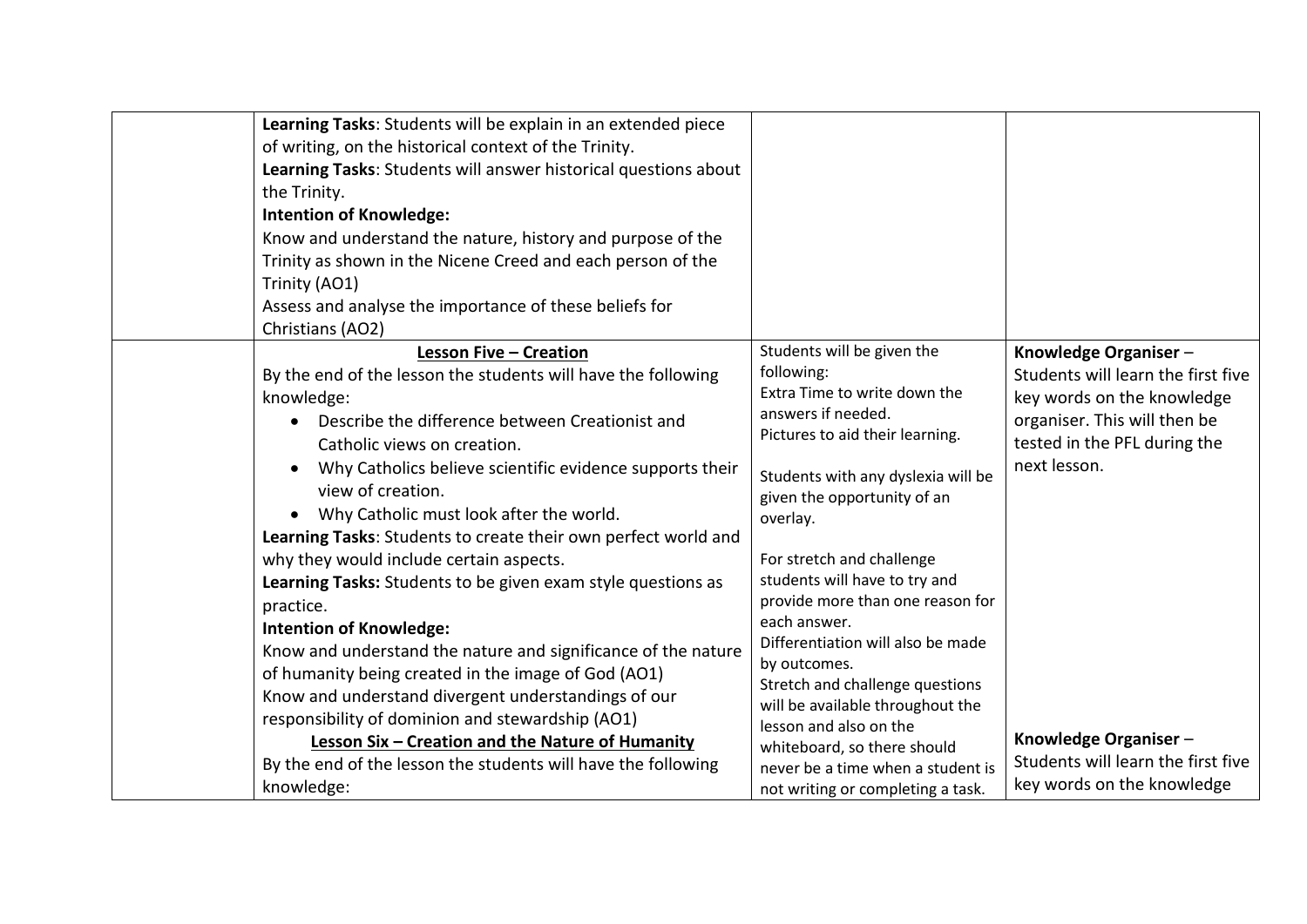| | | | |
|---|---|---|---|
| | **Learning Tasks**: Students will be explain in an extended piece of writing, on the historical context of the Trinity.<br>**Learning Tasks**: Students will answer historical questions about the Trinity.<br>**Intention of Knowledge:**<br>Know and understand the nature, history and purpose of the Trinity as shown in the Nicene Creed and each person of the Trinity (AO1)<br>Assess and analyse the importance of these beliefs for Christians (AO2) | | |
| | **Lesson Five – Creation**<br>By the end of the lesson the students will have the following knowledge:<br>• Describe the difference between Creationist and Catholic views on creation.<br>• Why Catholics believe scientific evidence supports their view of creation.<br>• Why Catholic must look after the world.<br>**Learning Tasks**: Students to create their own perfect world and why they would include certain aspects.<br>**Learning Tasks:** Students to be given exam style questions as practice.<br>**Intention of Knowledge:**<br>Know and understand the nature and significance of the nature of humanity being created in the image of God (AO1)<br>Know and understand divergent understandings of our responsibility of dominion and stewardship (AO1)<br>**Lesson Six – Creation and the Nature of Humanity**<br>By the end of the lesson the students will have the following knowledge: | Students will be given the following:<br>Extra Time to write down the answers if needed.<br>Pictures to aid their learning.<br><br>Students with any dyslexia will be given the opportunity of an overlay.<br><br>For stretch and challenge students will have to try and provide more than one reason for each answer.<br>Differentiation will also be made by outcomes.<br>Stretch and challenge questions will be available throughout the lesson and also on the whiteboard, so there should never be a time when a student is not writing or completing a task. | **Knowledge Organiser** – Students will learn the first five key words on the knowledge organiser. This will then be tested in the PFL during the next lesson.<br><br>**Knowledge Organiser** – Students will learn the first five key words on the knowledge |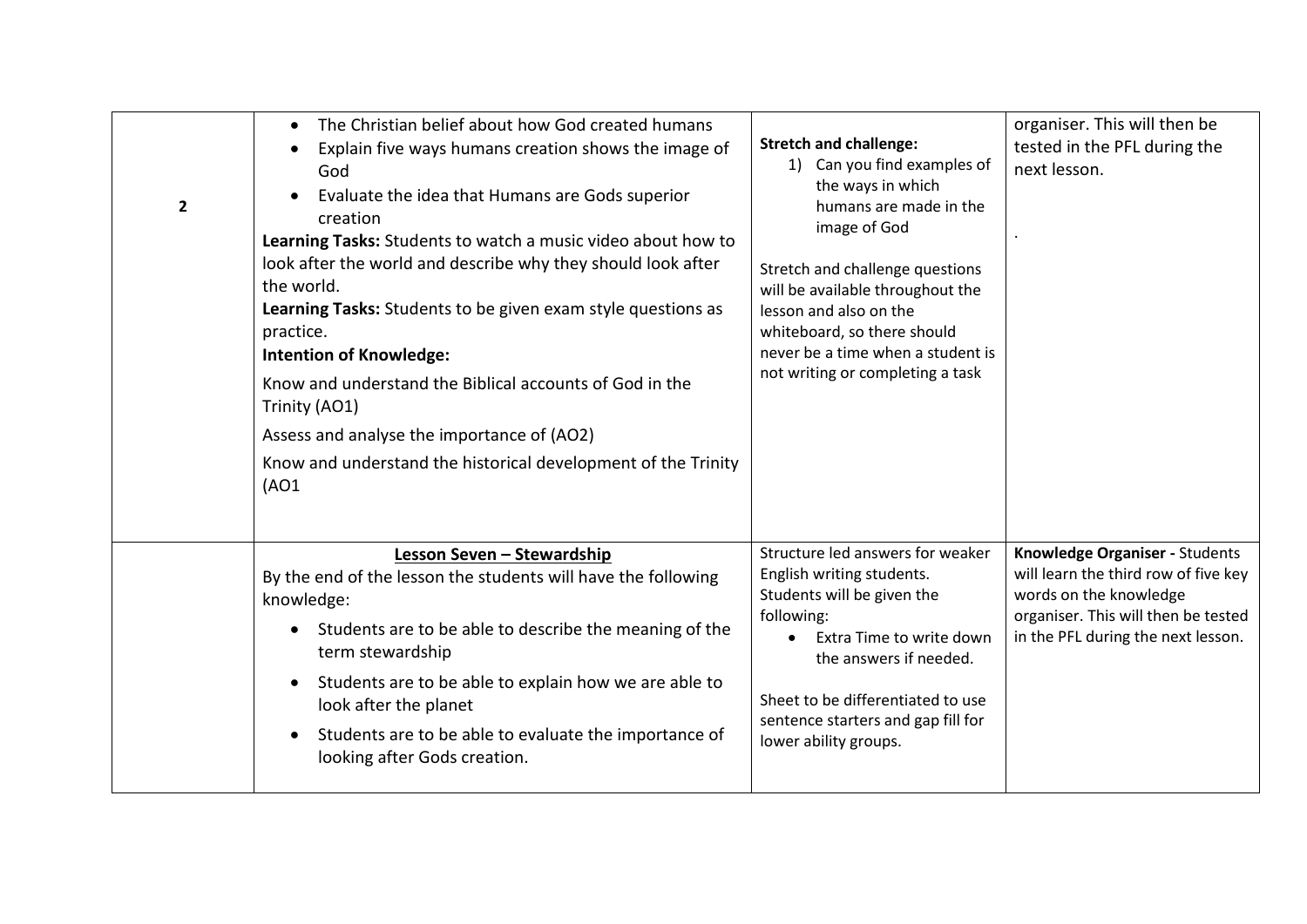| | | | |
|---|---|---|---|
| **2** | <ul><li>The Christian belief about how God created humans</li><li>Explain five ways humans creation shows the image of God</li><li>Evaluate the idea that Humans are Gods superior creation</li></ul>**Learning Tasks:** Students to watch a music video about how to look after the world and describe why they should look after the world.<br>**Learning Tasks:** Students to be given exam style questions as practice.<br>**Intention of Knowledge:**<br>Know and understand the Biblical accounts of God in the Trinity (AO1)<br>Assess and analyse the importance of (AO2)<br>Know and understand the historical development of the Trinity (AO1 | **Stretch and challenge:**<br>1) Can you find examples of the ways in which humans are made in the image of God<br><br>Stretch and challenge questions will be available throughout the lesson and also on the whiteboard, so there should never be a time when a student is not writing or completing a task | organiser. This will then be tested in the PFL during the next lesson.<br><br>. |
| | **<u>Lesson Seven – Stewardship</u>**<br>By the end of the lesson the students will have the following knowledge:<ul><li>Students are to be able to describe the meaning of the term stewardship</li><li>Students are to be able to explain how we are able to look after the planet</li><li>Students are to be able to evaluate the importance of looking after Gods creation.</li></ul> | Structure led answers for weaker English writing students.<br>Students will be given the following:<ul><li>Extra Time to write down the answers if needed.</li></ul>Sheet to be differentiated to use sentence starters and gap fill for lower ability groups. | **Knowledge Organiser -** Students will learn the third row of five key words on the knowledge organiser. This will then be tested in the PFL during the next lesson. |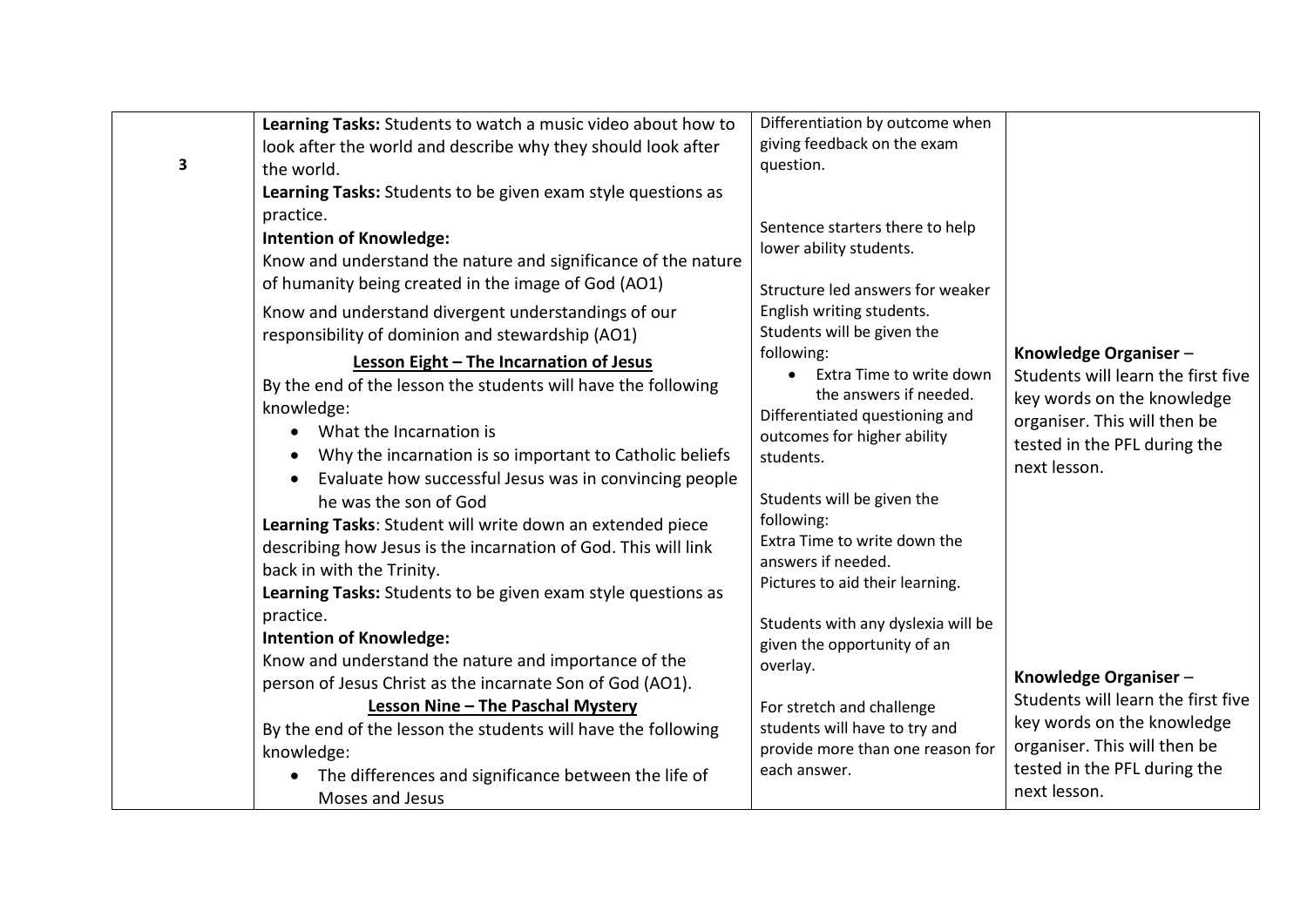| | | | |
|---|---|---|---|
| 3 | **Learning Tasks:** Students to watch a music video about how to look after the world and describe why they should look after the world.<br>**Learning Tasks:** Students to be given exam style questions as practice.<br>**Intention of Knowledge:**<br>Know and understand the nature and significance of the nature of humanity being created in the image of God (AO1)<br>Know and understand divergent understandings of our responsibility of dominion and stewardship (AO1)<br>**<u>Lesson Eight – The Incarnation of Jesus</u>**<br>By the end of the lesson the students will have the following knowledge:<br>• What the Incarnation is<br>• Why the incarnation is so important to Catholic beliefs<br>• Evaluate how successful Jesus was in convincing people he was the son of God<br>**Learning Tasks**: Student will write down an extended piece describing how Jesus is the incarnation of God. This will link back in with the Trinity.<br>**Learning Tasks:** Students to be given exam style questions as practice.<br>**Intention of Knowledge:**<br>Know and understand the nature and importance of the person of Jesus Christ as the incarnate Son of God (AO1).<br>**<u>Lesson Nine – The Paschal Mystery</u>**<br>By the end of the lesson the students will have the following knowledge:<br>• The differences and significance between the life of Moses and Jesus | Differentiation by outcome when giving feedback on the exam question.<br><br>Sentence starters there to help lower ability students.<br><br>Structure led answers for weaker English writing students.<br>Students will be given the following:<br>• Extra Time to write down the answers if needed.<br>Differentiated questioning and outcomes for higher ability students.<br><br>Students will be given the following:<br>Extra Time to write down the answers if needed.<br>Pictures to aid their learning.<br><br>Students with any dyslexia will be given the opportunity of an overlay.<br><br>For stretch and challenge students will have to try and provide more than one reason for each answer. | **Knowledge Organiser** – Students will learn the first five key words on the knowledge organiser. This will then be tested in the PFL during the next lesson.<br><br>**Knowledge Organiser** – Students will learn the first five key words on the knowledge organiser. This will then be tested in the PFL during the next lesson. |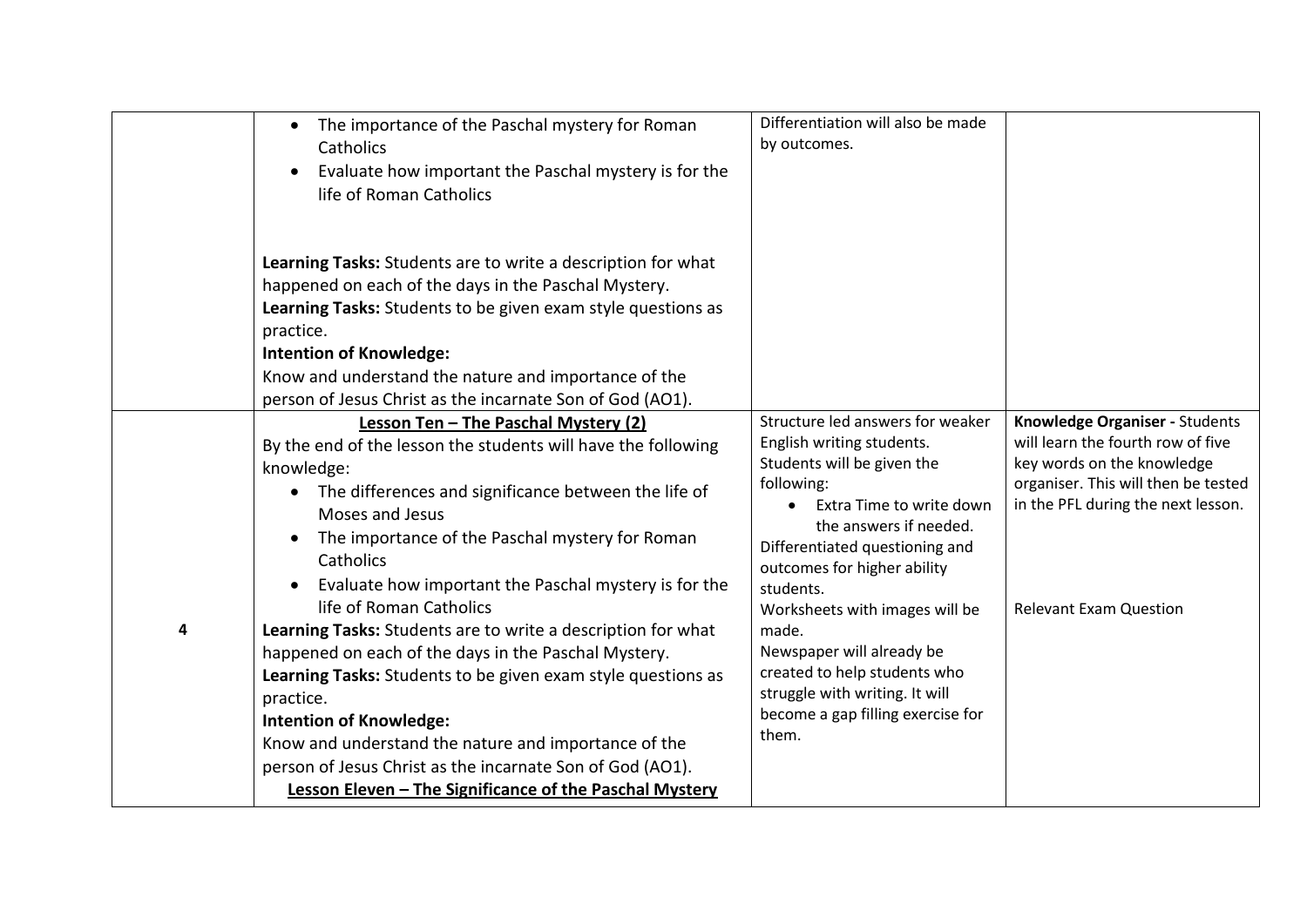| | | | |
|---|---|---|---|
| | • The importance of the Paschal mystery for Roman Catholics<br>• Evaluate how important the Paschal mystery is for the life of Roman Catholics<br><br>**Learning Tasks:** Students are to write a description for what happened on each of the days in the Paschal Mystery.<br>**Learning Tasks:** Students to be given exam style questions as practice.<br>**Intention of Knowledge:**<br>Know and understand the nature and importance of the person of Jesus Christ as the incarnate Son of God (AO1). | Differentiation will also be made by outcomes. | |
| **4** | **<u>Lesson Ten – The Paschal Mystery (2)</u>**<br>By the end of the lesson the students will have the following knowledge:<br>• The differences and significance between the life of Moses and Jesus<br>• The importance of the Paschal mystery for Roman Catholics<br>• Evaluate how important the Paschal mystery is for the life of Roman Catholics<br>**Learning Tasks:** Students are to write a description for what happened on each of the days in the Paschal Mystery.<br>**Learning Tasks:** Students to be given exam style questions as practice.<br>**Intention of Knowledge:**<br>Know and understand the nature and importance of the person of Jesus Christ as the incarnate Son of God (AO1).<br>**<u>Lesson Eleven – The Significance of the Paschal Mystery</u>** | Structure led answers for weaker English writing students.<br>Students will be given the following:<br>• Extra Time to write down the answers if needed.<br>Differentiated questioning and outcomes for higher ability students.<br>Worksheets with images will be made.<br>Newspaper will already be created to help students who struggle with writing. It will become a gap filling exercise for them. | **Knowledge Organiser -** Students will learn the fourth row of five key words on the knowledge organiser. This will then be tested in the PFL during the next lesson.<br><br>Relevant Exam Question |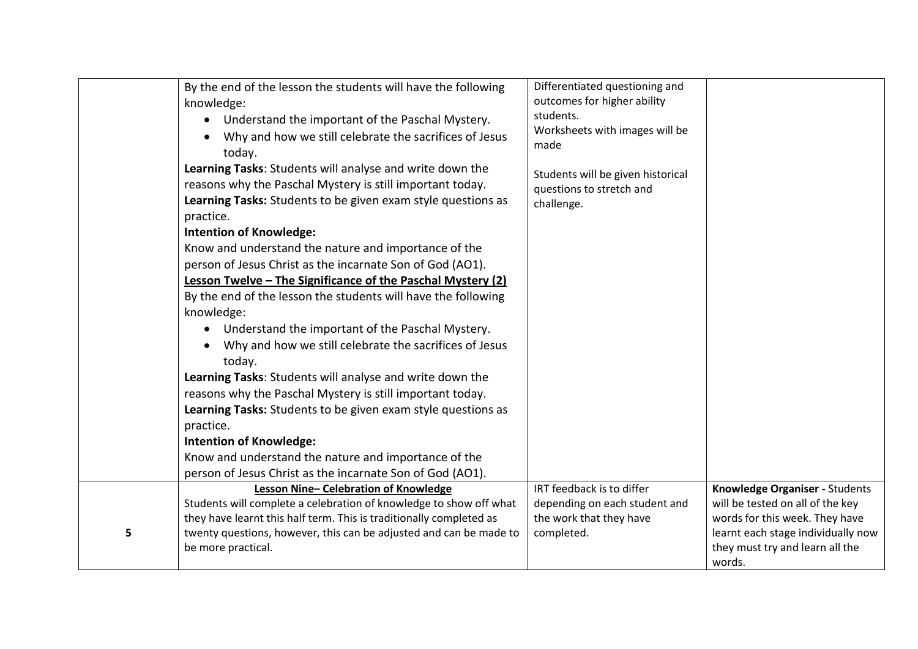| | | | |
|---|---|---|---|
| | By the end of the lesson the students will have the following knowledge:<br>• Understand the important of the Paschal Mystery.<br>• Why and how we still celebrate the sacrifices of Jesus today.<br>**Learning Tasks**: Students will analyse and write down the reasons why the Paschal Mystery is still important today.<br>**Learning Tasks:** Students to be given exam style questions as practice.<br>**Intention of Knowledge:**<br>Know and understand the nature and importance of the person of Jesus Christ as the incarnate Son of God (AO1).<br>**<u>Lesson Twelve – The Significance of the Paschal Mystery (2)</u>**<br>By the end of the lesson the students will have the following knowledge:<br>• Understand the important of the Paschal Mystery.<br>• Why and how we still celebrate the sacrifices of Jesus today.<br>**Learning Tasks**: Students will analyse and write down the reasons why the Paschal Mystery is still important today.<br>**Learning Tasks:** Students to be given exam style questions as practice.<br>**Intention of Knowledge:**<br>Know and understand the nature and importance of the person of Jesus Christ as the incarnate Son of God (AO1). | Differentiated questioning and outcomes for higher ability students.<br>Worksheets with images will be made<br><br>Students will be given historical questions to stretch and challenge. | |
| 5 | **<u>Lesson Nine– Celebration of Knowledge</u>**<br>Students will complete a celebration of knowledge to show off what they have learnt this half term. This is traditionally completed as twenty questions, however, this can be adjusted and can be made to be more practical. | IRT feedback is to differ depending on each student and the work that they have completed. | **Knowledge Organiser -** Students will be tested on all of the key words for this week. They have learnt each stage individually now they must try and learn all the words. |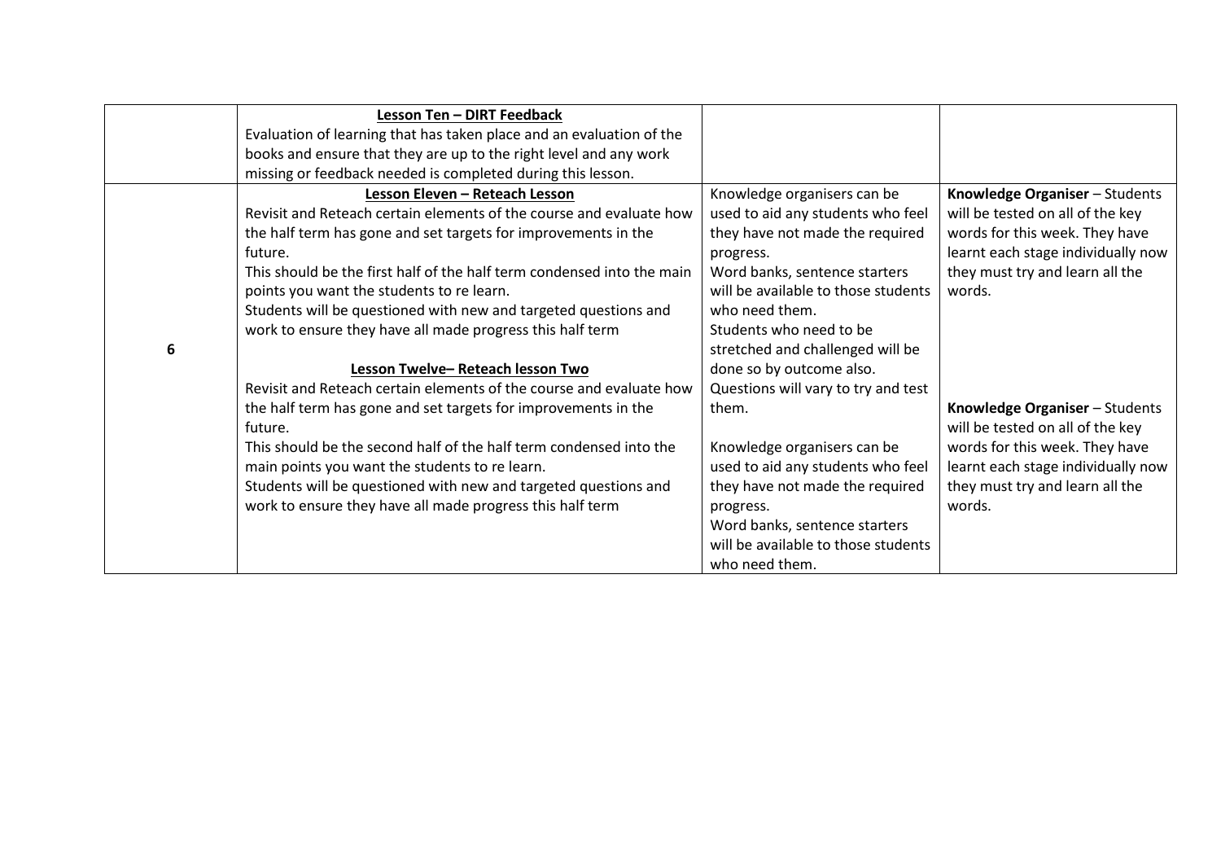| | | | |
|---|---|---|---|
| | **Lesson Ten – DIRT Feedback**<br>Evaluation of learning that has taken place and an evaluation of the books and ensure that they are up to the right level and any work missing or feedback needed is completed during this lesson. | | |
| 6 | **Lesson Eleven – Reteach Lesson**<br>Revisit and Reteach certain elements of the course and evaluate how the half term has gone and set targets for improvements in the future.<br>This should be the first half of the half term condensed into the main points you want the students to re learn.<br>Students will be questioned with new and targeted questions and work to ensure they have all made progress this half term<br><br>**Lesson Twelve– Reteach lesson Two**<br>Revisit and Reteach certain elements of the course and evaluate how the half term has gone and set targets for improvements in the future.<br>This should be the second half of the half term condensed into the main points you want the students to re learn.<br>Students will be questioned with new and targeted questions and work to ensure they have all made progress this half term | Knowledge organisers can be used to aid any students who feel they have not made the required progress.<br>Word banks, sentence starters will be available to those students who need them.<br>Students who need to be stretched and challenged will be done so by outcome also.<br>Questions will vary to try and test them.<br><br>Knowledge organisers can be used to aid any students who feel they have not made the required progress.<br>Word banks, sentence starters will be available to those students who need them. | **Knowledge Organiser** – Students will be tested on all of the key words for this week. They have learnt each stage individually now they must try and learn all the words.<br><br>**Knowledge Organiser** – Students will be tested on all of the key words for this week. They have learnt each stage individually now they must try and learn all the words. |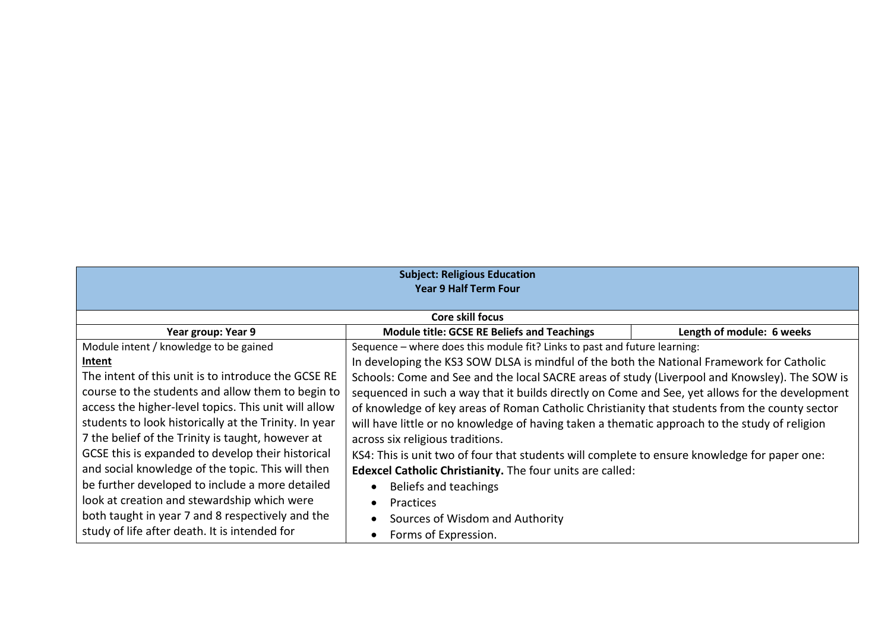| **Subject: Religious Education<br>Year 9 Half Term Four** | | |
|---|---|---|
| **Core skill focus** | | |
| **Year group: Year 9** | **Module title: GCSE RE Beliefs and Teachings** | **Length of module: 6 weeks** |
| Module intent / knowledge to be gained<br>**Intent**<br>The intent of this unit is to introduce the GCSE RE course to the students and allow them to begin to access the higher-level topics. This unit will allow students to look historically at the Trinity. In year 7 the belief of the Trinity is taught, however at GCSE this is expanded to develop their historical and social knowledge of the topic. This will then be further developed to include a more detailed look at creation and stewardship which were both taught in year 7 and 8 respectively and the study of life after death. It is intended for | Sequence – where does this module fit? Links to past and future learning:<br>In developing the KS3 SOW DLSA is mindful of the both the National Framework for Catholic Schools: Come and See and the local SACRE areas of study (Liverpool and Knowsley). The SOW is sequenced in such a way that it builds directly on Come and See, yet allows for the development of knowledge of key areas of Roman Catholic Christianity that students from the county sector will have little or no knowledge of having taken a thematic approach to the study of religion across six religious traditions.<br>KS4: This is unit two of four that students will complete to ensure knowledge for paper one: **Edexcel Catholic Christianity.** The four units are called:<br>• Beliefs and teachings<br>• Practices<br>• Sources of Wisdom and Authority<br>• Forms of Expression. | |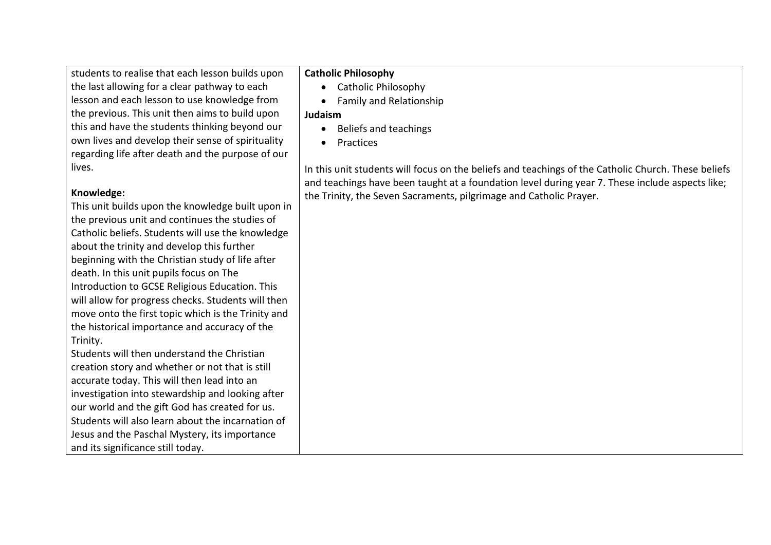| | |
|---|---|
| students to realise that each lesson builds upon the last allowing for a clear pathway to each lesson and each lesson to use knowledge from the previous. This unit then aims to build upon this and have the students thinking beyond our own lives and develop their sense of spirituality regarding life after death and the purpose of our lives.<br><br>**Knowledge:**<br>This unit builds upon the knowledge built upon in the previous unit and continues the studies of Catholic beliefs. Students will use the knowledge about the trinity and develop this further beginning with the Christian study of life after death. In this unit pupils focus on The Introduction to GCSE Religious Education. This will allow for progress checks. Students will then move onto the first topic which is the Trinity and the historical importance and accuracy of the Trinity.<br>Students will then understand the Christian creation story and whether or not that is still accurate today. This will then lead into an investigation into stewardship and looking after our world and the gift God has created for us. Students will also learn about the incarnation of Jesus and the Paschal Mystery, its importance and its significance still today. | **Catholic Philosophy**<br>• Catholic Philosophy<br>• Family and Relationship<br>**Judaism**<br>• Beliefs and teachings<br>• Practices<br><br>In this unit students will focus on the beliefs and teachings of the Catholic Church. These beliefs and teachings have been taught at a foundation level during year 7. These include aspects like; the Trinity, the Seven Sacraments, pilgrimage and Catholic Prayer. |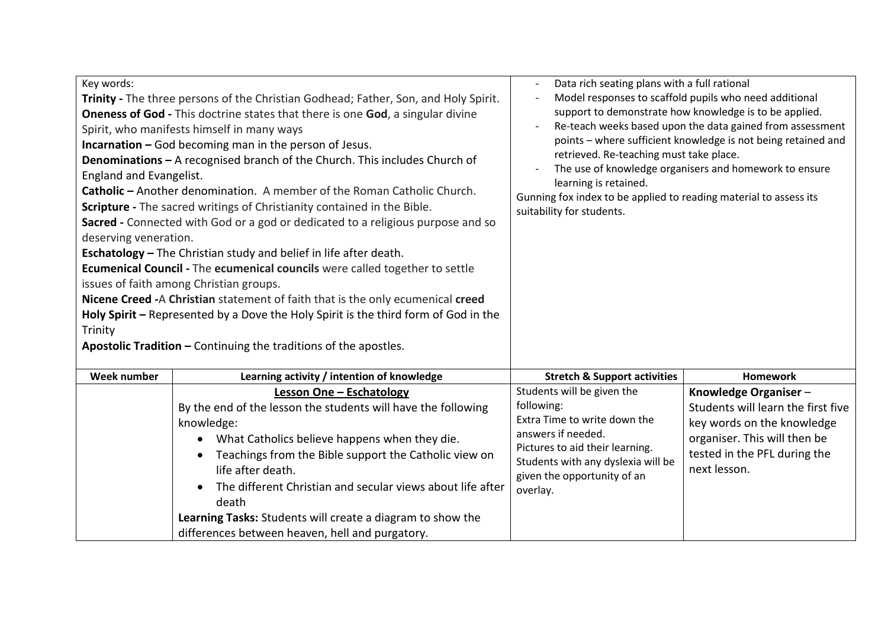Key words:
**Trinity -** The three persons of the Christian Godhead; Father, Son, and Holy Spirit.
**Oneness of God -** This doctrine states that there is one **God**, a singular divine Spirit, who manifests himself in many ways
**Incarnation –** God becoming man in the person of Jesus.
**Denominations –** A recognised branch of the Church. This includes Church of England and Evangelist.
**Catholic –** Another denomination. A member of the Roman Catholic Church.
**Scripture -** The sacred writings of Christianity contained in the Bible.
**Sacred -** Connected with God or a god or dedicated to a religious purpose and so deserving veneration.
**Eschatology –** The Christian study and belief in life after death.
**Ecumenical Council -** The **ecumenical councils** were called together to settle issues of faith among Christian groups.
**Nicene Creed -**A **Christian** statement of faith that is the only ecumenical **creed**
**Holy Spirit –** Represented by a Dove the Holy Spirit is the third form of God in the Trinity
**Apostolic Tradition –** Continuing the traditions of the apostles.

- Data rich seating plans with a full rational
- Model responses to scaffold pupils who need additional support to demonstrate how knowledge is to be applied.
- Re-teach weeks based upon the data gained from assessment points – where sufficient knowledge is not being retained and retrieved. Re-teaching must take place.
- The use of knowledge organisers and homework to ensure learning is retained.

Gunning fox index to be applied to reading material to assess its suitability for students.

| Week number | Learning activity / intention of knowledge | Stretch & Support activities | Homework |
|---|---|---|---|
| | **<u>Lesson One – Eschatology</u>**<br>By the end of the lesson the students will have the following knowledge:<br>• What Catholics believe happens when they die.<br>• Teachings from the Bible support the Catholic view on life after death.<br>• The different Christian and secular views about life after death<br>**Learning Tasks:** Students will create a diagram to show the differences between heaven, hell and purgatory. | Students will be given the following:<br>Extra Time to write down the answers if needed.<br>Pictures to aid their learning.<br>Students with any dyslexia will be given the opportunity of an overlay. | **Knowledge Organiser** – Students will learn the first five key words on the knowledge organiser. This will then be tested in the PFL during the next lesson. |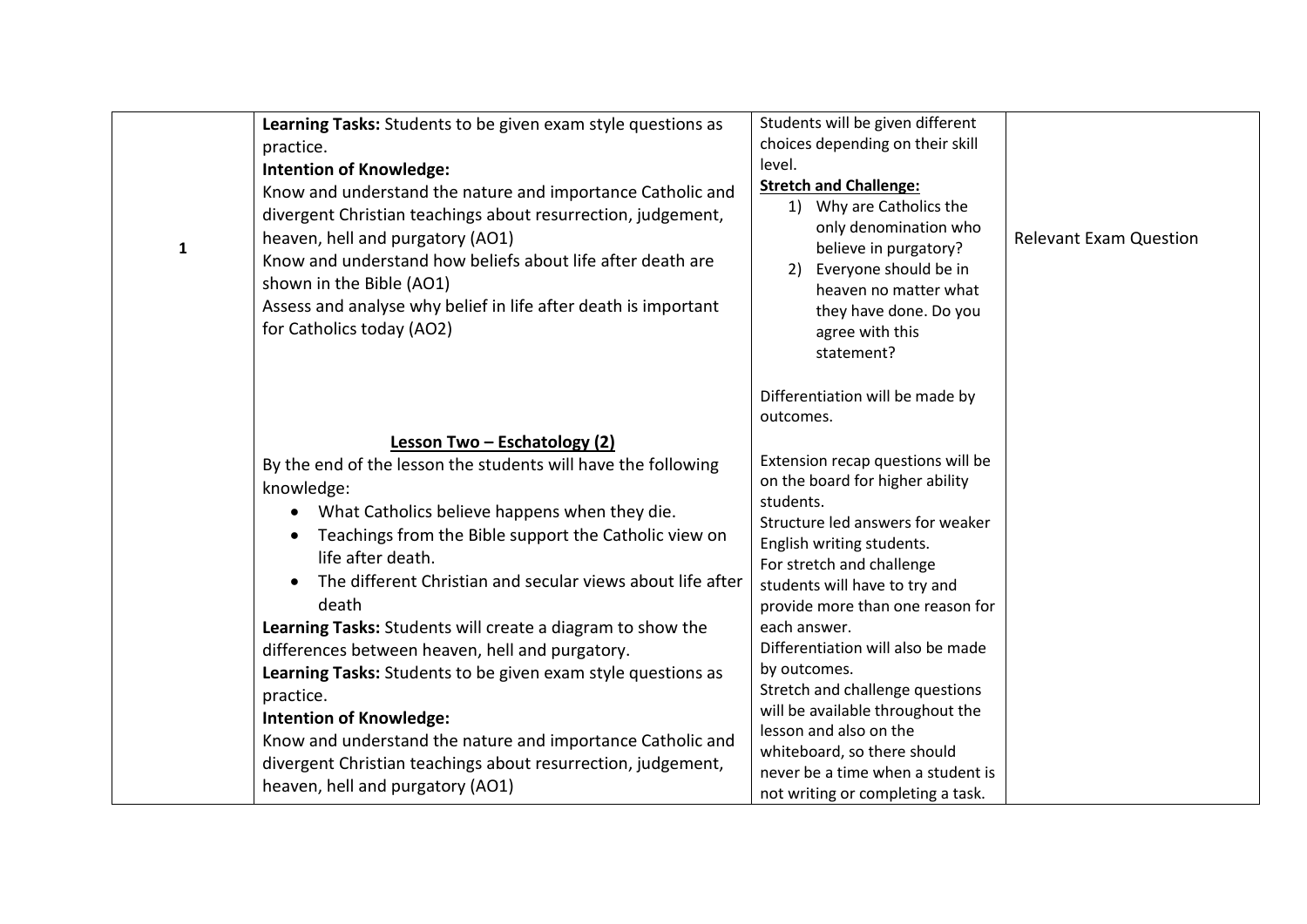| | | | |
|---|---|---|---|
| **1** | **Learning Tasks:** Students to be given exam style questions as practice.<br>**Intention of Knowledge:**<br>Know and understand the nature and importance Catholic and divergent Christian teachings about resurrection, judgement, heaven, hell and purgatory (AO1)<br>Know and understand how beliefs about life after death are shown in the Bible (AO1)<br>Assess and analyse why belief in life after death is important for Catholics today (AO2)<br><br>**Lesson Two – Eschatology (2)**<br>By the end of the lesson the students will have the following knowledge:<br>• What Catholics believe happens when they die.<br>• Teachings from the Bible support the Catholic view on life after death.<br>• The different Christian and secular views about life after death<br>**Learning Tasks:** Students will create a diagram to show the differences between heaven, hell and purgatory.<br>**Learning Tasks:** Students to be given exam style questions as practice.<br>**Intention of Knowledge:**<br>Know and understand the nature and importance Catholic and divergent Christian teachings about resurrection, judgement, heaven, hell and purgatory (AO1) | Students will be given different choices depending on their skill level.<br>**Stretch and Challenge:**<br>1) Why are Catholics the only denomination who believe in purgatory?<br>2) Everyone should be in heaven no matter what they have done. Do you agree with this statement?<br><br>Differentiation will be made by outcomes.<br><br>Extension recap questions will be on the board for higher ability students.<br>Structure led answers for weaker English writing students.<br>For stretch and challenge students will have to try and provide more than one reason for each answer.<br>Differentiation will also be made by outcomes.<br>Stretch and challenge questions will be available throughout the lesson and also on the whiteboard, so there should never be a time when a student is not writing or completing a task. | Relevant Exam Question |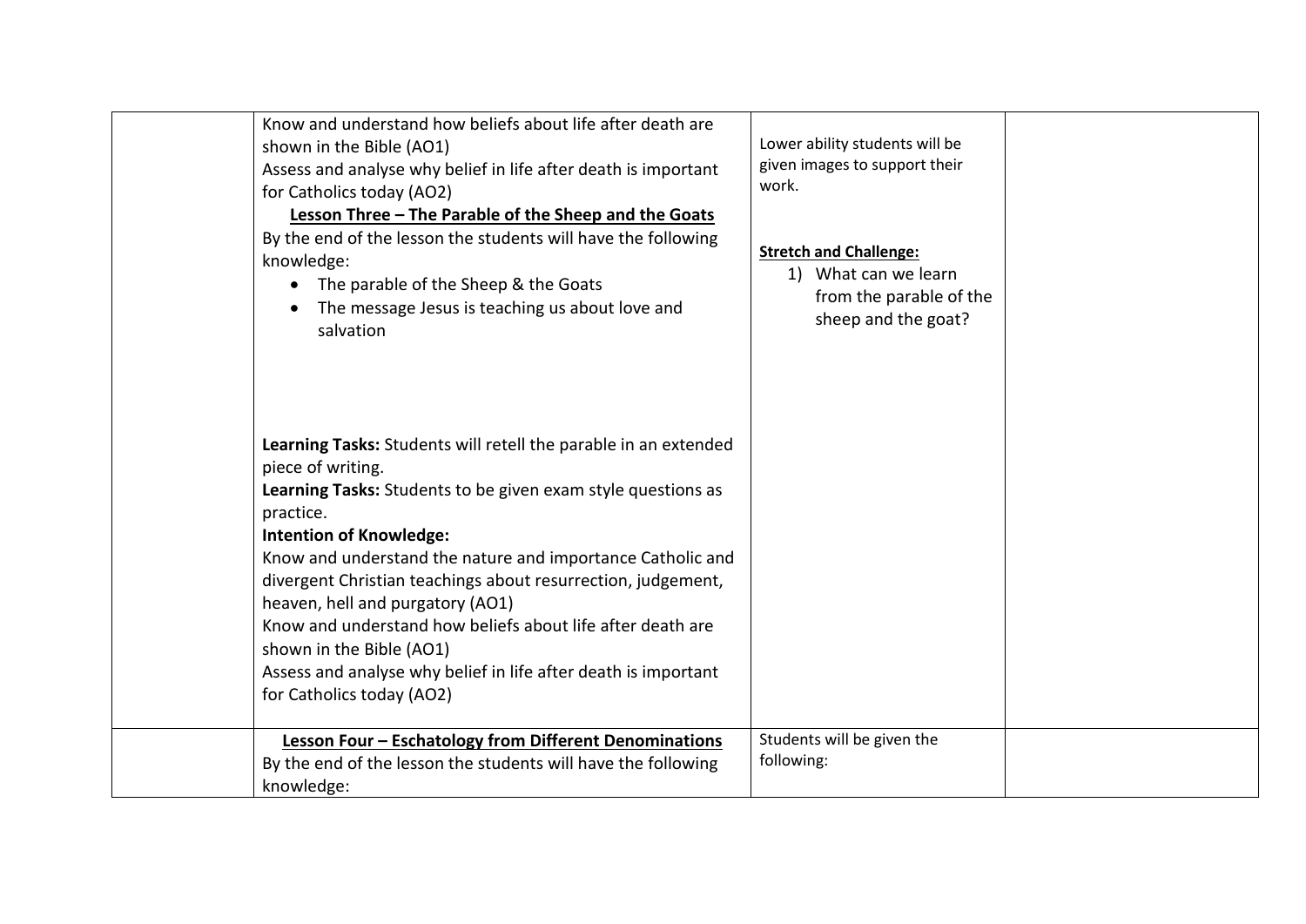| | | | |
|---|---|---|---|
| | Know and understand how beliefs about life after death are shown in the Bible (AO1)<br>Assess and analyse why belief in life after death is important for Catholics today (AO2)<br>**Lesson Three – The Parable of the Sheep and the Goats**<br>By the end of the lesson the students will have the following knowledge:<br>• The parable of the Sheep & the Goats<br>• The message Jesus is teaching us about love and salvation<br><br>**Learning Tasks:** Students will retell the parable in an extended piece of writing.<br>**Learning Tasks:** Students to be given exam style questions as practice.<br>**Intention of Knowledge:**<br>Know and understand the nature and importance Catholic and divergent Christian teachings about resurrection, judgement, heaven, hell and purgatory (AO1)<br>Know and understand how beliefs about life after death are shown in the Bible (AO1)<br>Assess and analyse why belief in life after death is important for Catholics today (AO2) | Lower ability students will be given images to support their work.<br><br>**Stretch and Challenge:**<br>1) What can we learn from the parable of the sheep and the goat? | |
| | **Lesson Four – Eschatology from Different Denominations**<br>By the end of the lesson the students will have the following knowledge: | Students will be given the following: | |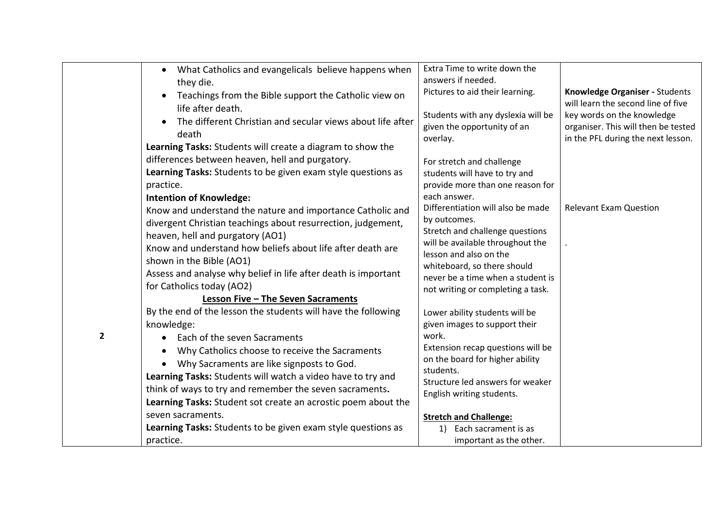| | | | |
|---|---|---|---|
| 2 | • What Catholics and evangelicals believe happens when they die.<br>• Teachings from the Bible support the Catholic view on life after death.<br>• The different Christian and secular views about life after death<br>**Learning Tasks:** Students will create a diagram to show the differences between heaven, hell and purgatory.<br>**Learning Tasks:** Students to be given exam style questions as practice.<br>**Intention of Knowledge:**<br>Know and understand the nature and importance Catholic and divergent Christian teachings about resurrection, judgement, heaven, hell and purgatory (AO1)<br>Know and understand how beliefs about life after death are shown in the Bible (AO1)<br>Assess and analyse why belief in life after death is important for Catholics today (AO2)<br>**<u>Lesson Five – The Seven Sacraments</u>**<br>By the end of the lesson the students will have the following knowledge:<br>• Each of the seven Sacraments<br>• Why Catholics choose to receive the Sacraments<br>• Why Sacraments are like signposts to God.<br>**Learning Tasks:** Students will watch a video have to try and think of ways to try and remember the seven sacraments**.**<br>**Learning Tasks:** Student sot create an acrostic poem about the seven sacraments.<br>**Learning Tasks:** Students to be given exam style questions as practice. | Extra Time to write down the answers if needed.<br>Pictures to aid their learning.<br><br>Students with any dyslexia will be given the opportunity of an overlay.<br><br>For stretch and challenge students will have to try and provide more than one reason for each answer.<br>Differentiation will also be made by outcomes.<br>Stretch and challenge questions will be available throughout the lesson and also on the whiteboard, so there should never be a time when a student is not writing or completing a task.<br><br>Lower ability students will be given images to support their work.<br>Extension recap questions will be on the board for higher ability students.<br>Structure led answers for weaker English writing students.<br><br>**<u>Stretch and Challenge:</u>**<br>1) Each sacrament is as important as the other. | **Knowledge Organiser -** Students will learn the second line of five key words on the knowledge organiser. This will then be tested in the PFL during the next lesson.<br><br>Relevant Exam Question<br><br>. |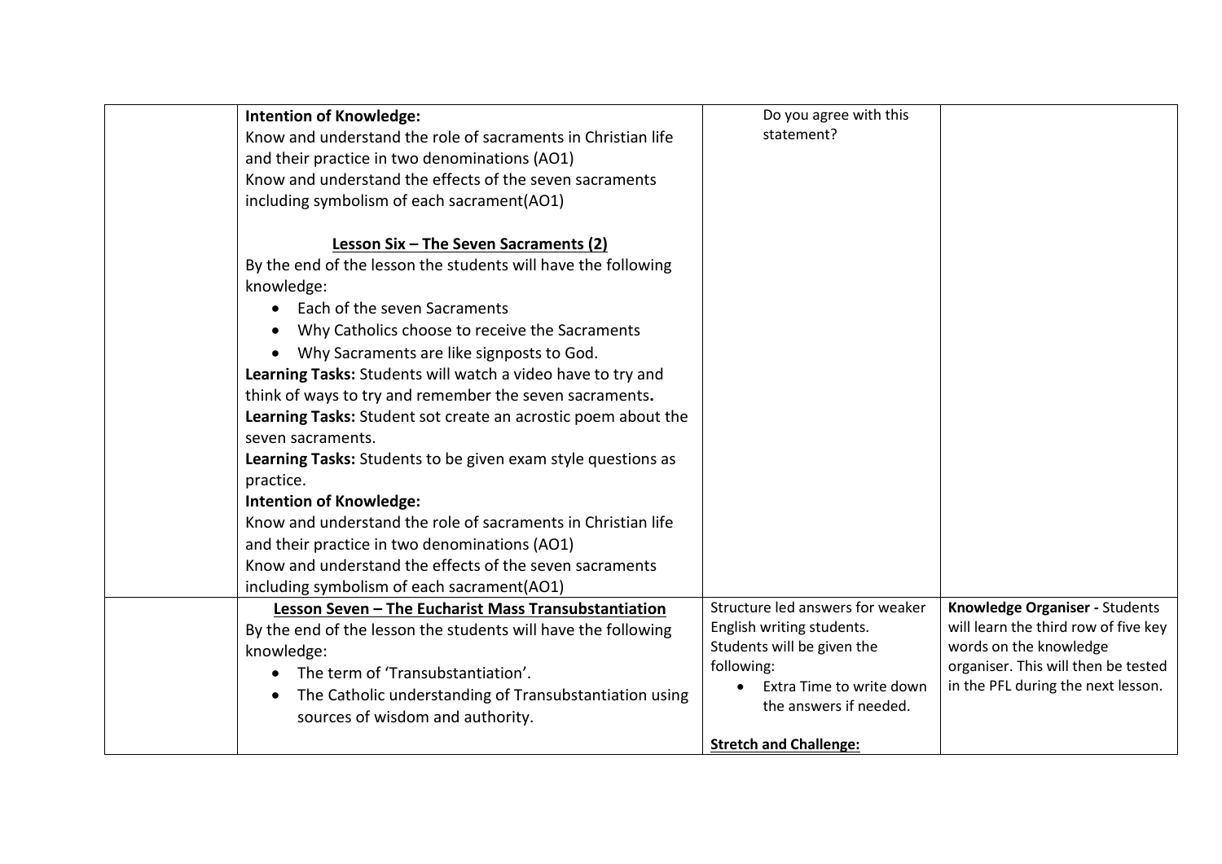| | | | |
|---|---|---|---|
| | **Intention of Knowledge:**<br>Know and understand the role of sacraments in Christian life and their practice in two denominations (AO1)<br>Know and understand the effects of the seven sacraments including symbolism of each sacrament(AO1)<br><br>**Lesson Six – The Seven Sacraments (2)**<br>By the end of the lesson the students will have the following knowledge:<br>• Each of the seven Sacraments<br>• Why Catholics choose to receive the Sacraments<br>• Why Sacraments are like signposts to God.<br>**Learning Tasks:** Students will watch a video have to try and think of ways to try and remember the seven sacraments**.**<br>**Learning Tasks:** Student sot create an acrostic poem about the seven sacraments.<br>**Learning Tasks:** Students to be given exam style questions as practice.<br>**Intention of Knowledge:**<br>Know and understand the role of sacraments in Christian life and their practice in two denominations (AO1)<br>Know and understand the effects of the seven sacraments including symbolism of each sacrament(AO1) | Do you agree with this statement? | |
| | **Lesson Seven – The Eucharist Mass Transubstantiation**<br>By the end of the lesson the students will have the following knowledge:<br>• The term of 'Transubstantiation'.<br>• The Catholic understanding of Transubstantiation using sources of wisdom and authority. | Structure led answers for weaker English writing students.<br>Students will be given the following:<br>• Extra Time to write down the answers if needed.<br><br>**Stretch and Challenge:** | **Knowledge Organiser -** Students will learn the third row of five key words on the knowledge organiser. This will then be tested in the PFL during the next lesson. |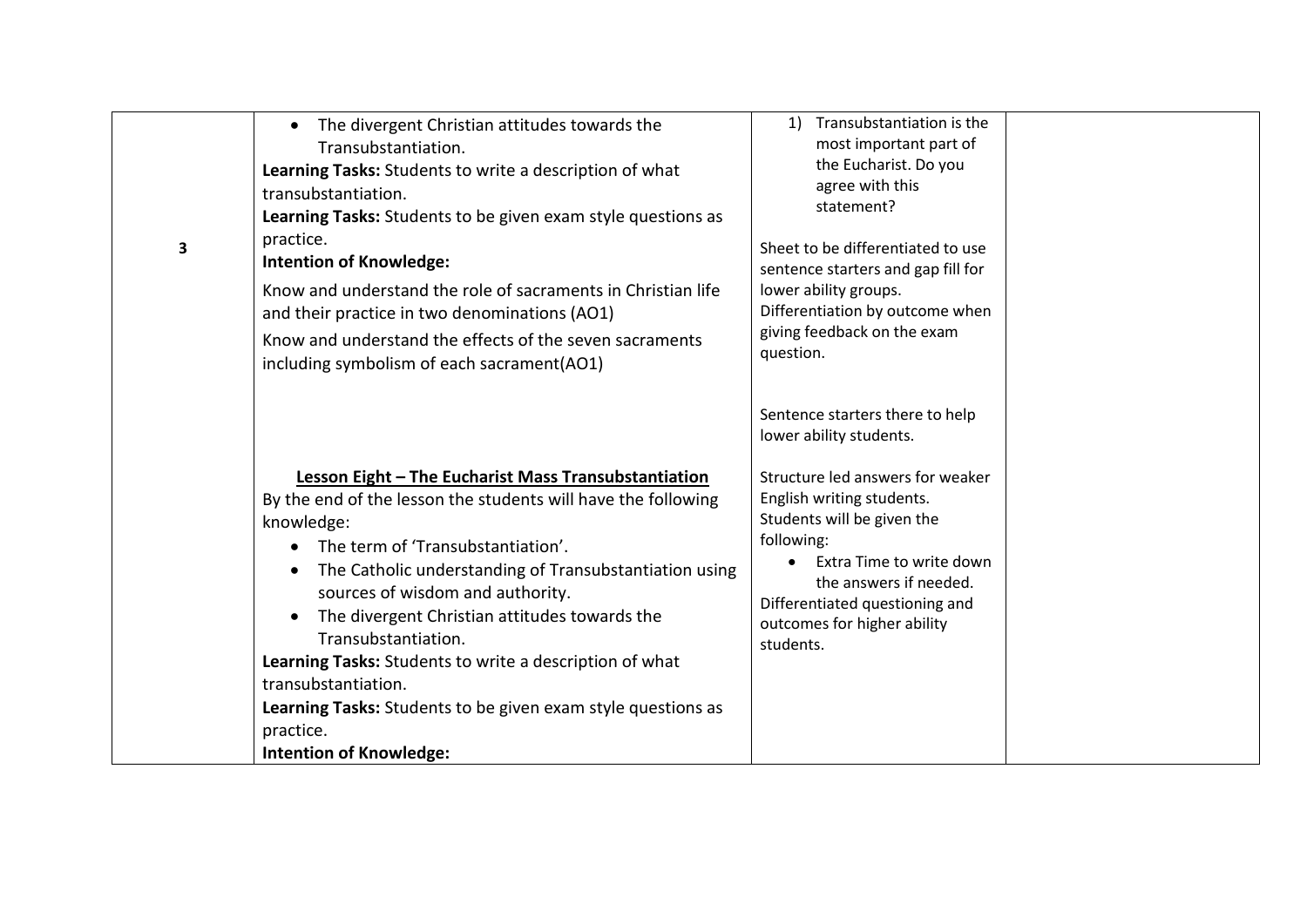| | | | |
|---|---|---|---|
| 3 | <ul><li>The divergent Christian attitudes towards the Transubstantiation.</li></ul>**Learning Tasks:** Students to write a description of what transubstantiation.<br>**Learning Tasks:** Students to be given exam style questions as practice.<br>**Intention of Knowledge:**<br>Know and understand the role of sacraments in Christian life and their practice in two denominations (AO1)<br>Know and understand the effects of the seven sacraments including symbolism of each sacrament(AO1)<br><br>**<u>Lesson Eight – The Eucharist Mass Transubstantiation</u>**<br>By the end of the lesson the students will have the following knowledge:<ul><li>The term of 'Transubstantiation'.</li><li>The Catholic understanding of Transubstantiation using sources of wisdom and authority.</li><li>The divergent Christian attitudes towards the Transubstantiation.</li></ul>**Learning Tasks:** Students to write a description of what transubstantiation.<br>**Learning Tasks:** Students to be given exam style questions as practice.<br>**Intention of Knowledge:** | 1) Transubstantiation is the most important part of the Eucharist. Do you agree with this statement?<br><br>Sheet to be differentiated to use sentence starters and gap fill for lower ability groups.<br>Differentiation by outcome when giving feedback on the exam question.<br><br>Sentence starters there to help lower ability students.<br><br>Structure led answers for weaker English writing students.<br>Students will be given the following:<ul><li>Extra Time to write down the answers if needed.</li></ul>Differentiated questioning and outcomes for higher ability students. | |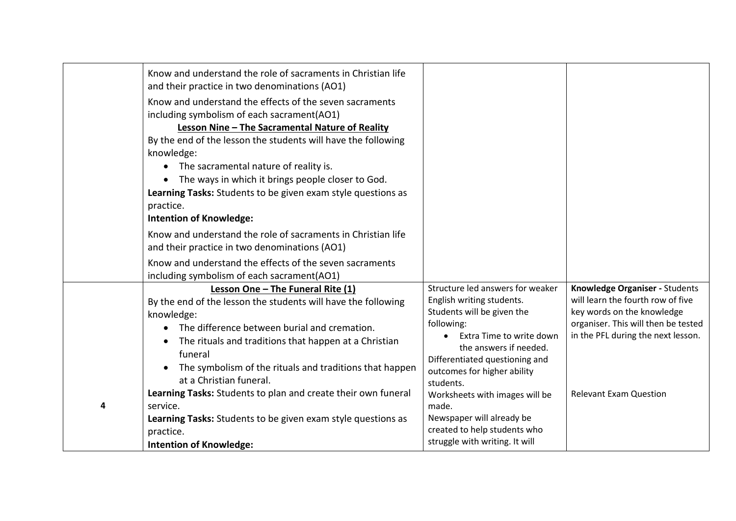| | | | |
|---|---|---|---|
| | Know and understand the role of sacraments in Christian life and their practice in two denominations (AO1)<br><br>Know and understand the effects of the seven sacraments including symbolism of each sacrament(AO1)<br><br>**Lesson Nine – The Sacramental Nature of Reality**<br><br>By the end of the lesson the students will have the following knowledge:<br>• The sacramental nature of reality is.<br>• The ways in which it brings people closer to God.<br><br>**Learning Tasks:** Students to be given exam style questions as practice.<br><br>**Intention of Knowledge:**<br><br>Know and understand the role of sacraments in Christian life and their practice in two denominations (AO1)<br><br>Know and understand the effects of the seven sacraments including symbolism of each sacrament(AO1) | | |
| 4 | **Lesson One – The Funeral Rite (1)**<br><br>By the end of the lesson the students will have the following knowledge:<br>• The difference between burial and cremation.<br>• The rituals and traditions that happen at a Christian funeral<br>• The symbolism of the rituals and traditions that happen at a Christian funeral.<br><br>**Learning Tasks:** Students to plan and create their own funeral service.<br><br>**Learning Tasks:** Students to be given exam style questions as practice.<br><br>**Intention of Knowledge:** | Structure led answers for weaker English writing students.<br>Students will be given the following:<br>• Extra Time to write down the answers if needed.<br><br>Differentiated questioning and outcomes for higher ability students.<br>Worksheets with images will be made.<br>Newspaper will already be created to help students who struggle with writing. It will | **Knowledge Organiser -** Students will learn the fourth row of five key words on the knowledge organiser. This will then be tested in the PFL during the next lesson.<br><br>Relevant Exam Question |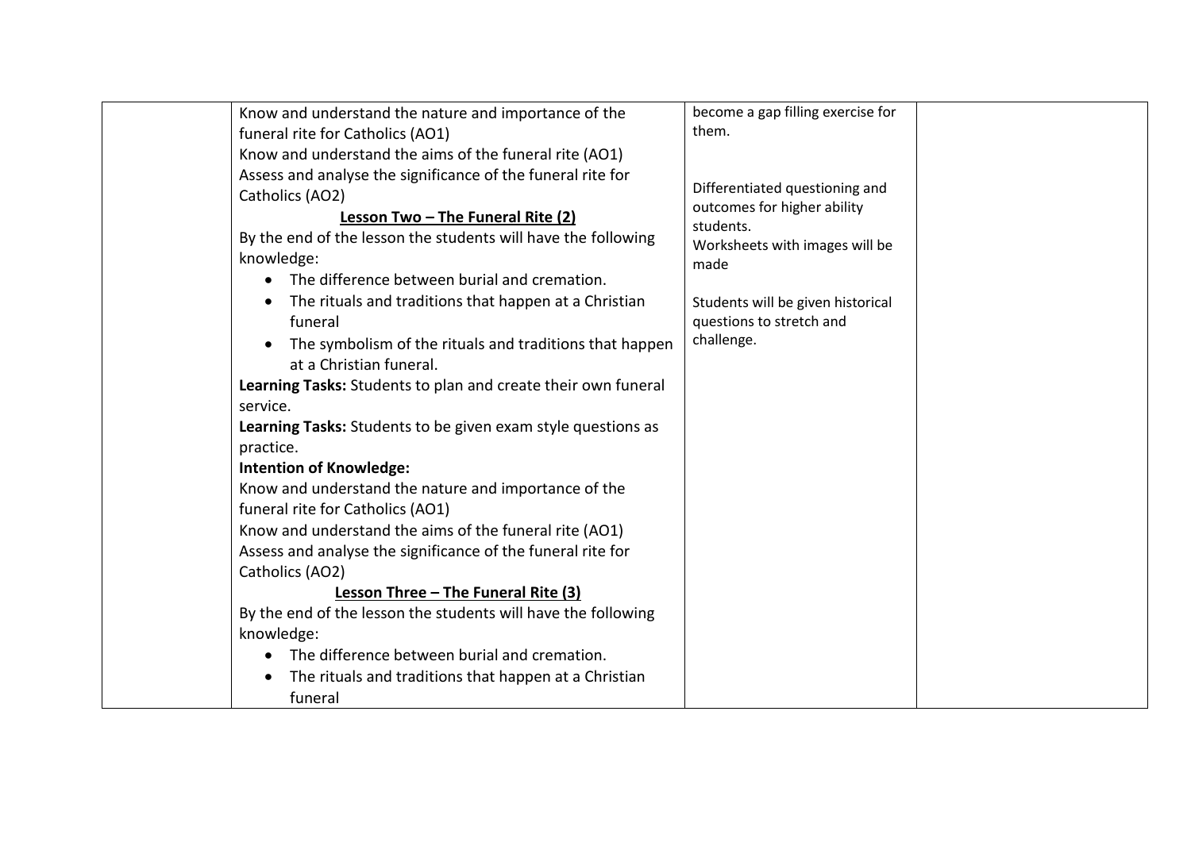| | | | |
|---|---|---|---|
| | Know and understand the nature and importance of the funeral rite for Catholics (AO1)<br>Know and understand the aims of the funeral rite (AO1)<br>Assess and analyse the significance of the funeral rite for Catholics (AO2)<br>**<u>Lesson Two – The Funeral Rite (2)</u>**<br>By the end of the lesson the students will have the following knowledge:<br>• The difference between burial and cremation.<br>• The rituals and traditions that happen at a Christian funeral<br>• The symbolism of the rituals and traditions that happen at a Christian funeral.<br>**Learning Tasks:** Students to plan and create their own funeral service.<br>**Learning Tasks:** Students to be given exam style questions as practice.<br>**Intention of Knowledge:**<br>Know and understand the nature and importance of the funeral rite for Catholics (AO1)<br>Know and understand the aims of the funeral rite (AO1)<br>Assess and analyse the significance of the funeral rite for Catholics (AO2)<br>**<u>Lesson Three – The Funeral Rite (3)</u>**<br>By the end of the lesson the students will have the following knowledge:<br>• The difference between burial and cremation.<br>• The rituals and traditions that happen at a Christian funeral | become a gap filling exercise for them.<br><br>Differentiated questioning and outcomes for higher ability students.<br>Worksheets with images will be made<br><br>Students will be given historical questions to stretch and challenge. | |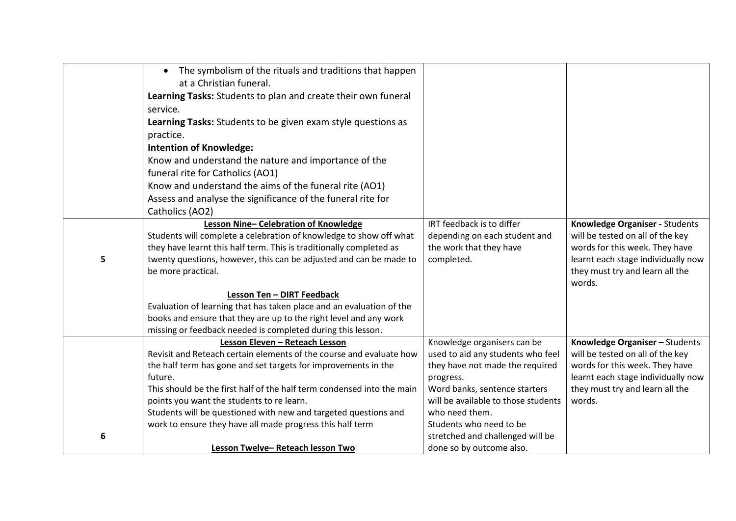| | | | |
|---|---|---|---|
| | • The symbolism of the rituals and traditions that happen at a Christian funeral.<br>**Learning Tasks:** Students to plan and create their own funeral service.<br>**Learning Tasks:** Students to be given exam style questions as practice.<br>**Intention of Knowledge:**<br>Know and understand the nature and importance of the funeral rite for Catholics (AO1)<br>Know and understand the aims of the funeral rite (AO1)<br>Assess and analyse the significance of the funeral rite for Catholics (AO2) | | |
| 5 | **<u>Lesson Nine– Celebration of Knowledge</u>**<br>Students will complete a celebration of knowledge to show off what they have learnt this half term. This is traditionally completed as twenty questions, however, this can be adjusted and can be made to be more practical.<br><br>**<u>Lesson Ten – DIRT Feedback</u>**<br>Evaluation of learning that has taken place and an evaluation of the books and ensure that they are up to the right level and any work missing or feedback needed is completed during this lesson. | IRT feedback is to differ depending on each student and the work that they have completed. | **Knowledge Organiser -** Students will be tested on all of the key words for this week. They have learnt each stage individually now they must try and learn all the words. |
| 6 | **<u>Lesson Eleven – Reteach Lesson</u>**<br>Revisit and Reteach certain elements of the course and evaluate how the half term has gone and set targets for improvements in the future.<br>This should be the first half of the half term condensed into the main points you want the students to re learn.<br>Students will be questioned with new and targeted questions and work to ensure they have all made progress this half term<br><br>**<u>Lesson Twelve– Reteach lesson Two</u>** | Knowledge organisers can be used to aid any students who feel they have not made the required progress.<br>Word banks, sentence starters will be available to those students who need them.<br>Students who need to be stretched and challenged will be done so by outcome also. | **Knowledge Organiser** – Students will be tested on all of the key words for this week. They have learnt each stage individually now they must try and learn all the words. |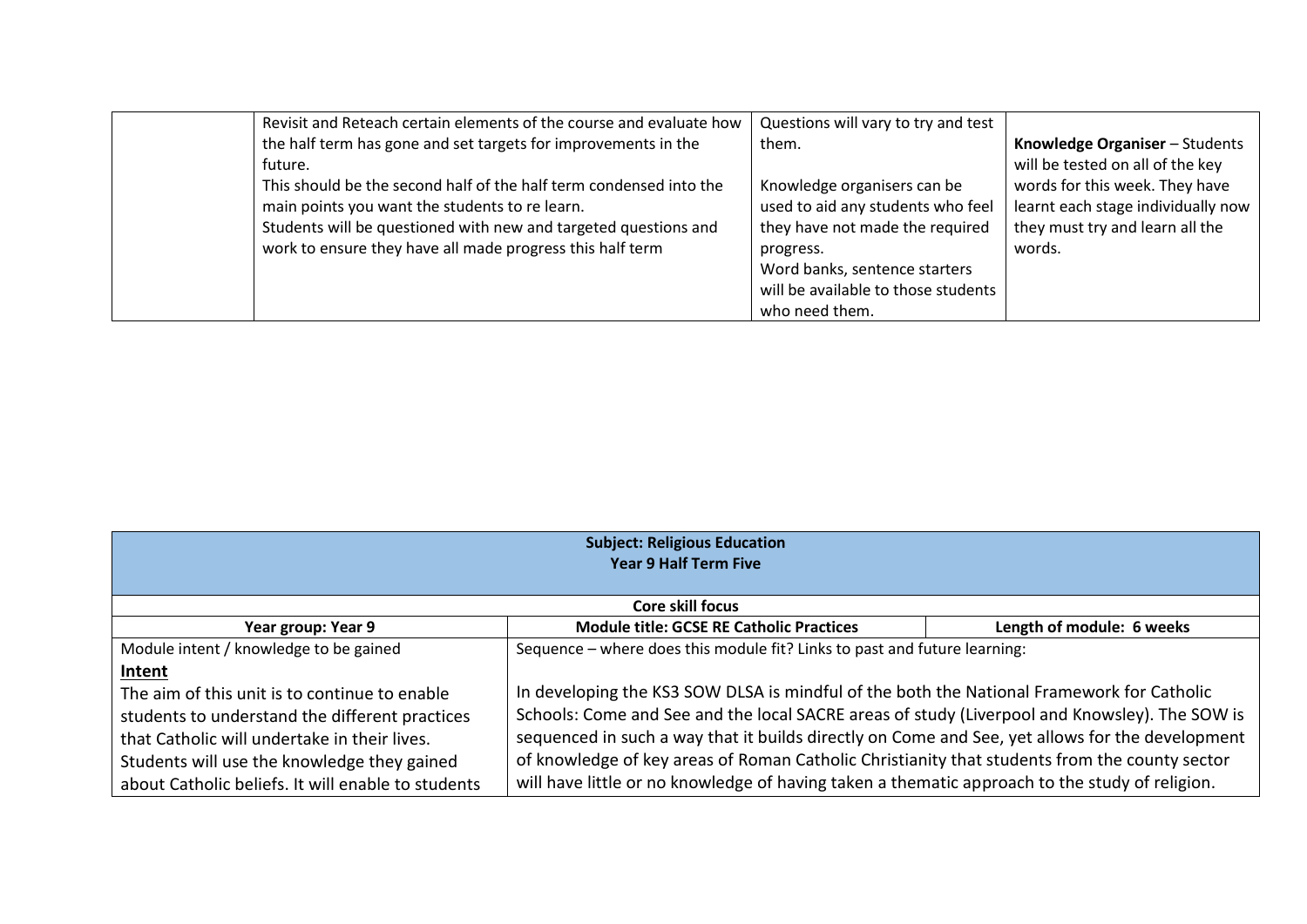| | | | |
|---|---|---|---|
| | Revisit and Reteach certain elements of the course and evaluate how the half term has gone and set targets for improvements in the future.<br>This should be the second half of the half term condensed into the main points you want the students to re learn.<br>Students will be questioned with new and targeted questions and work to ensure they have all made progress this half term | Questions will vary to try and test them.<br><br>Knowledge organisers can be used to aid any students who feel they have not made the required progress.<br>Word banks, sentence starters will be available to those students who need them. | **Knowledge Organiser** – Students will be tested on all of the key words for this week. They have learnt each stage individually now they must try and learn all the words. |

| **Subject: Religious Education**<br>**Year 9 Half Term Five** | | |
|---|---|---|
| **Core skill focus** | | |
| **Year group: Year 9** | **Module title: GCSE RE Catholic Practices** | **Length of module: 6 weeks** |
| Module intent / knowledge to be gained<br>**Intent**<br>The aim of this unit is to continue to enable students to understand the different practices that Catholic will undertake in their lives.<br>Students will use the knowledge they gained about Catholic beliefs. It will enable to students | Sequence – where does this module fit? Links to past and future learning:<br><br>In developing the KS3 SOW DLSA is mindful of the both the National Framework for Catholic Schools: Come and See and the local SACRE areas of study (Liverpool and Knowsley). The SOW is sequenced in such a way that it builds directly on Come and See, yet allows for the development of knowledge of key areas of Roman Catholic Christianity that students from the county sector will have little or no knowledge of having taken a thematic approach to the study of religion. | |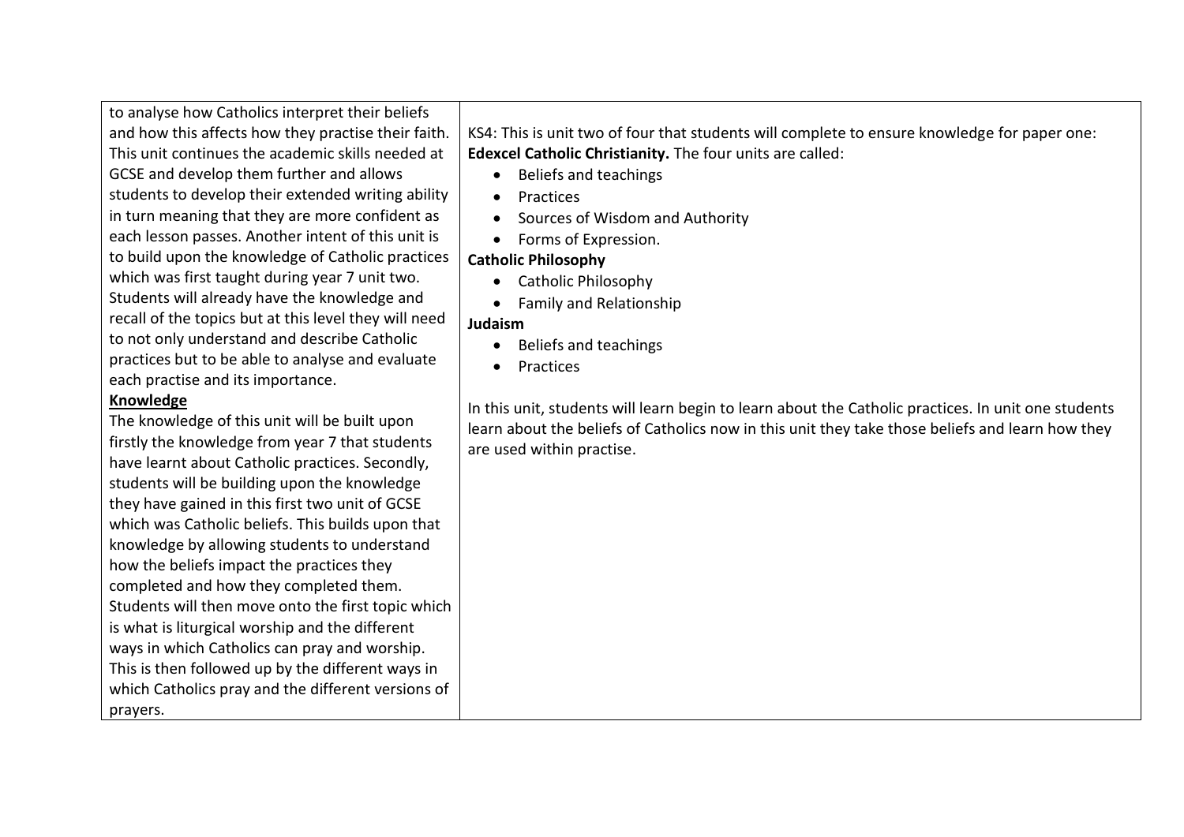| | |
|---|---|
| to analyse how Catholics interpret their beliefs and how this affects how they practise their faith. This unit continues the academic skills needed at GCSE and develop them further and allows students to develop their extended writing ability in turn meaning that they are more confident as each lesson passes. Another intent of this unit is to build upon the knowledge of Catholic practices which was first taught during year 7 unit two. Students will already have the knowledge and recall of the topics but at this level they will need to not only understand and describe Catholic practices but to be able to analyse and evaluate each practise and its importance.<br>**<u>Knowledge</u>**<br>The knowledge of this unit will be built upon firstly the knowledge from year 7 that students have learnt about Catholic practices. Secondly, students will be building upon the knowledge they have gained in this first two unit of GCSE which was Catholic beliefs. This builds upon that knowledge by allowing students to understand how the beliefs impact the practices they completed and how they completed them. Students will then move onto the first topic which is what is liturgical worship and the different ways in which Catholics can pray and worship. This is then followed up by the different ways in which Catholics pray and the different versions of prayers. | KS4: This is unit two of four that students will complete to ensure knowledge for paper one: **Edexcel Catholic Christianity.** The four units are called:<br>• Beliefs and teachings<br>• Practices<br>• Sources of Wisdom and Authority<br>• Forms of Expression.<br>**Catholic Philosophy**<br>• Catholic Philosophy<br>• Family and Relationship<br>**Judaism**<br>• Beliefs and teachings<br>• Practices<br><br>In this unit, students will learn begin to learn about the Catholic practices. In unit one students learn about the beliefs of Catholics now in this unit they take those beliefs and learn how they are used within practise. |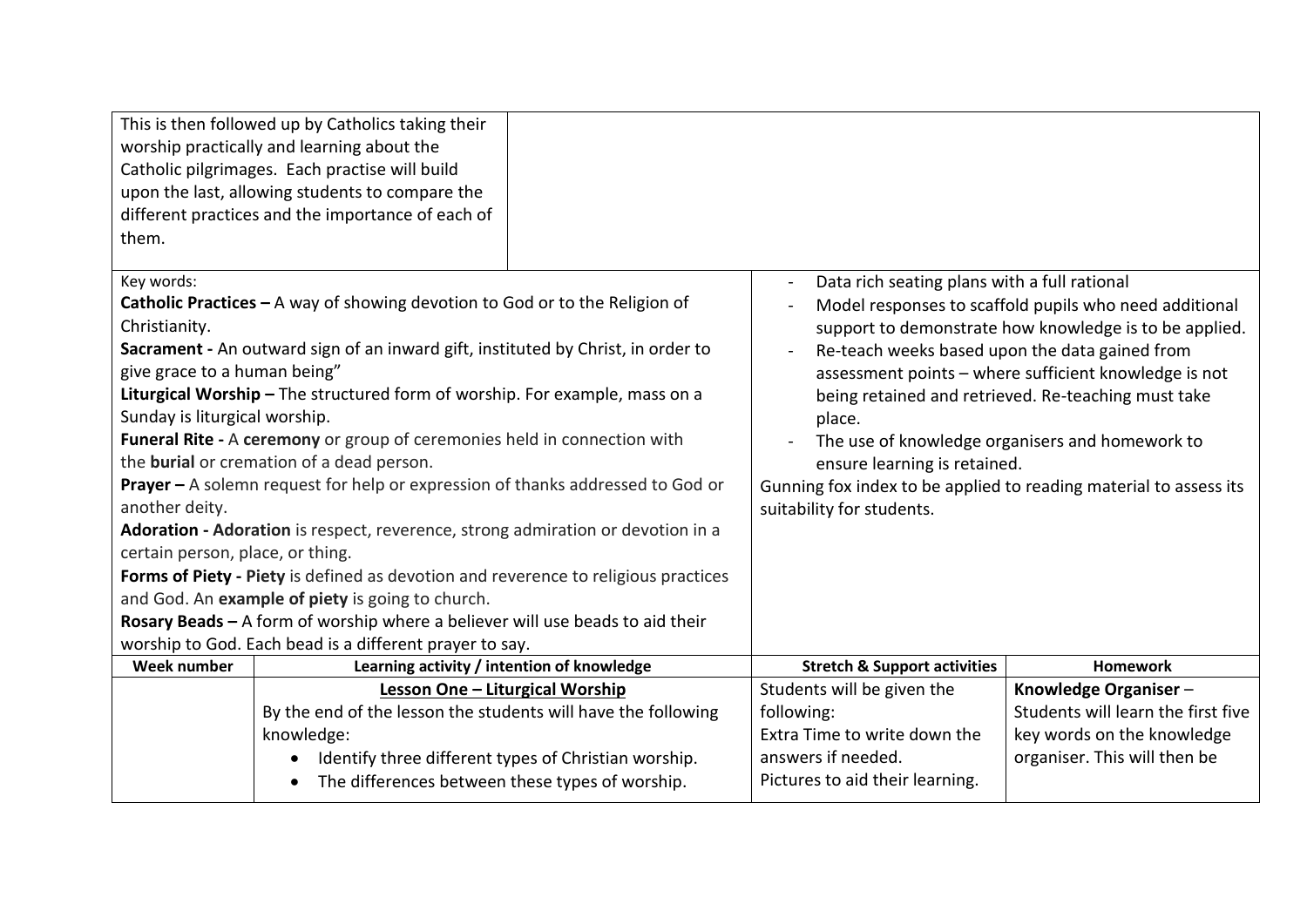| | |
|---|---|
| This is then followed up by Catholics taking their worship practically and learning about the Catholic pilgrimages. Each practise will build upon the last, allowing students to compare the different practices and the importance of each of them. | |

| | |
|---|---|
| Key words:<br>**Catholic Practices –** A way of showing devotion to God or to the Religion of Christianity.<br>**Sacrament -** An outward sign of an inward gift, instituted by Christ, in order to give grace to a human being"<br>**Liturgical Worship –** The structured form of worship. For example, mass on a Sunday is liturgical worship.<br>**Funeral Rite -** A **ceremony** or group of ceremonies held in connection with the **burial** or cremation of a dead person.<br>**Prayer –** A solemn request for help or expression of thanks addressed to God or another deity.<br>**Adoration - Adoration** is respect, reverence, strong admiration or devotion in a certain person, place, or thing.<br>**Forms of Piety - Piety** is defined as devotion and reverence to religious practices and God. An **example of piety** is going to church.<br>**Rosary Beads –** A form of worship where a believer will use beads to aid their worship to God. Each bead is a different prayer to say. | - Data rich seating plans with a full rational<br>- Model responses to scaffold pupils who need additional support to demonstrate how knowledge is to be applied.<br>- Re-teach weeks based upon the data gained from assessment points – where sufficient knowledge is not being retained and retrieved. Re-teaching must take place.<br>- The use of knowledge organisers and homework to ensure learning is retained.<br>Gunning fox index to be applied to reading material to assess its suitability for students. |

| Week number | Learning activity / intention of knowledge | Stretch & Support activities | Homework |
|---|---|---|---|
| | **Lesson One – Liturgical Worship**<br>By the end of the lesson the students will have the following knowledge:<br>• Identify three different types of Christian worship.<br>• The differences between these types of worship. | Students will be given the following:<br>Extra Time to write down the answers if needed.<br>Pictures to aid their learning. | **Knowledge Organiser** –<br>Students will learn the first five key words on the knowledge organiser. This will then be |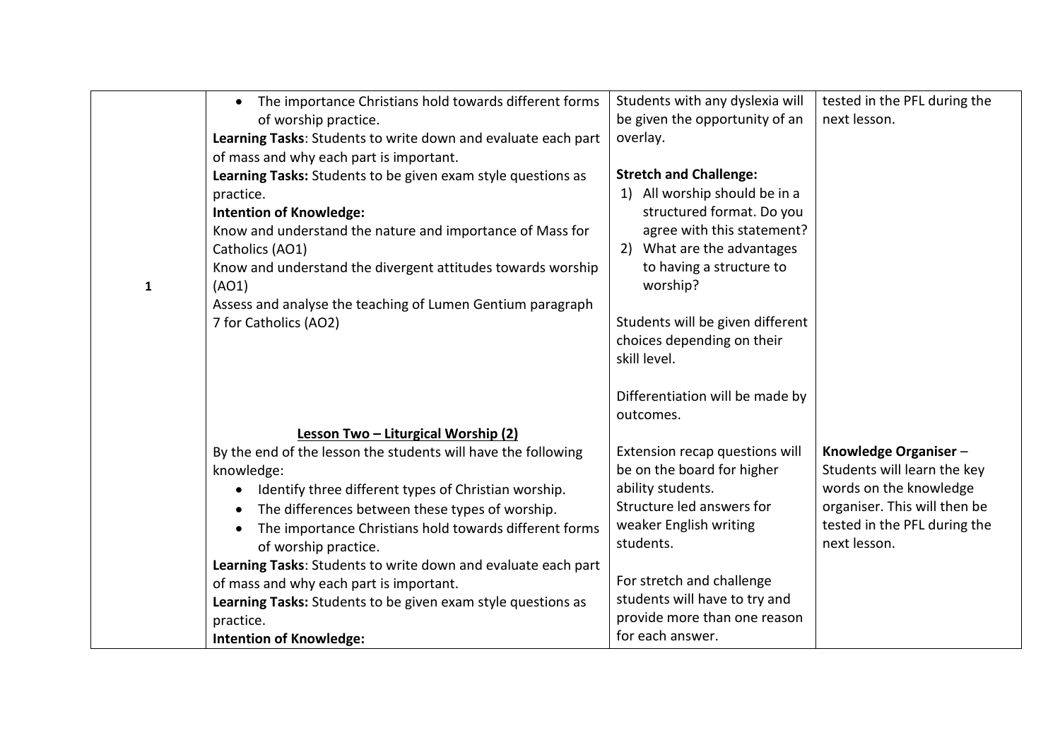| | | | |
|---|---|---|---|
| 1 | • The importance Christians hold towards different forms of worship practice.<br>**Learning Tasks**: Students to write down and evaluate each part of mass and why each part is important.<br>**Learning Tasks:** Students to be given exam style questions as practice.<br>**Intention of Knowledge:**<br>Know and understand the nature and importance of Mass for Catholics (AO1)<br>Know and understand the divergent attitudes towards worship (AO1)<br>Assess and analyse the teaching of Lumen Gentium paragraph 7 for Catholics (AO2) | Students with any dyslexia will be given the opportunity of an overlay.<br><br>**Stretch and Challenge:**<br>1) All worship should be in a structured format. Do you agree with this statement?<br>2) What are the advantages to having a structure to worship?<br><br>Students will be given different choices depending on their skill level.<br><br>Differentiation will be made by outcomes. | tested in the PFL during the next lesson. |
| | **Lesson Two – Liturgical Worship (2)**<br>By the end of the lesson the students will have the following knowledge:<br>• Identify three different types of Christian worship.<br>• The differences between these types of worship.<br>• The importance Christians hold towards different forms of worship practice.<br>**Learning Tasks**: Students to write down and evaluate each part of mass and why each part is important.<br>**Learning Tasks:** Students to be given exam style questions as practice.<br>**Intention of Knowledge:** | Extension recap questions will be on the board for higher ability students.<br>Structure led answers for weaker English writing students.<br><br>For stretch and challenge students will have to try and provide more than one reason for each answer. | **Knowledge Organiser** – Students will learn the key words on the knowledge organiser. This will then be tested in the PFL during the next lesson. |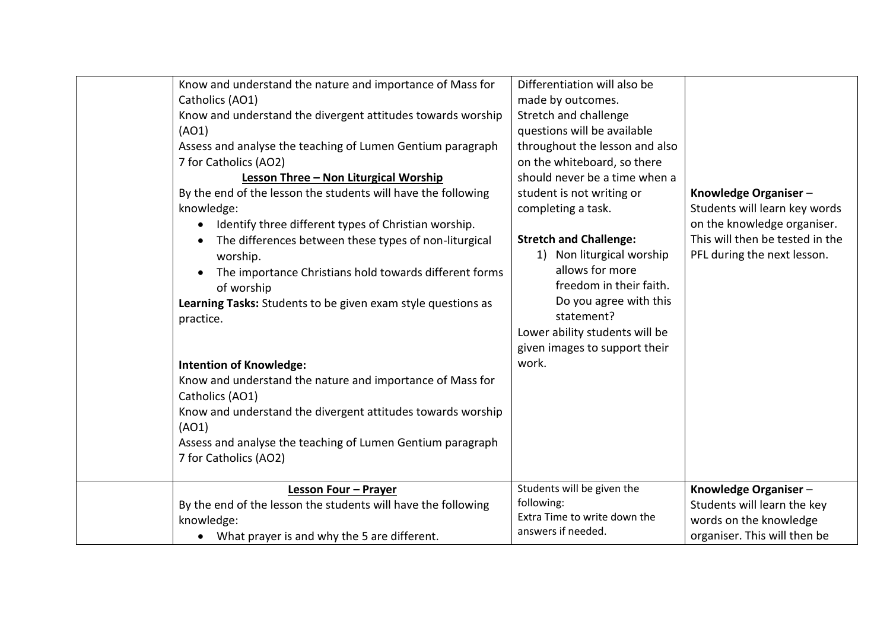| | | | |
|---|---|---|---|
| | Know and understand the nature and importance of Mass for Catholics (AO1)<br>Know and understand the divergent attitudes towards worship (AO1)<br>Assess and analyse the teaching of Lumen Gentium paragraph 7 for Catholics (AO2)<br>**<u>Lesson Three – Non Liturgical Worship</u>**<br>By the end of the lesson the students will have the following knowledge:<br>• Identify three different types of Christian worship.<br>• The differences between these types of non-liturgical worship.<br>• The importance Christians hold towards different forms of worship<br>**Learning Tasks:** Students to be given exam style questions as practice.<br><br>**Intention of Knowledge:**<br>Know and understand the nature and importance of Mass for Catholics (AO1)<br>Know and understand the divergent attitudes towards worship (AO1)<br>Assess and analyse the teaching of Lumen Gentium paragraph 7 for Catholics (AO2) | Differentiation will also be made by outcomes.<br>Stretch and challenge questions will be available throughout the lesson and also on the whiteboard, so there should never be a time when a student is not writing or completing a task.<br><br>**Stretch and Challenge:**<br>1) Non liturgical worship allows for more freedom in their faith. Do you agree with this statement?<br>Lower ability students will be given images to support their work. | **Knowledge Organiser** – Students will learn key words on the knowledge organiser. This will then be tested in the PFL during the next lesson. |
| | **<u>Lesson Four – Prayer</u>**<br>By the end of the lesson the students will have the following knowledge:<br>• What prayer is and why the 5 are different. | Students will be given the following:<br>Extra Time to write down the answers if needed. | **Knowledge Organiser** – Students will learn the key words on the knowledge organiser. This will then be |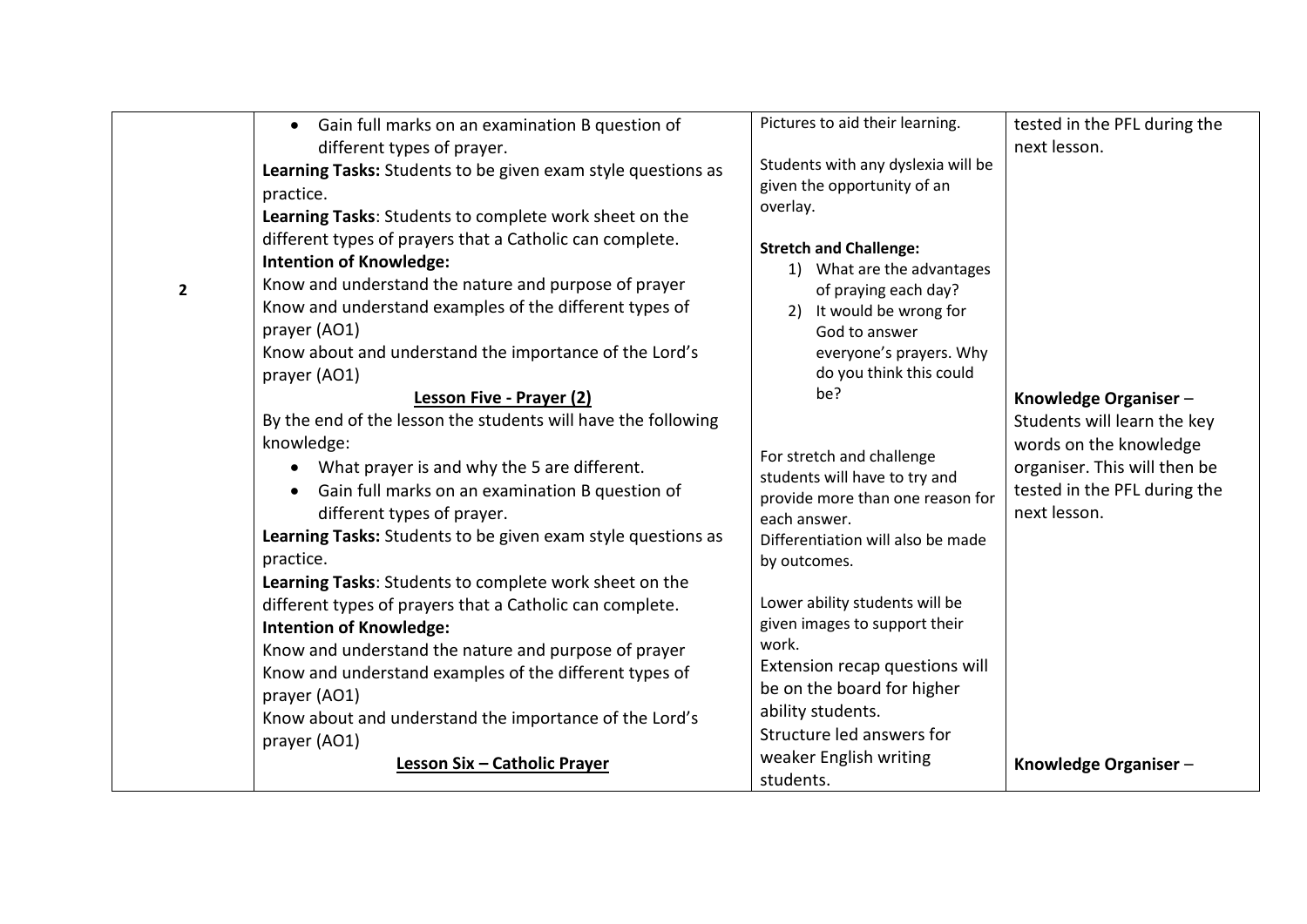| | | | |
|---|---|---|---|
| 2 | • Gain full marks on an examination B question of different types of prayer.<br>**Learning Tasks:** Students to be given exam style questions as practice.<br>**Learning Tasks**: Students to complete work sheet on the different types of prayers that a Catholic can complete.<br>**Intention of Knowledge:**<br>Know and understand the nature and purpose of prayer<br>Know and understand examples of the different types of prayer (AO1)<br>Know about and understand the importance of the Lord's prayer (AO1)<br>**Lesson Five - Prayer (2)**<br>By the end of the lesson the students will have the following knowledge:<br>• What prayer is and why the 5 are different.<br>• Gain full marks on an examination B question of different types of prayer.<br>**Learning Tasks:** Students to be given exam style questions as practice.<br>**Learning Tasks**: Students to complete work sheet on the different types of prayers that a Catholic can complete.<br>**Intention of Knowledge:**<br>Know and understand the nature and purpose of prayer<br>Know and understand examples of the different types of prayer (AO1)<br>Know about and understand the importance of the Lord's prayer (AO1)<br>**Lesson Six – Catholic Prayer** | Pictures to aid their learning.<br><br>Students with any dyslexia will be given the opportunity of an overlay.<br><br>**Stretch and Challenge:**<br>1) What are the advantages of praying each day?<br>2) It would be wrong for God to answer everyone's prayers. Why do you think this could be?<br><br>For stretch and challenge students will have to try and provide more than one reason for each answer.<br>Differentiation will also be made by outcomes.<br><br>Lower ability students will be given images to support their work.<br>Extension recap questions will be on the board for higher ability students.<br>Structure led answers for weaker English writing students. | tested in the PFL during the next lesson.<br><br>**Knowledge Organiser** – Students will learn the key words on the knowledge organiser. This will then be tested in the PFL during the next lesson.<br><br>**Knowledge Organiser** – |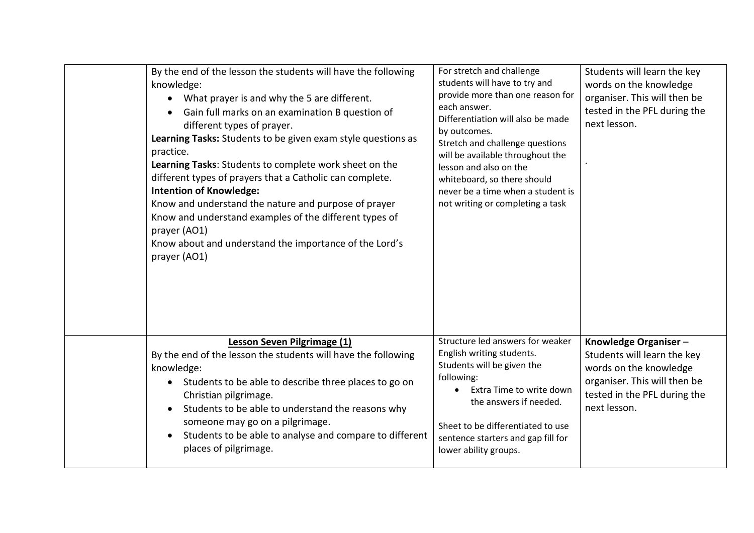|  |  |  |  |
|---|---|---|---|
|  | By the end of the lesson the students will have the following knowledge:<br>• What prayer is and why the 5 are different.<br>• Gain full marks on an examination B question of different types of prayer.<br>**Learning Tasks:** Students to be given exam style questions as practice.<br>**Learning Tasks**: Students to complete work sheet on the different types of prayers that a Catholic can complete.<br>**Intention of Knowledge:**<br>Know and understand the nature and purpose of prayer<br>Know and understand examples of the different types of prayer (AO1)<br>Know about and understand the importance of the Lord's prayer (AO1) | For stretch and challenge students will have to try and provide more than one reason for each answer.<br>Differentiation will also be made by outcomes.<br>Stretch and challenge questions will be available throughout the lesson and also on the whiteboard, so there should never be a time when a student is not writing or completing a task | Students will learn the key words on the knowledge organiser. This will then be tested in the PFL during the next lesson.<br><br>. |
|  | **Lesson Seven Pilgrimage (1)**<br>By the end of the lesson the students will have the following knowledge:<br>• Students to be able to describe three places to go on Christian pilgrimage.<br>• Students to be able to understand the reasons why someone may go on a pilgrimage.<br>• Students to be able to analyse and compare to different places of pilgrimage. | Structure led answers for weaker English writing students.<br>Students will be given the following:<br>• Extra Time to write down the answers if needed.<br><br>Sheet to be differentiated to use sentence starters and gap fill for lower ability groups. | **Knowledge Organiser** – Students will learn the key words on the knowledge organiser. This will then be tested in the PFL during the next lesson. |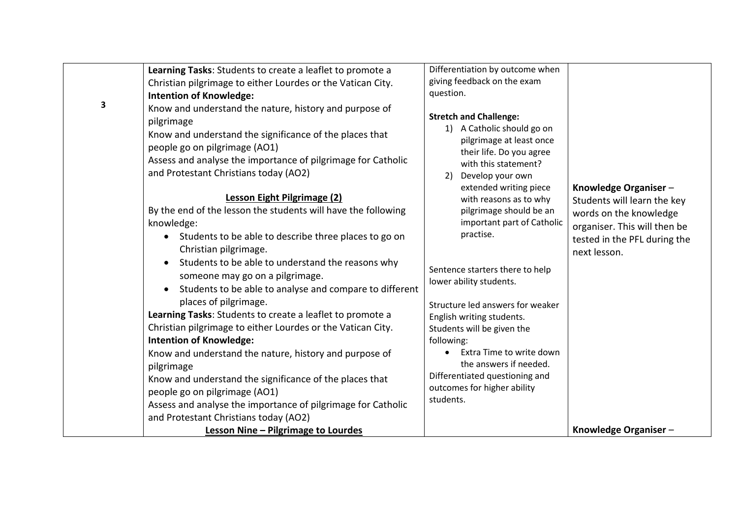| 3 | **Learning Tasks**: Students to create a leaflet to promote a Christian pilgrimage to either Lourdes or the Vatican City.<br>**Intention of Knowledge:**<br>Know and understand the nature, history and purpose of pilgrimage<br>Know and understand the significance of the places that people go on pilgrimage (AO1)<br>Assess and analyse the importance of pilgrimage for Catholic and Protestant Christians today (AO2)<br><br>**Lesson Eight Pilgrimage (2)**<br>By the end of the lesson the students will have the following knowledge:<br>• Students to be able to describe three places to go on Christian pilgrimage.<br>• Students to be able to understand the reasons why someone may go on a pilgrimage.<br>• Students to be able to analyse and compare to different places of pilgrimage.<br>**Learning Tasks**: Students to create a leaflet to promote a Christian pilgrimage to either Lourdes or the Vatican City.<br>**Intention of Knowledge:**<br>Know and understand the nature, history and purpose of pilgrimage<br>Know and understand the significance of the places that people go on pilgrimage (AO1)<br>Assess and analyse the importance of pilgrimage for Catholic and Protestant Christians today (AO2)<br>**Lesson Nine – Pilgrimage to Lourdes** | Differentiation by outcome when giving feedback on the exam question.<br><br>**Stretch and Challenge:**<br>1) A Catholic should go on pilgrimage at least once their life. Do you agree with this statement?<br>2) Develop your own extended writing piece with reasons as to why pilgrimage should be an important part of Catholic practise.<br><br>Sentence starters there to help lower ability students.<br><br>Structure led answers for weaker English writing students.<br>Students will be given the following:<br>• Extra Time to write down the answers if needed.<br>Differentiated questioning and outcomes for higher ability students. | **Knowledge Organiser** – Students will learn the key words on the knowledge organiser. This will then be tested in the PFL during the next lesson.<br><br>**Knowledge Organiser** – |
|---|---|---|---|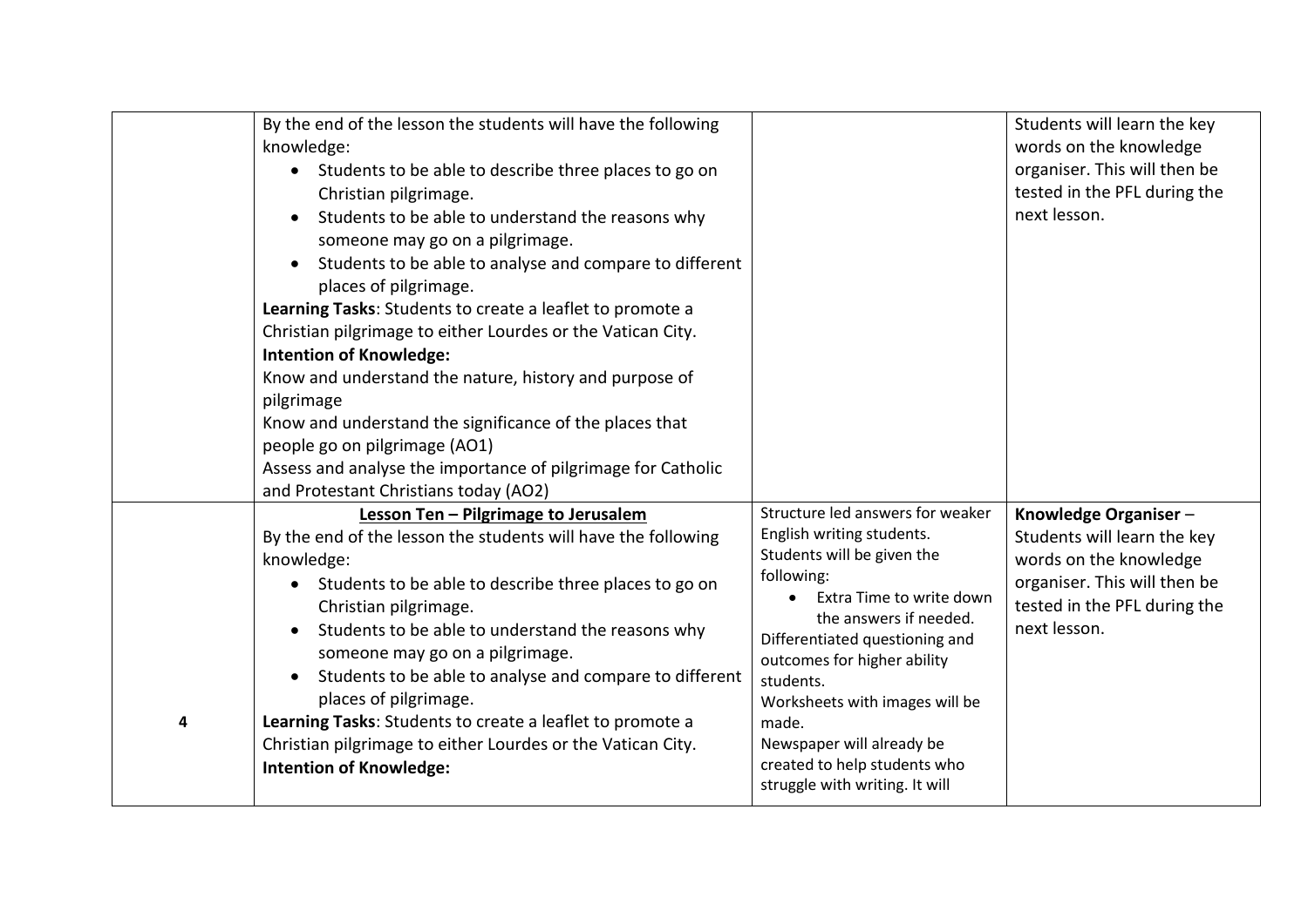| | | | |
|---|---|---|---|
| | By the end of the lesson the students will have the following knowledge:<br>• Students to be able to describe three places to go on Christian pilgrimage.<br>• Students to be able to understand the reasons why someone may go on a pilgrimage.<br>• Students to be able to analyse and compare to different places of pilgrimage.<br>**Learning Tasks**: Students to create a leaflet to promote a Christian pilgrimage to either Lourdes or the Vatican City.<br>**Intention of Knowledge:**<br>Know and understand the nature, history and purpose of pilgrimage<br>Know and understand the significance of the places that people go on pilgrimage (AO1)<br>Assess and analyse the importance of pilgrimage for Catholic and Protestant Christians today (AO2) | | Students will learn the key words on the knowledge organiser. This will then be tested in the PFL during the next lesson. |
| 4 | **Lesson Ten – Pilgrimage to Jerusalem**<br>By the end of the lesson the students will have the following knowledge:<br>• Students to be able to describe three places to go on Christian pilgrimage.<br>• Students to be able to understand the reasons why someone may go on a pilgrimage.<br>• Students to be able to analyse and compare to different places of pilgrimage.<br>**Learning Tasks**: Students to create a leaflet to promote a Christian pilgrimage to either Lourdes or the Vatican City.<br>**Intention of Knowledge:** | Structure led answers for weaker English writing students.<br>Students will be given the following:<br>• Extra Time to write down the answers if needed.<br>Differentiated questioning and outcomes for higher ability students.<br>Worksheets with images will be made.<br>Newspaper will already be created to help students who struggle with writing. It will | **Knowledge Organiser** – Students will learn the key words on the knowledge organiser. This will then be tested in the PFL during the next lesson. |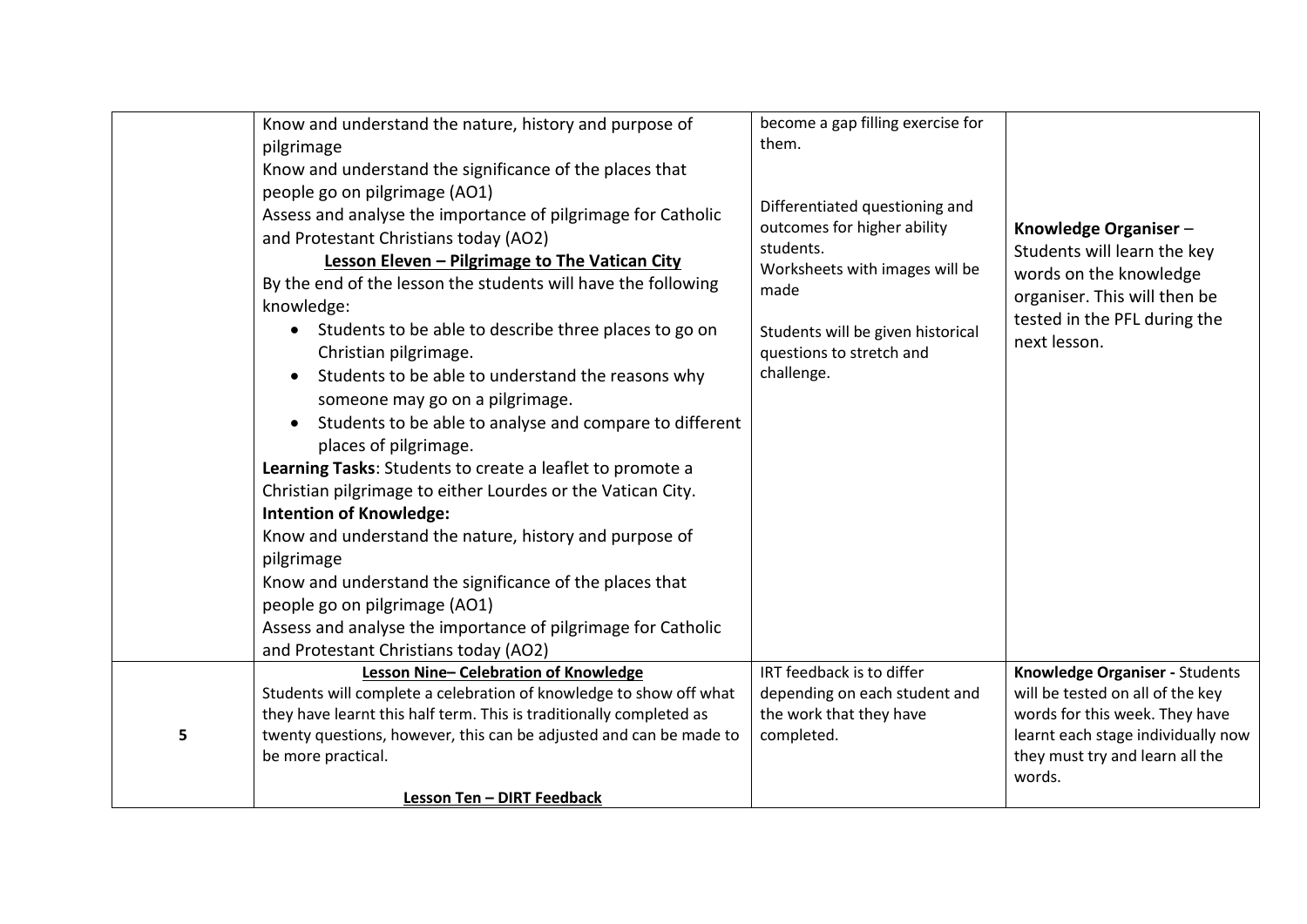| | | | |
|---|---|---|---|
| | Know and understand the nature, history and purpose of pilgrimage<br>Know and understand the significance of the places that people go on pilgrimage (AO1)<br>Assess and analyse the importance of pilgrimage for Catholic and Protestant Christians today (AO2)<br>**Lesson Eleven – Pilgrimage to The Vatican City**<br>By the end of the lesson the students will have the following knowledge:<br>• Students to be able to describe three places to go on Christian pilgrimage.<br>• Students to be able to understand the reasons why someone may go on a pilgrimage.<br>• Students to be able to analyse and compare to different places of pilgrimage.<br>**Learning Tasks**: Students to create a leaflet to promote a Christian pilgrimage to either Lourdes or the Vatican City.<br>**Intention of Knowledge:**<br>Know and understand the nature, history and purpose of pilgrimage<br>Know and understand the significance of the places that people go on pilgrimage (AO1)<br>Assess and analyse the importance of pilgrimage for Catholic and Protestant Christians today (AO2) | become a gap filling exercise for them.<br><br>Differentiated questioning and outcomes for higher ability students.<br>Worksheets with images will be made<br><br>Students will be given historical questions to stretch and challenge. | **Knowledge Organiser** – Students will learn the key words on the knowledge organiser. This will then be tested in the PFL during the next lesson. |
| 5 | **Lesson Nine– Celebration of Knowledge**<br>Students will complete a celebration of knowledge to show off what they have learnt this half term. This is traditionally completed as twenty questions, however, this can be adjusted and can be made to be more practical.<br><br>**Lesson Ten – DIRT Feedback** | IRT feedback is to differ depending on each student and the work that they have completed. | **Knowledge Organiser -** Students will be tested on all of the key words for this week. They have learnt each stage individually now they must try and learn all the words. |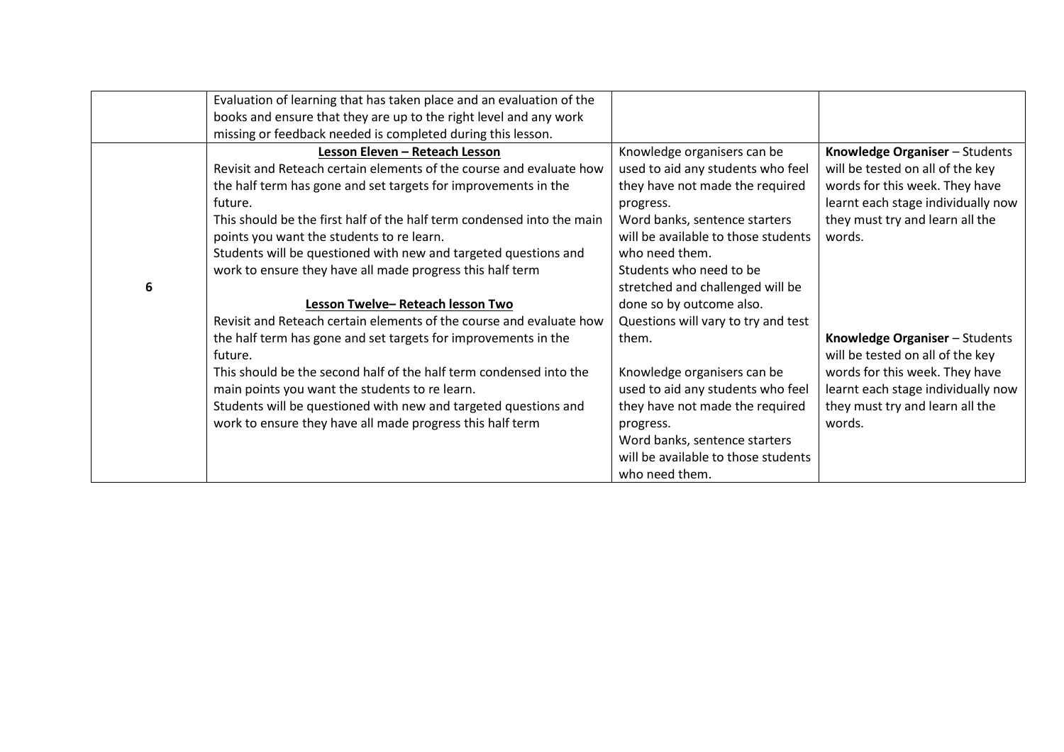| | | | |
|---|---|---|---|
| | Evaluation of learning that has taken place and an evaluation of the books and ensure that they are up to the right level and any work missing or feedback needed is completed during this lesson. | | |
| 6 | **Lesson Eleven – Reteach Lesson**<br>Revisit and Reteach certain elements of the course and evaluate how the half term has gone and set targets for improvements in the future.<br>This should be the first half of the half term condensed into the main points you want the students to re learn.<br>Students will be questioned with new and targeted questions and work to ensure they have all made progress this half term<br><br>**Lesson Twelve– Reteach lesson Two**<br>Revisit and Reteach certain elements of the course and evaluate how the half term has gone and set targets for improvements in the future.<br>This should be the second half of the half term condensed into the main points you want the students to re learn.<br>Students will be questioned with new and targeted questions and work to ensure they have all made progress this half term | Knowledge organisers can be used to aid any students who feel they have not made the required progress.<br>Word banks, sentence starters will be available to those students who need them.<br>Students who need to be stretched and challenged will be done so by outcome also.<br>Questions will vary to try and test them.<br><br>Knowledge organisers can be used to aid any students who feel they have not made the required progress.<br>Word banks, sentence starters will be available to those students who need them. | **Knowledge Organiser** – Students will be tested on all of the key words for this week. They have learnt each stage individually now they must try and learn all the words.<br><br>**Knowledge Organiser** – Students will be tested on all of the key words for this week. They have learnt each stage individually now they must try and learn all the words. |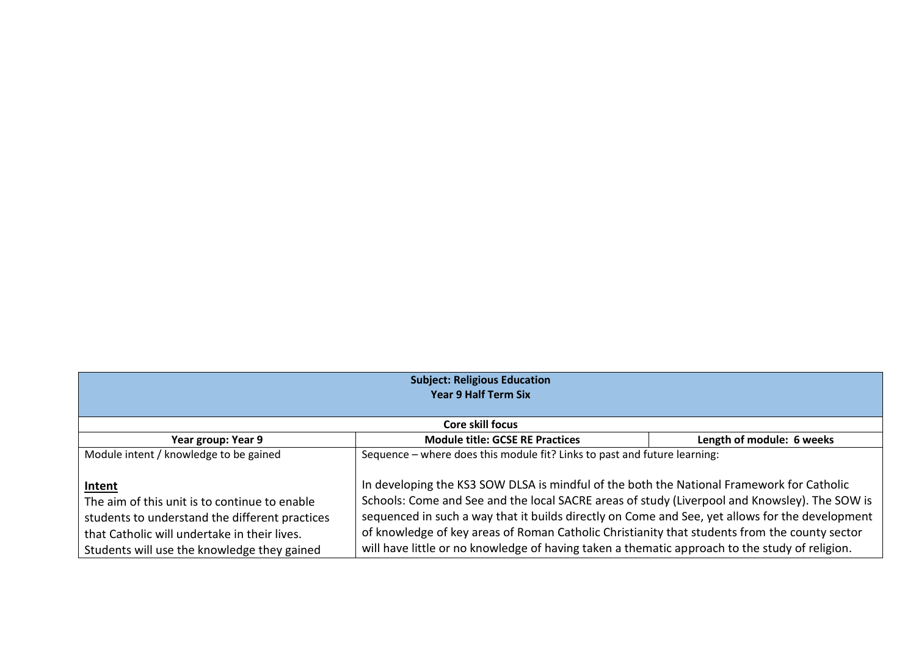| Subject: Religious Education<br>Year 9 Half Term Six | | |
|---|---|---|
| **Core skill focus** | | |
| **Year group: Year 9** | **Module title: GCSE RE Practices** | **Length of module: 6 weeks** |
| Module intent / knowledge to be gained<br><br>**Intent**<br>The aim of this unit is to continue to enable students to understand the different practices that Catholic will undertake in their lives. Students will use the knowledge they gained | Sequence – where does this module fit? Links to past and future learning:<br><br>In developing the KS3 SOW DLSA is mindful of the both the National Framework for Catholic Schools: Come and See and the local SACRE areas of study (Liverpool and Knowsley). The SOW is sequenced in such a way that it builds directly on Come and See, yet allows for the development of knowledge of key areas of Roman Catholic Christianity that students from the county sector will have little or no knowledge of having taken a thematic approach to the study of religion. | |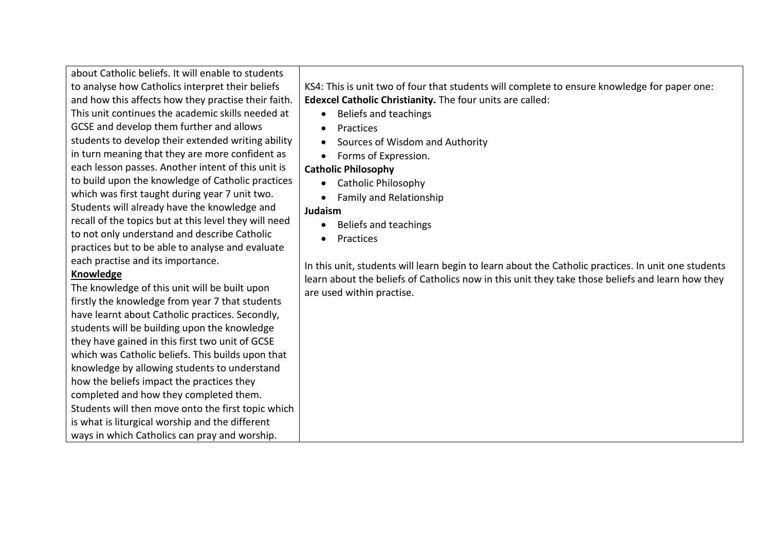| | |
|---|---|
| about Catholic beliefs. It will enable to students to analyse how Catholics interpret their beliefs and how this affects how they practise their faith. This unit continues the academic skills needed at GCSE and develop them further and allows students to develop their extended writing ability in turn meaning that they are more confident as each lesson passes. Another intent of this unit is to build upon the knowledge of Catholic practices which was first taught during year 7 unit two. Students will already have the knowledge and recall of the topics but at this level they will need to not only understand and describe Catholic practices but to be able to analyse and evaluate each practise and its importance.<br>**Knowledge**<br>The knowledge of this unit will be built upon firstly the knowledge from year 7 that students have learnt about Catholic practices. Secondly, students will be building upon the knowledge they have gained in this first two unit of GCSE which was Catholic beliefs. This builds upon that knowledge by allowing students to understand how the beliefs impact the practices they completed and how they completed them. Students will then move onto the first topic which is what is liturgical worship and the different ways in which Catholics can pray and worship. | KS4: This is unit two of four that students will complete to ensure knowledge for paper one: **Edexcel Catholic Christianity.** The four units are called:<br>• Beliefs and teachings<br>• Practices<br>• Sources of Wisdom and Authority<br>• Forms of Expression.<br>**Catholic Philosophy**<br>• Catholic Philosophy<br>• Family and Relationship<br>**Judaism**<br>• Beliefs and teachings<br>• Practices<br><br>In this unit, students will learn begin to learn about the Catholic practices. In unit one students learn about the beliefs of Catholics now in this unit they take those beliefs and learn how they are used within practise. |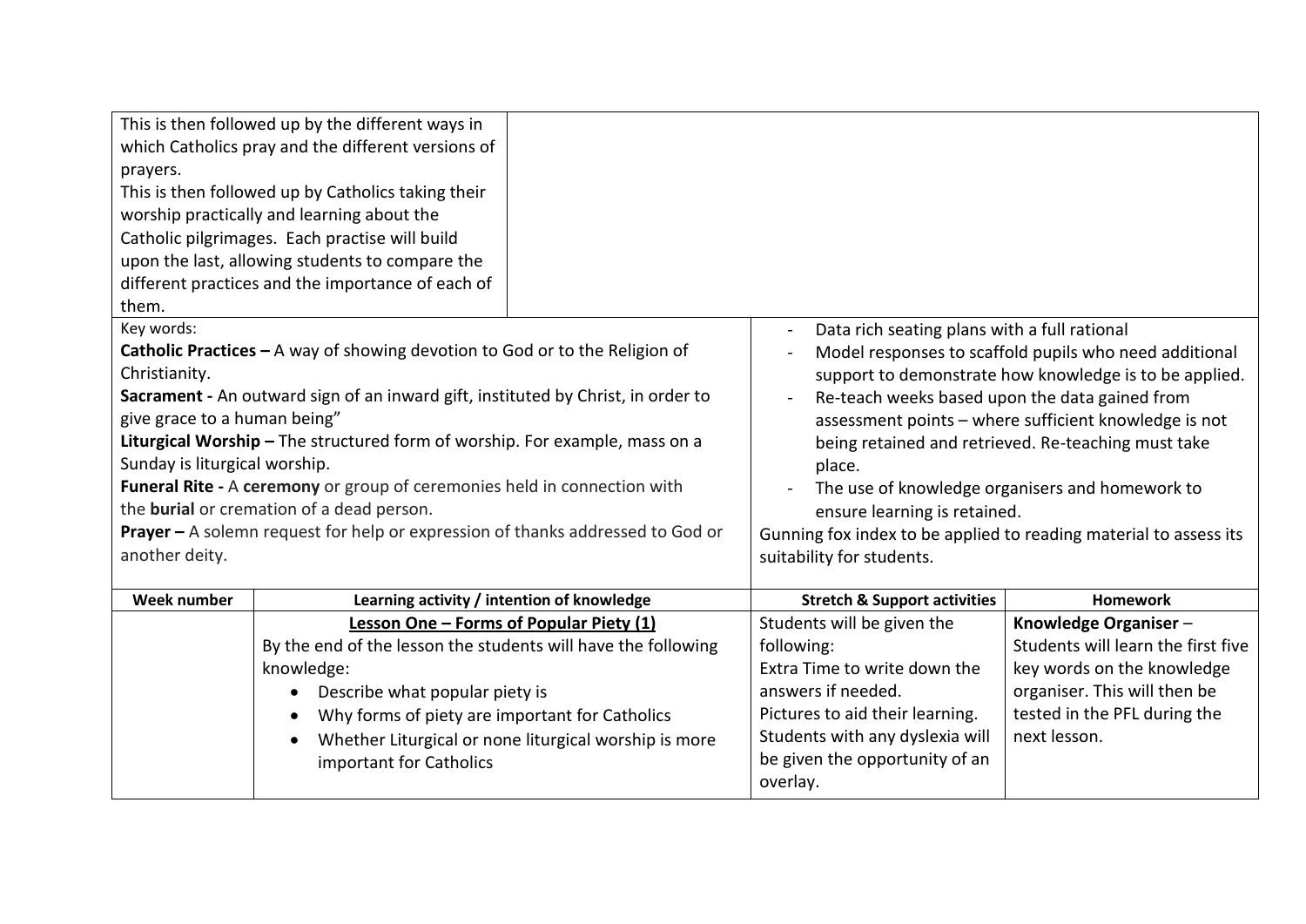| | | | |
|---|---|---|---|
| This is then followed up by the different ways in which Catholics pray and the different versions of prayers.<br>This is then followed up by Catholics taking their worship practically and learning about the Catholic pilgrimages. Each practise will build upon the last, allowing students to compare the different practices and the importance of each of them. | | | |
| Key words:<br>**Catholic Practices –** A way of showing devotion to God or to the Religion of Christianity.<br>**Sacrament -** An outward sign of an inward gift, instituted by Christ, in order to give grace to a human being"<br>**Liturgical Worship –** The structured form of worship. For example, mass on a Sunday is liturgical worship.<br>**Funeral Rite -** A **ceremony** or group of ceremonies held in connection with the **burial** or cremation of a dead person.<br>**Prayer –** A solemn request for help or expression of thanks addressed to God or another deity. | | - Data rich seating plans with a full rational<br>- Model responses to scaffold pupils who need additional support to demonstrate how knowledge is to be applied.<br>- Re-teach weeks based upon the data gained from assessment points – where sufficient knowledge is not being retained and retrieved. Re-teaching must take place.<br>- The use of knowledge organisers and homework to ensure learning is retained.<br>Gunning fox index to be applied to reading material to assess its suitability for students. | |
| **Week number** | **Learning activity / intention of knowledge** | **Stretch & Support activities** | **Homework** |
| | **Lesson One – Forms of Popular Piety (1)**<br>By the end of the lesson the students will have the following knowledge:<br>• Describe what popular piety is<br>• Why forms of piety are important for Catholics<br>• Whether Liturgical or none liturgical worship is more important for Catholics | Students will be given the following:<br>Extra Time to write down the answers if needed.<br>Pictures to aid their learning.<br>Students with any dyslexia will be given the opportunity of an overlay. | **Knowledge Organiser** – Students will learn the first five key words on the knowledge organiser. This will then be tested in the PFL during the next lesson. |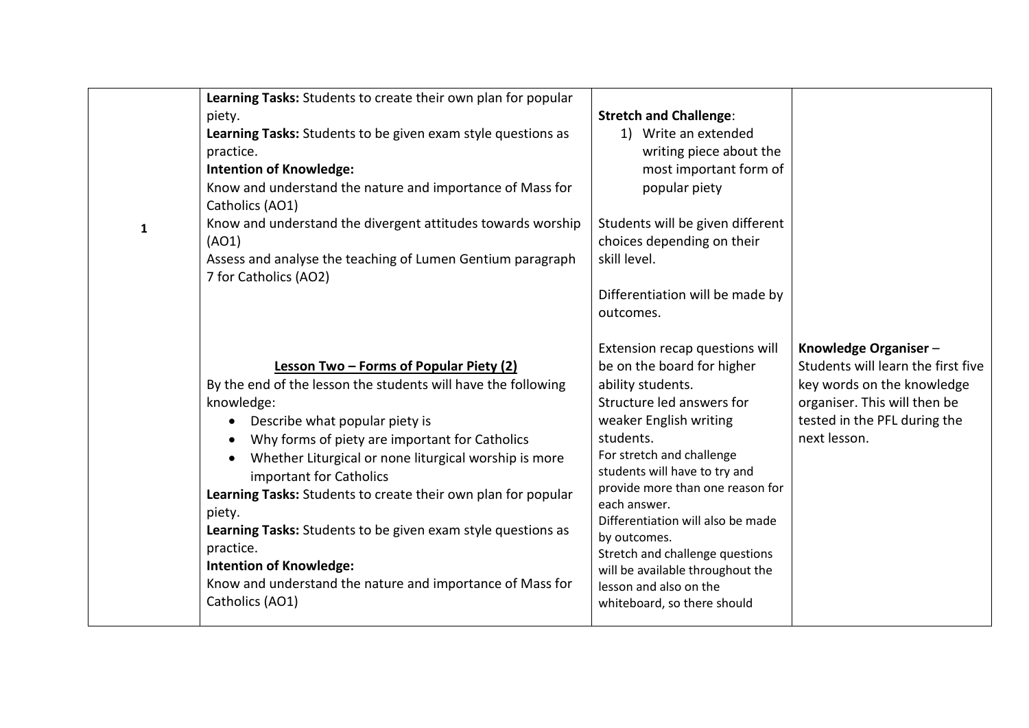| | | | |
|---|---|---|---|
| 1 | **Learning Tasks:** Students to create their own plan for popular piety.<br>**Learning Tasks:** Students to be given exam style questions as practice.<br>**Intention of Knowledge:**<br>Know and understand the nature and importance of Mass for Catholics (AO1)<br>Know and understand the divergent attitudes towards worship (AO1)<br>Assess and analyse the teaching of Lumen Gentium paragraph 7 for Catholics (AO2)<br><br>**<u>Lesson Two – Forms of Popular Piety (2)</u>**<br>By the end of the lesson the students will have the following knowledge:<br>• Describe what popular piety is<br>• Why forms of piety are important for Catholics<br>• Whether Liturgical or none liturgical worship is more important for Catholics<br>**Learning Tasks:** Students to create their own plan for popular piety.<br>**Learning Tasks:** Students to be given exam style questions as practice.<br>**Intention of Knowledge:**<br>Know and understand the nature and importance of Mass for Catholics (AO1) | **Stretch and Challenge**:<br>1) Write an extended writing piece about the most important form of popular piety<br><br>Students will be given different choices depending on their skill level.<br><br>Differentiation will be made by outcomes.<br><br>Extension recap questions will be on the board for higher ability students.<br>Structure led answers for weaker English writing students.<br>For stretch and challenge students will have to try and provide more than one reason for each answer.<br>Differentiation will also be made by outcomes.<br>Stretch and challenge questions will be available throughout the lesson and also on the whiteboard, so there should | **Knowledge Organiser** – Students will learn the first five key words on the knowledge organiser. This will then be tested in the PFL during the next lesson. |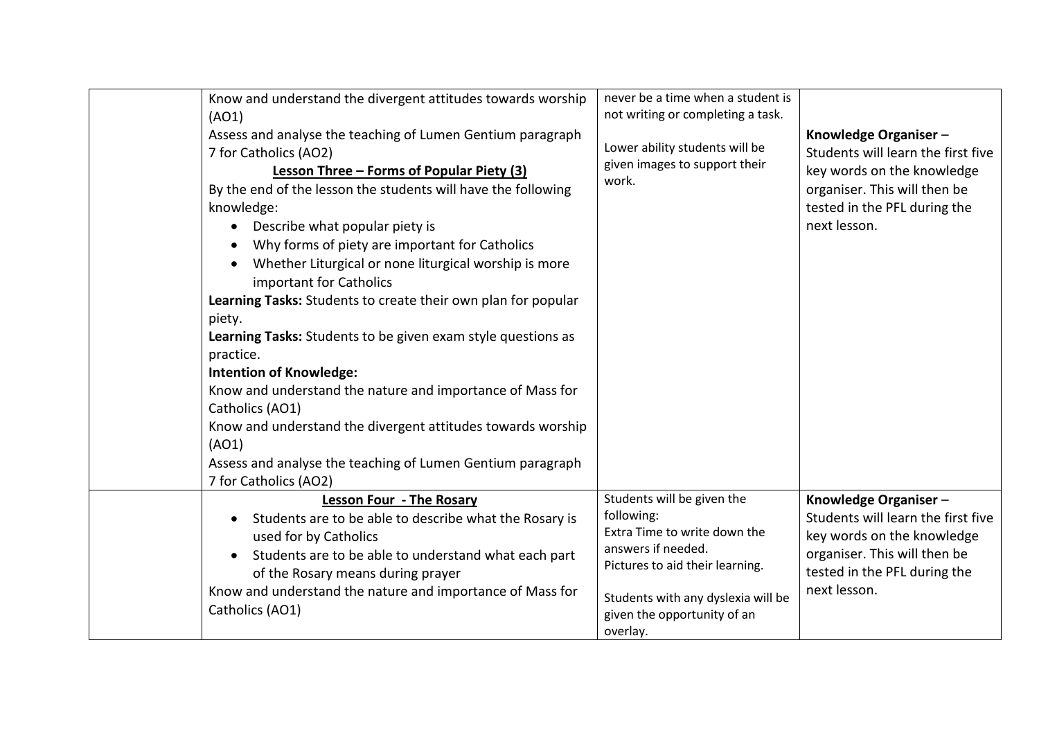| | | | |
|---|---|---|---|
| | Know and understand the divergent attitudes towards worship (AO1)<br>Assess and analyse the teaching of Lumen Gentium paragraph 7 for Catholics (AO2)<br>**Lesson Three – Forms of Popular Piety (3)**<br>By the end of the lesson the students will have the following knowledge:<br>• Describe what popular piety is<br>• Why forms of piety are important for Catholics<br>• Whether Liturgical or none liturgical worship is more important for Catholics<br>**Learning Tasks:** Students to create their own plan for popular piety.<br>**Learning Tasks:** Students to be given exam style questions as practice.<br>**Intention of Knowledge:**<br>Know and understand the nature and importance of Mass for Catholics (AO1)<br>Know and understand the divergent attitudes towards worship (AO1)<br>Assess and analyse the teaching of Lumen Gentium paragraph 7 for Catholics (AO2) | never be a time when a student is not writing or completing a task.<br><br>Lower ability students will be given images to support their work. | **Knowledge Organiser** – Students will learn the first five key words on the knowledge organiser. This will then be tested in the PFL during the next lesson. |
| | **Lesson Four - The Rosary**<br>• Students are to be able to describe what the Rosary is used for by Catholics<br>• Students are to be able to understand what each part of the Rosary means during prayer<br>Know and understand the nature and importance of Mass for Catholics (AO1) | Students will be given the following:<br>Extra Time to write down the answers if needed.<br>Pictures to aid their learning.<br><br>Students with any dyslexia will be given the opportunity of an overlay. | **Knowledge Organiser** – Students will learn the first five key words on the knowledge organiser. This will then be tested in the PFL during the next lesson. |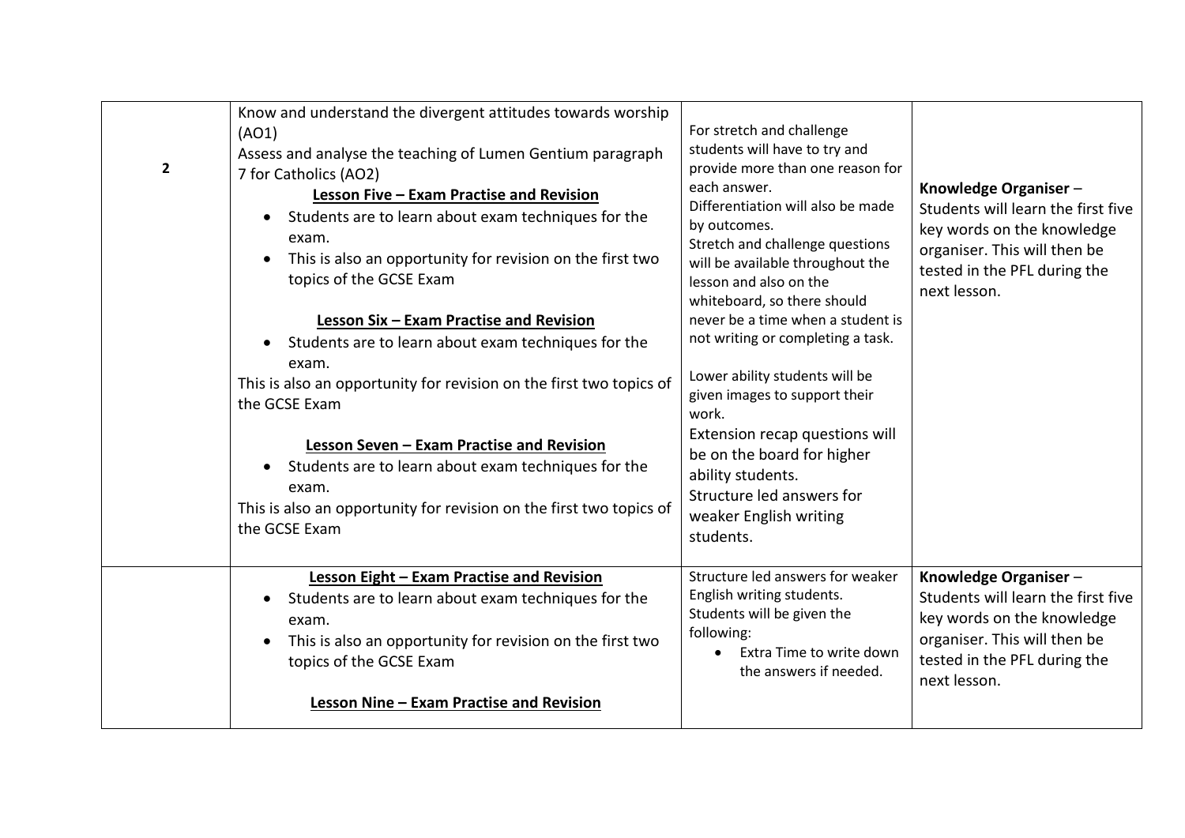| | | | |
|---|---|---|---|
| **2** | Know and understand the divergent attitudes towards worship (AO1)<br>Assess and analyse the teaching of Lumen Gentium paragraph 7 for Catholics (AO2)<br>**<u>Lesson Five – Exam Practise and Revision</u>**<br>• Students are to learn about exam techniques for the exam.<br>• This is also an opportunity for revision on the first two topics of the GCSE Exam<br><br>**<u>Lesson Six – Exam Practise and Revision</u>**<br>• Students are to learn about exam techniques for the exam.<br>This is also an opportunity for revision on the first two topics of the GCSE Exam<br><br>**<u>Lesson Seven – Exam Practise and Revision</u>**<br>• Students are to learn about exam techniques for the exam.<br>This is also an opportunity for revision on the first two topics of the GCSE Exam | For stretch and challenge students will have to try and provide more than one reason for each answer.<br>Differentiation will also be made by outcomes.<br>Stretch and challenge questions will be available throughout the lesson and also on the whiteboard, so there should never be a time when a student is not writing or completing a task.<br><br>Lower ability students will be given images to support their work.<br>Extension recap questions will be on the board for higher ability students.<br>Structure led answers for weaker English writing students. | **Knowledge Organiser** – Students will learn the first five key words on the knowledge organiser. This will then be tested in the PFL during the next lesson. |
| | **<u>Lesson Eight – Exam Practise and Revision</u>**<br>• Students are to learn about exam techniques for the exam.<br>• This is also an opportunity for revision on the first two topics of the GCSE Exam<br><br>**<u>Lesson Nine – Exam Practise and Revision</u>** | Structure led answers for weaker English writing students.<br>Students will be given the following:<br>• Extra Time to write down the answers if needed. | **Knowledge Organiser** – Students will learn the first five key words on the knowledge organiser. This will then be tested in the PFL during the next lesson. |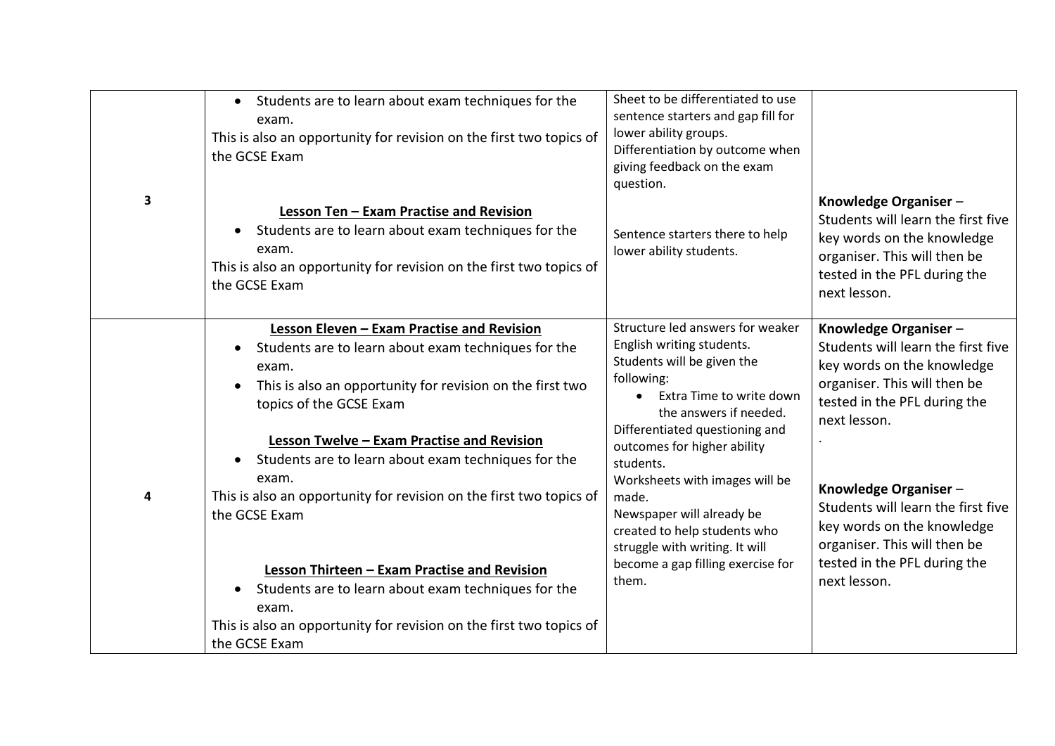| | | | |
|---|---|---|---|
| 3 | • Students are to learn about exam techniques for the exam.<br>This is also an opportunity for revision on the first two topics of the GCSE Exam<br><br>**Lesson Ten – Exam Practise and Revision**<br>• Students are to learn about exam techniques for the exam.<br>This is also an opportunity for revision on the first two topics of the GCSE Exam | Sheet to be differentiated to use sentence starters and gap fill for lower ability groups.<br>Differentiation by outcome when giving feedback on the exam question.<br><br>Sentence starters there to help lower ability students. | **Knowledge Organiser** – Students will learn the first five key words on the knowledge organiser. This will then be tested in the PFL during the next lesson. |
| 4 | **Lesson Eleven – Exam Practise and Revision**<br>• Students are to learn about exam techniques for the exam.<br>• This is also an opportunity for revision on the first two topics of the GCSE Exam<br><br>**Lesson Twelve – Exam Practise and Revision**<br>• Students are to learn about exam techniques for the exam.<br>This is also an opportunity for revision on the first two topics of the GCSE Exam<br><br>**Lesson Thirteen – Exam Practise and Revision**<br>• Students are to learn about exam techniques for the exam.<br>This is also an opportunity for revision on the first two topics of the GCSE Exam | Structure led answers for weaker English writing students.<br>Students will be given the following:<br>• Extra Time to write down the answers if needed.<br>Differentiated questioning and outcomes for higher ability students.<br>Worksheets with images will be made.<br>Newspaper will already be created to help students who struggle with writing. It will become a gap filling exercise for them. | **Knowledge Organiser** – Students will learn the first five key words on the knowledge organiser. This will then be tested in the PFL during the next lesson.<br>.<br><br>**Knowledge Organiser** – Students will learn the first five key words on the knowledge organiser. This will then be tested in the PFL during the next lesson. |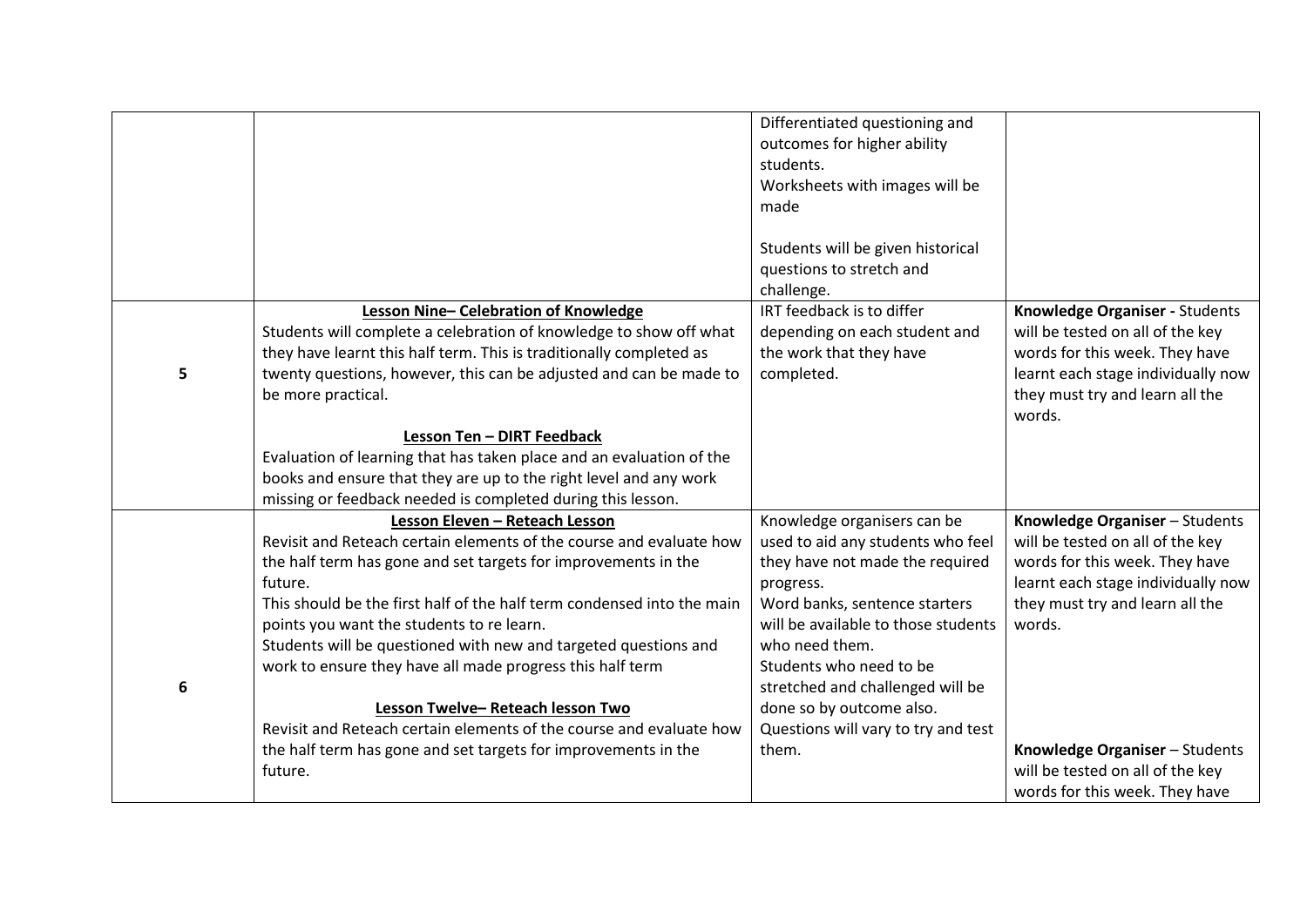| | | | |
|---|---|---|---|
| | | Differentiated questioning and outcomes for higher ability students.<br>Worksheets with images will be made<br><br>Students will be given historical questions to stretch and challenge. | |
| 5 | **Lesson Nine– Celebration of Knowledge**<br>Students will complete a celebration of knowledge to show off what they have learnt this half term. This is traditionally completed as twenty questions, however, this can be adjusted and can be made to be more practical.<br><br>**Lesson Ten – DIRT Feedback**<br>Evaluation of learning that has taken place and an evaluation of the books and ensure that they are up to the right level and any work missing or feedback needed is completed during this lesson. | IRT feedback is to differ depending on each student and the work that they have completed. | **Knowledge Organiser -** Students will be tested on all of the key words for this week. They have learnt each stage individually now they must try and learn all the words. |
| 6 | **Lesson Eleven – Reteach Lesson**<br>Revisit and Reteach certain elements of the course and evaluate how the half term has gone and set targets for improvements in the future.<br>This should be the first half of the half term condensed into the main points you want the students to re learn.<br>Students will be questioned with new and targeted questions and work to ensure they have all made progress this half term<br><br>**Lesson Twelve– Reteach lesson Two**<br>Revisit and Reteach certain elements of the course and evaluate how the half term has gone and set targets for improvements in the future. | Knowledge organisers can be used to aid any students who feel they have not made the required progress.<br>Word banks, sentence starters will be available to those students who need them.<br>Students who need to be stretched and challenged will be done so by outcome also.<br>Questions will vary to try and test them. | **Knowledge Organiser** – Students will be tested on all of the key words for this week. They have learnt each stage individually now they must try and learn all the words.<br><br>**Knowledge Organiser** – Students will be tested on all of the key words for this week. They have |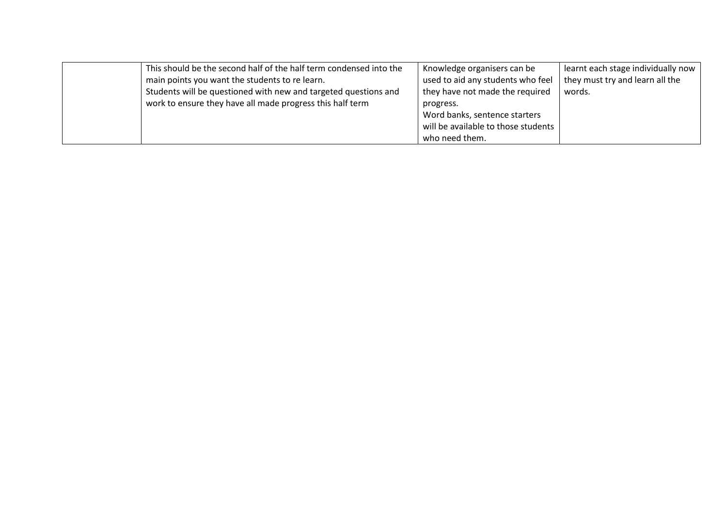| | | | |
|---|---|---|---|
| | This should be the second half of the half term condensed into the main points you want the students to re learn.<br>Students will be questioned with new and targeted questions and work to ensure they have all made progress this half term | Knowledge organisers can be used to aid any students who feel they have not made the required progress.<br>Word banks, sentence starters will be available to those students who need them. | learnt each stage individually now they must try and learn all the words. |